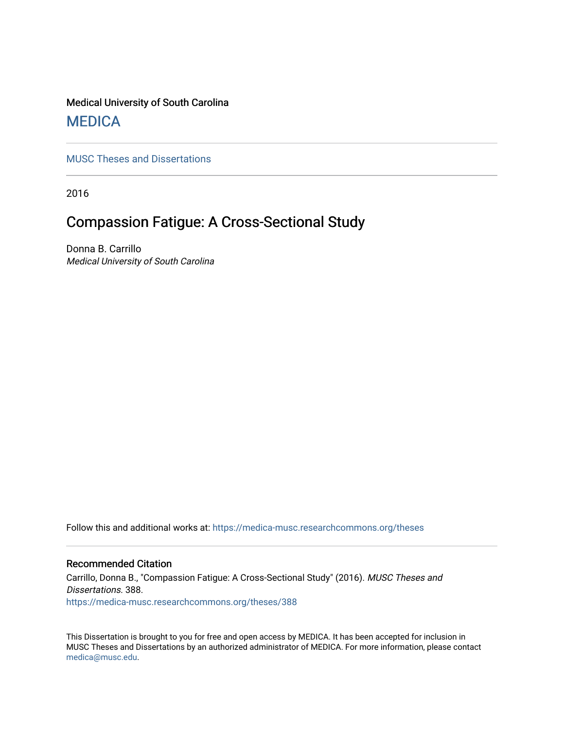Medical University of South Carolina

MEDICA

MUSC Theses and Dissertations

---

2016

# Compassion Fatigue: A Cross-Sectional Study

Donna B. Carrillo
*Medical University of South Carolina*

Follow this and additional works at: https://medica-musc.researchcommons.org/theses

## Recommended Citation

Carrillo, Donna B., "Compassion Fatigue: A Cross-Sectional Study" (2016). *MUSC Theses and Dissertations*. 388.
https://medica-musc.researchcommons.org/theses/388

This Dissertation is brought to you for free and open access by MEDICA. It has been accepted for inclusion in MUSC Theses and Dissertations by an authorized administrator of MEDICA. For more information, please contact medica@musc.edu.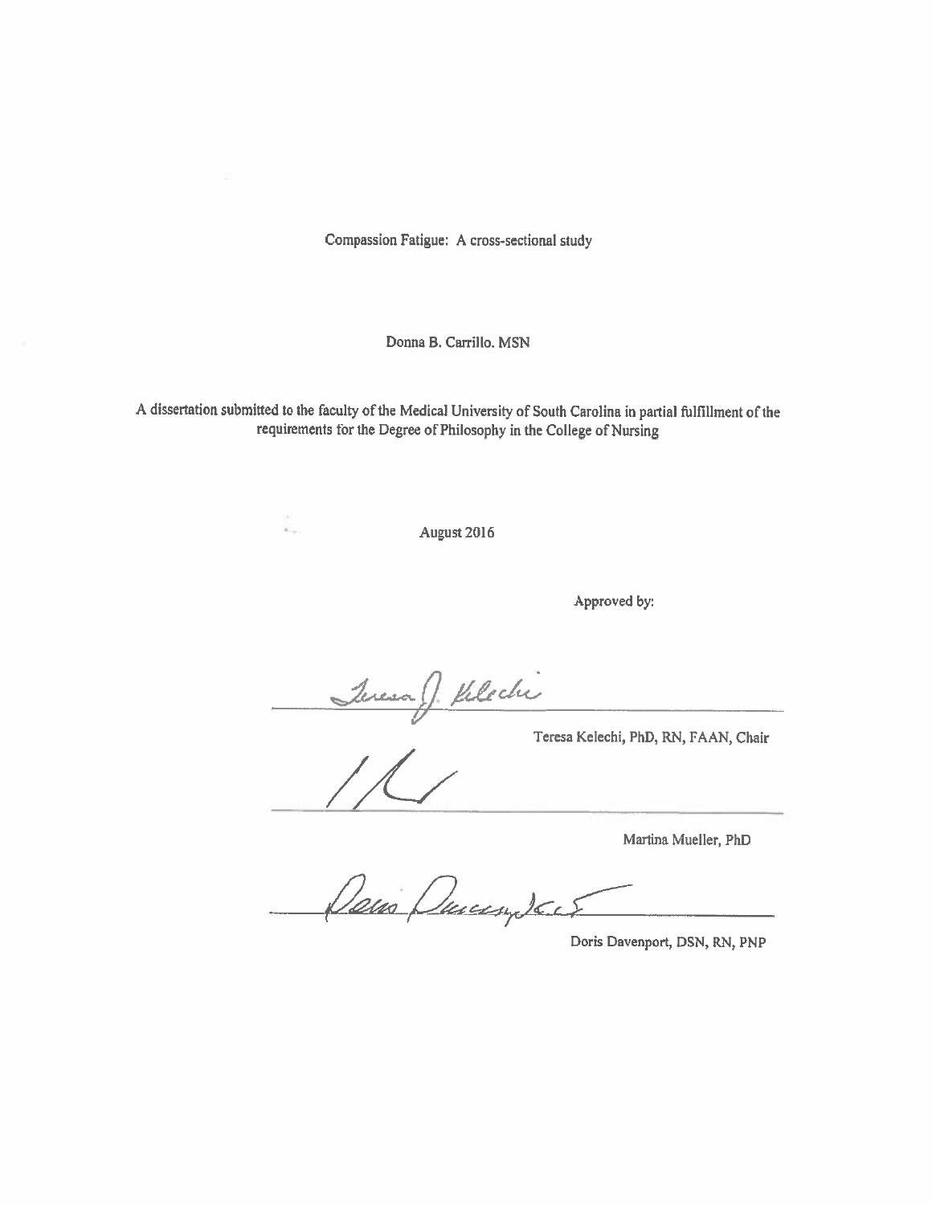Compassion Fatigue: A cross-sectional study

Donna B. Carrillo. MSN

A dissertation submitted to the faculty of the Medical University of South Carolina in partial fulfillment of the requirements for the Degree of Philosophy in the College of Nursing

August 2016

Approved by:

Teresa Kelechi, PhD, RN, FAAN, Chair

Martina Mueller, PhD

Doris Davenport, DSN, RN, PNP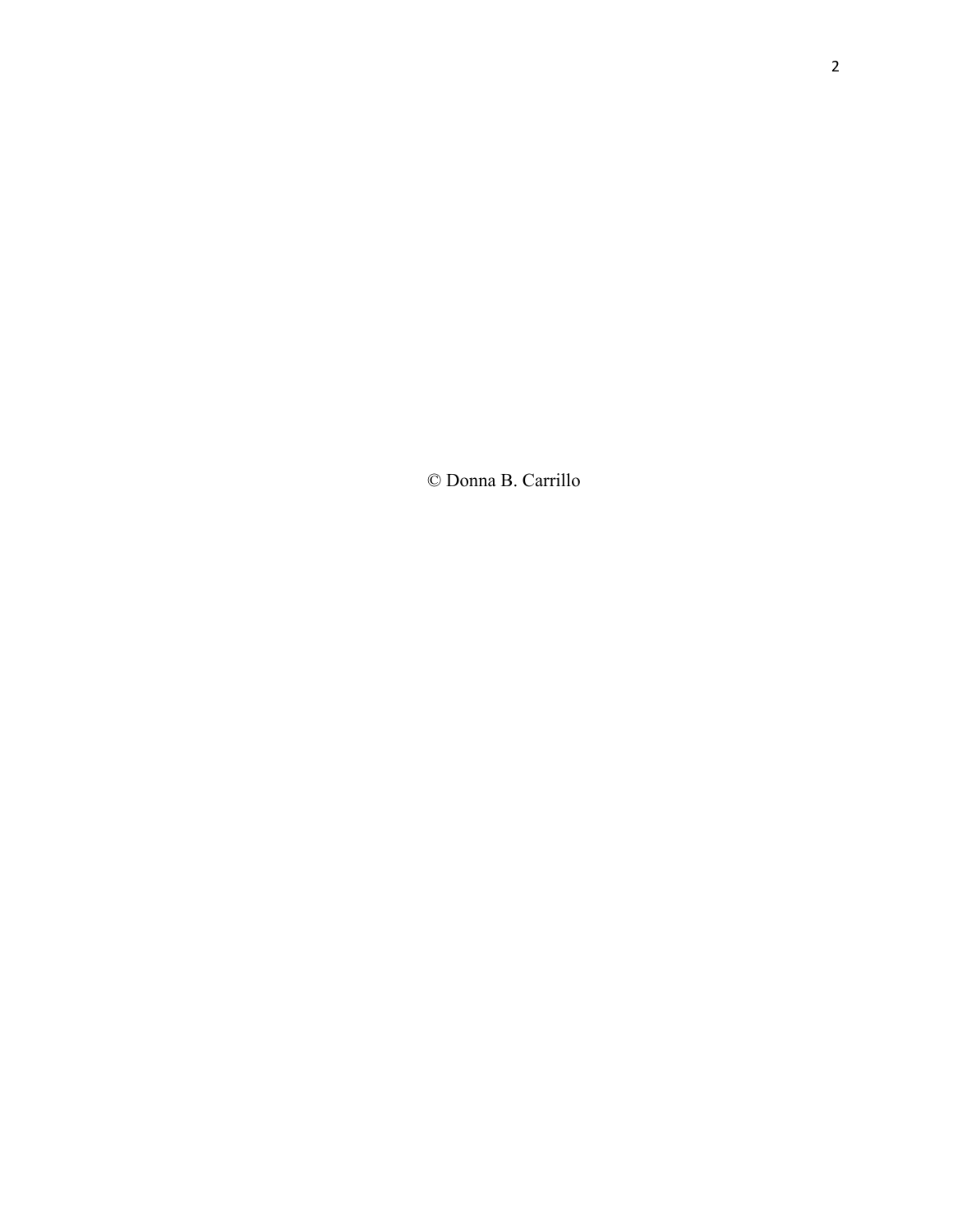© Donna B. Carrillo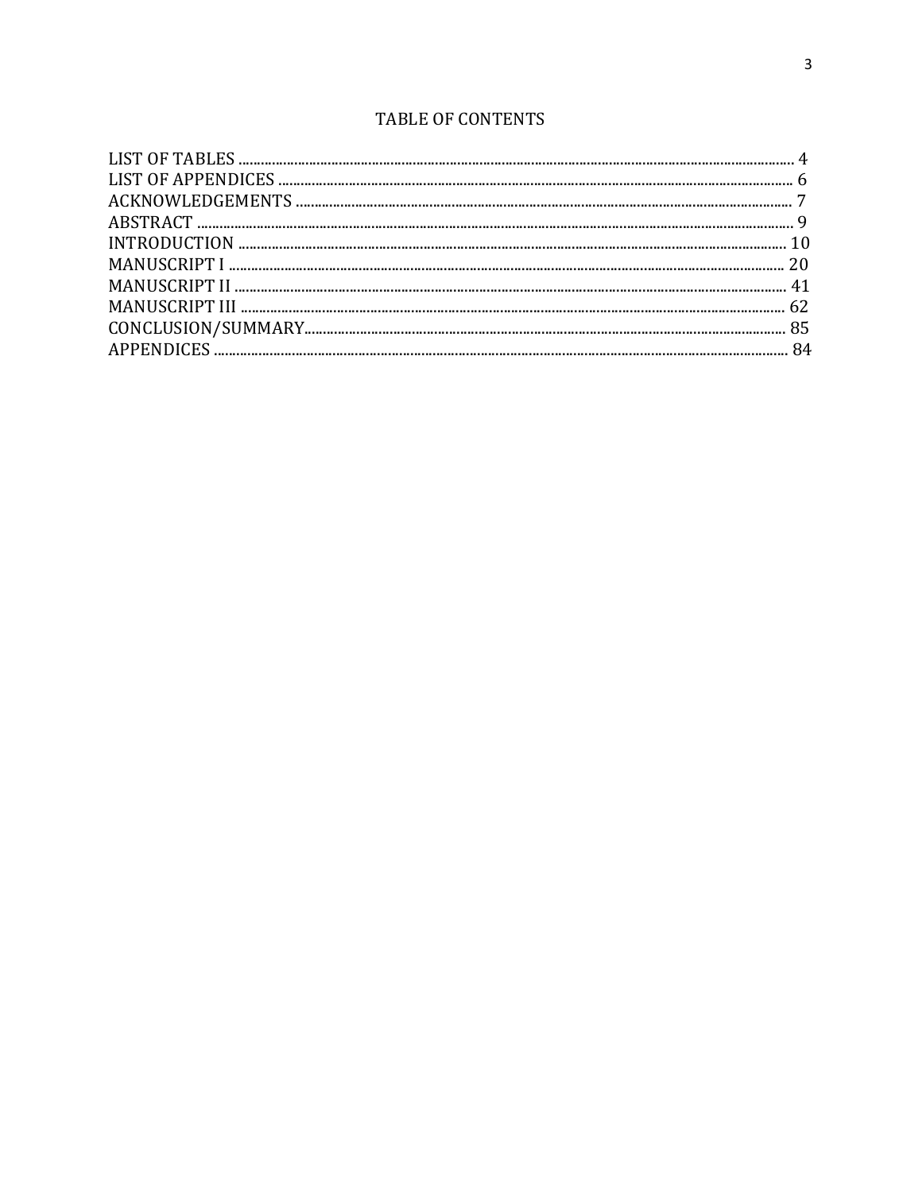# TABLE OF CONTENTS

LIST OF TABLES ........................................................................................................................................ 4
LIST OF APPENDICES ................................................................................................................................ 6
ACKNOWLEDGEMENTS ............................................................................................................................ 7
ABSTRACT .................................................................................................................................................. 9
INTRODUCTION ........................................................................................................................................ 10
MANUSCRIPT I .......................................................................................................................................... 20
MANUSCRIPT II ........................................................................................................................................ 41
MANUSCRIPT III ....................................................................................................................................... 62
CONCLUSION/SUMMARY......................................................................................................................... 85
APPENDICES ............................................................................................................................................. 84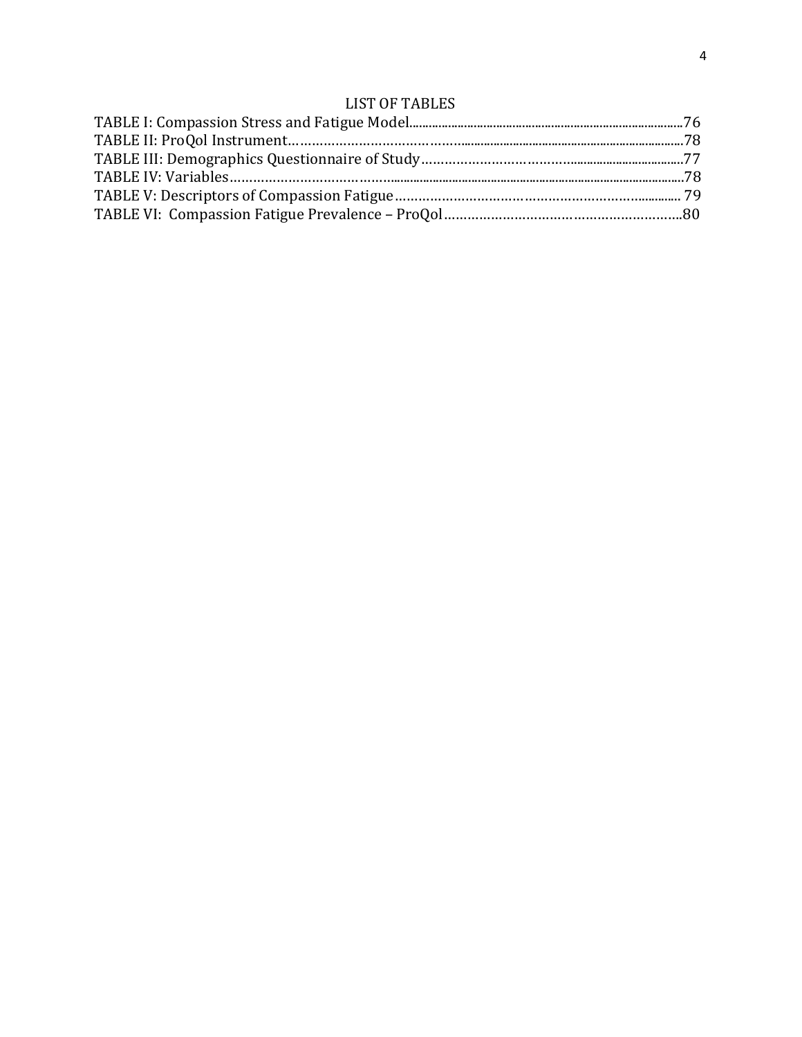# LIST OF TABLES

TABLE I: Compassion Stress and Fatigue Model........................................................................................76
TABLE II: ProQol Instrument..........................................................................................................................78
TABLE III: Demographics Questionnaire of Study......................................................................................77
TABLE IV: Variables...........................................................................................................................................78
TABLE V: Descriptors of Compassion Fatigue............................................................................................ 79
TABLE VI: Compassion Fatigue Prevalence – ProQol...............................................................................80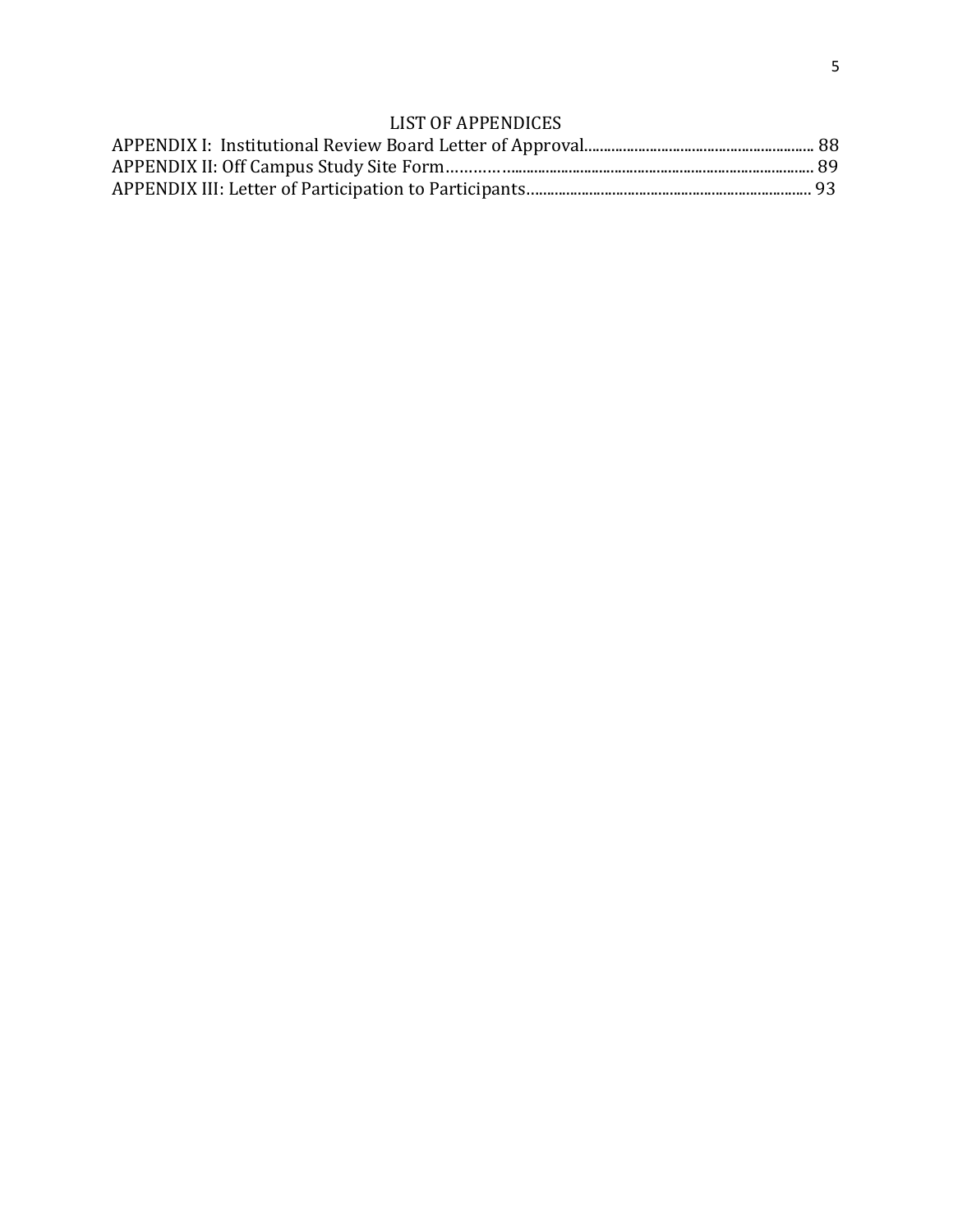## LIST OF APPENDICES

APPENDIX I: Institutional Review Board Letter of Approval.......................................................... 88
APPENDIX II: Off Campus Study Site Form…………................................................................................ 89
APPENDIX III: Letter of Participation to Participants…...................................................................... 93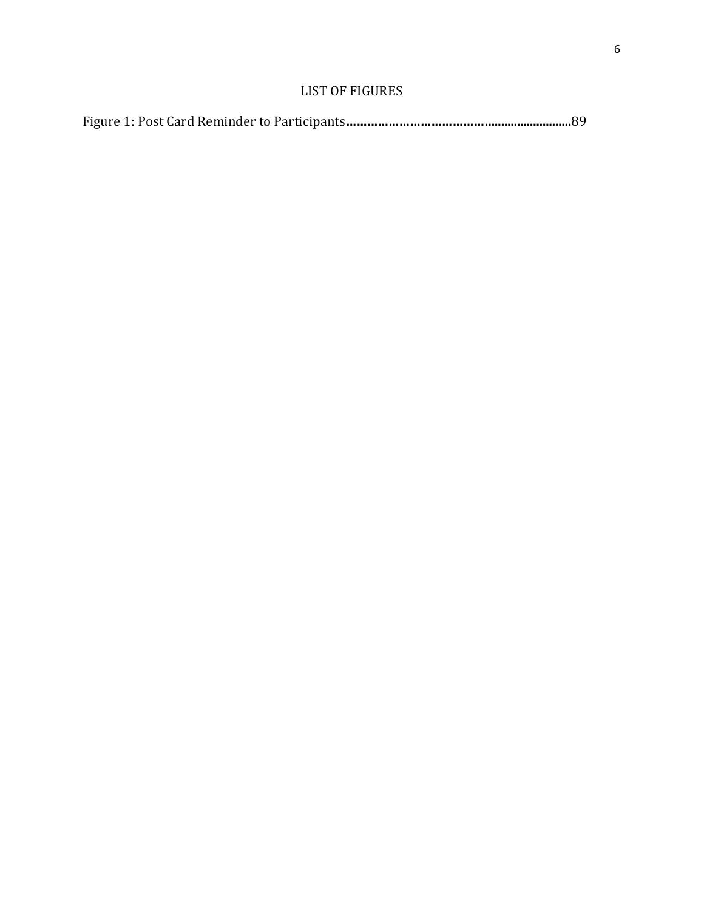# LIST OF FIGURES

Figure 1: Post Card Reminder to Participants......................................................................89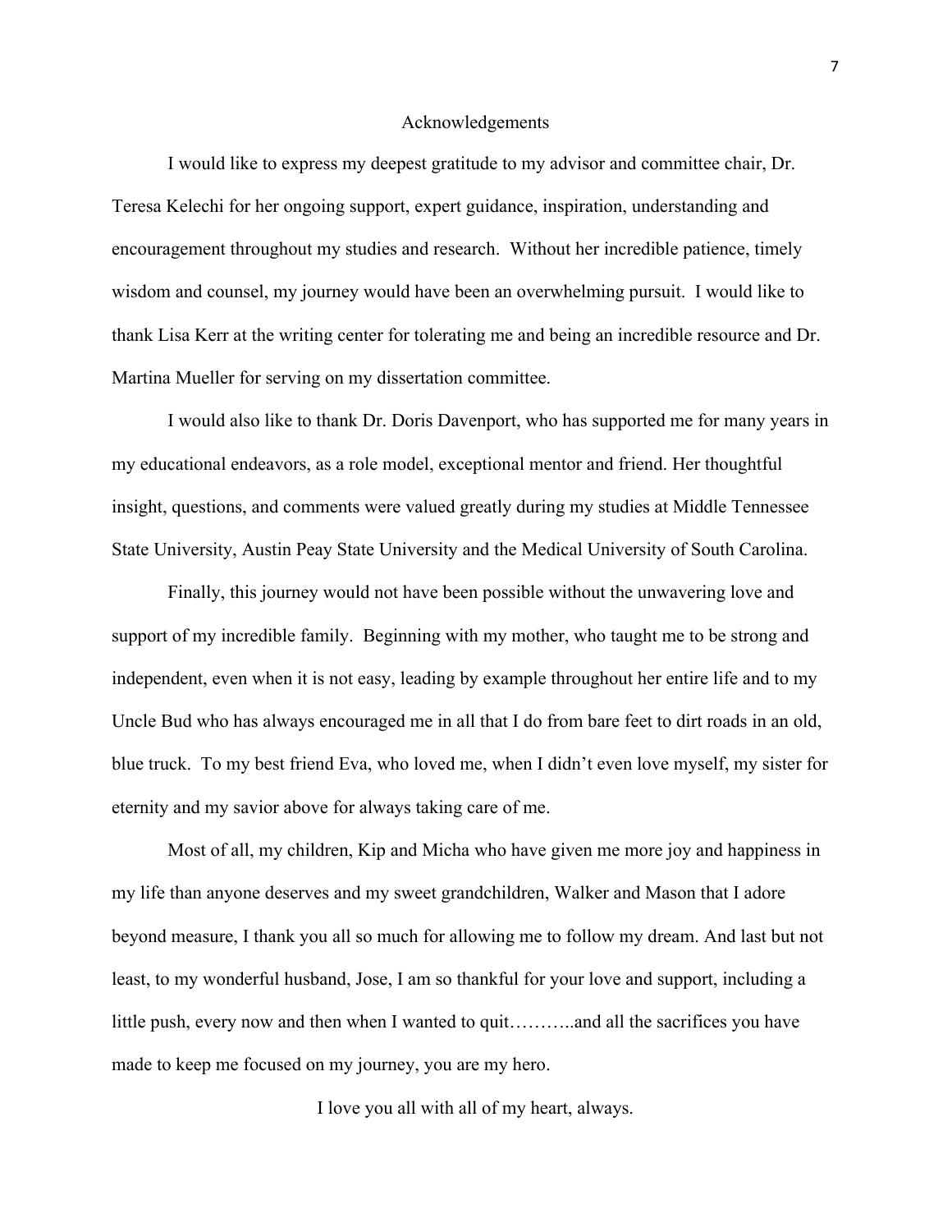# Acknowledgements

I would like to express my deepest gratitude to my advisor and committee chair, Dr. Teresa Kelechi for her ongoing support, expert guidance, inspiration, understanding and encouragement throughout my studies and research. Without her incredible patience, timely wisdom and counsel, my journey would have been an overwhelming pursuit. I would like to thank Lisa Kerr at the writing center for tolerating me and being an incredible resource and Dr. Martina Mueller for serving on my dissertation committee.

I would also like to thank Dr. Doris Davenport, who has supported me for many years in my educational endeavors, as a role model, exceptional mentor and friend. Her thoughtful insight, questions, and comments were valued greatly during my studies at Middle Tennessee State University, Austin Peay State University and the Medical University of South Carolina.

Finally, this journey would not have been possible without the unwavering love and support of my incredible family. Beginning with my mother, who taught me to be strong and independent, even when it is not easy, leading by example throughout her entire life and to my Uncle Bud who has always encouraged me in all that I do from bare feet to dirt roads in an old, blue truck. To my best friend Eva, who loved me, when I didn't even love myself, my sister for eternity and my savior above for always taking care of me.

Most of all, my children, Kip and Micha who have given me more joy and happiness in my life than anyone deserves and my sweet grandchildren, Walker and Mason that I adore beyond measure, I thank you all so much for allowing me to follow my dream. And last but not least, to my wonderful husband, Jose, I am so thankful for your love and support, including a little push, every now and then when I wanted to quit………..and all the sacrifices you have made to keep me focused on my journey, you are my hero.

I love you all with all of my heart, always.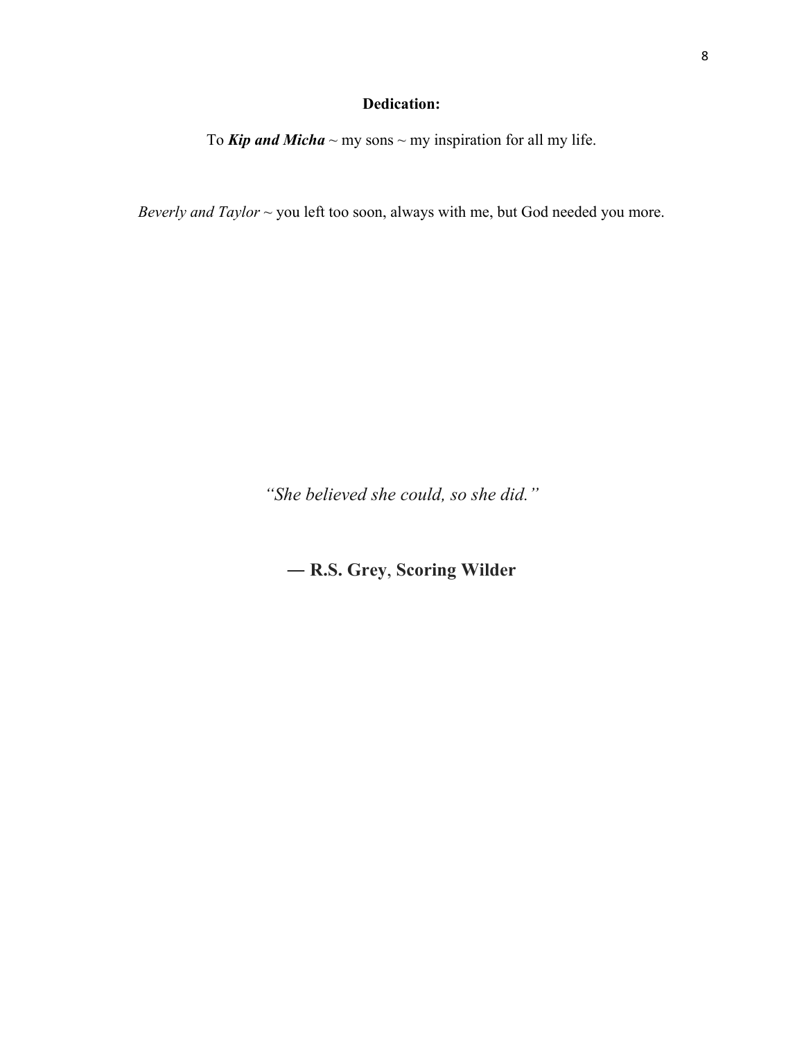**Dedication:**

To ***Kip and Micha*** ~ my sons ~ my inspiration for all my life.

*Beverly and Taylor* ~ you left too soon, always with me, but God needed you more.

*"She believed she could, so she did."*

**― R.S. Grey, Scoring Wilder**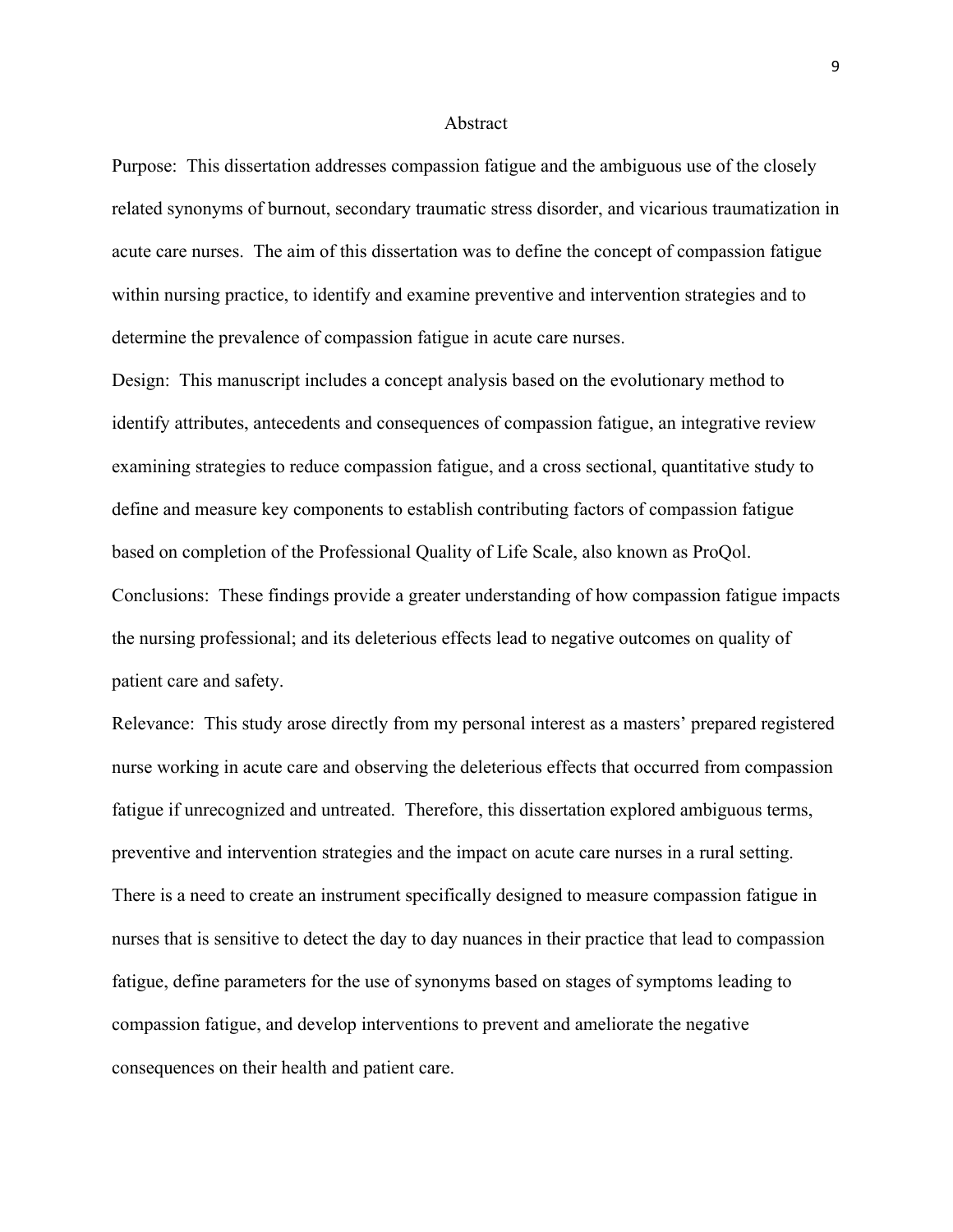# Abstract

Purpose: This dissertation addresses compassion fatigue and the ambiguous use of the closely related synonyms of burnout, secondary traumatic stress disorder, and vicarious traumatization in acute care nurses. The aim of this dissertation was to define the concept of compassion fatigue within nursing practice, to identify and examine preventive and intervention strategies and to determine the prevalence of compassion fatigue in acute care nurses.

Design: This manuscript includes a concept analysis based on the evolutionary method to identify attributes, antecedents and consequences of compassion fatigue, an integrative review examining strategies to reduce compassion fatigue, and a cross sectional, quantitative study to define and measure key components to establish contributing factors of compassion fatigue based on completion of the Professional Quality of Life Scale, also known as ProQol.

Conclusions: These findings provide a greater understanding of how compassion fatigue impacts the nursing professional; and its deleterious effects lead to negative outcomes on quality of patient care and safety.

Relevance: This study arose directly from my personal interest as a masters' prepared registered nurse working in acute care and observing the deleterious effects that occurred from compassion fatigue if unrecognized and untreated. Therefore, this dissertation explored ambiguous terms, preventive and intervention strategies and the impact on acute care nurses in a rural setting. There is a need to create an instrument specifically designed to measure compassion fatigue in nurses that is sensitive to detect the day to day nuances in their practice that lead to compassion fatigue, define parameters for the use of synonyms based on stages of symptoms leading to compassion fatigue, and develop interventions to prevent and ameliorate the negative consequences on their health and patient care.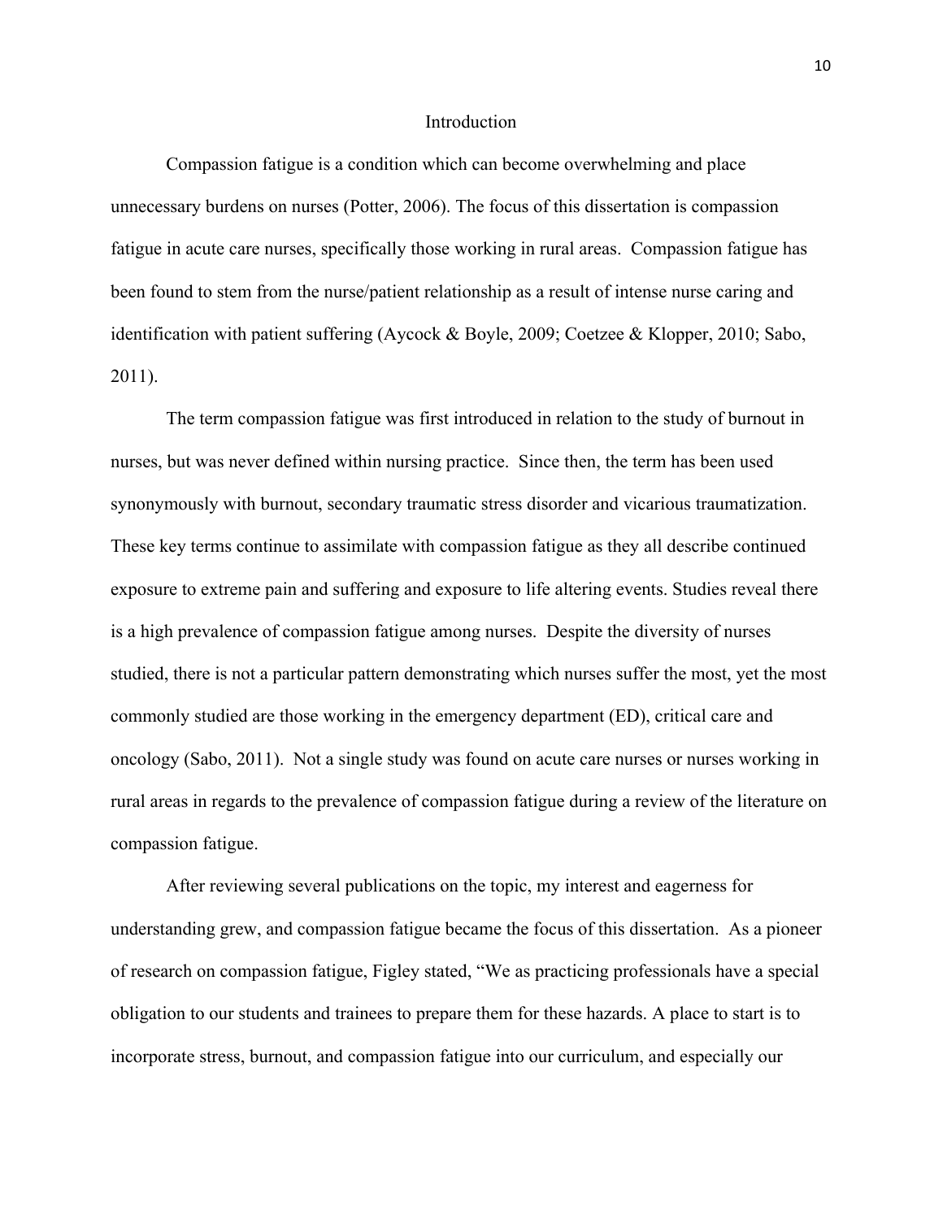# Introduction

Compassion fatigue is a condition which can become overwhelming and place unnecessary burdens on nurses (Potter, 2006). The focus of this dissertation is compassion fatigue in acute care nurses, specifically those working in rural areas. Compassion fatigue has been found to stem from the nurse/patient relationship as a result of intense nurse caring and identification with patient suffering (Aycock & Boyle, 2009; Coetzee & Klopper, 2010; Sabo, 2011).

The term compassion fatigue was first introduced in relation to the study of burnout in nurses, but was never defined within nursing practice. Since then, the term has been used synonymously with burnout, secondary traumatic stress disorder and vicarious traumatization. These key terms continue to assimilate with compassion fatigue as they all describe continued exposure to extreme pain and suffering and exposure to life altering events. Studies reveal there is a high prevalence of compassion fatigue among nurses. Despite the diversity of nurses studied, there is not a particular pattern demonstrating which nurses suffer the most, yet the most commonly studied are those working in the emergency department (ED), critical care and oncology (Sabo, 2011). Not a single study was found on acute care nurses or nurses working in rural areas in regards to the prevalence of compassion fatigue during a review of the literature on compassion fatigue.

After reviewing several publications on the topic, my interest and eagerness for understanding grew, and compassion fatigue became the focus of this dissertation. As a pioneer of research on compassion fatigue, Figley stated, "We as practicing professionals have a special obligation to our students and trainees to prepare them for these hazards. A place to start is to incorporate stress, burnout, and compassion fatigue into our curriculum, and especially our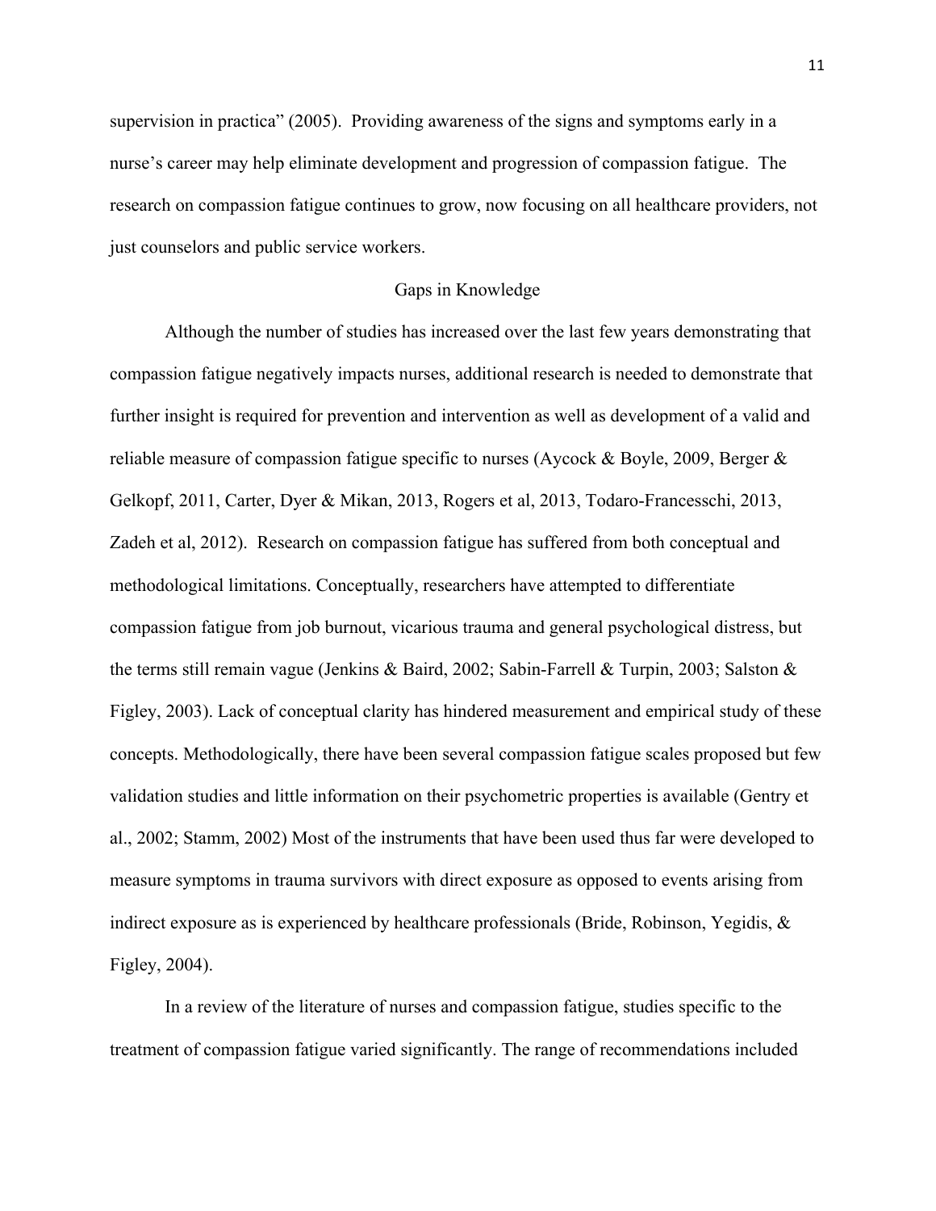supervision in practica" (2005). Providing awareness of the signs and symptoms early in a nurse's career may help eliminate development and progression of compassion fatigue. The research on compassion fatigue continues to grow, now focusing on all healthcare providers, not just counselors and public service workers.

## Gaps in Knowledge

Although the number of studies has increased over the last few years demonstrating that compassion fatigue negatively impacts nurses, additional research is needed to demonstrate that further insight is required for prevention and intervention as well as development of a valid and reliable measure of compassion fatigue specific to nurses (Aycock & Boyle, 2009, Berger & Gelkopf, 2011, Carter, Dyer & Mikan, 2013, Rogers et al, 2013, Todaro-Francesschi, 2013, Zadeh et al, 2012). Research on compassion fatigue has suffered from both conceptual and methodological limitations. Conceptually, researchers have attempted to differentiate compassion fatigue from job burnout, vicarious trauma and general psychological distress, but the terms still remain vague (Jenkins & Baird, 2002; Sabin-Farrell & Turpin, 2003; Salston & Figley, 2003). Lack of conceptual clarity has hindered measurement and empirical study of these concepts. Methodologically, there have been several compassion fatigue scales proposed but few validation studies and little information on their psychometric properties is available (Gentry et al., 2002; Stamm, 2002) Most of the instruments that have been used thus far were developed to measure symptoms in trauma survivors with direct exposure as opposed to events arising from indirect exposure as is experienced by healthcare professionals (Bride, Robinson, Yegidis, & Figley, 2004).

In a review of the literature of nurses and compassion fatigue, studies specific to the treatment of compassion fatigue varied significantly. The range of recommendations included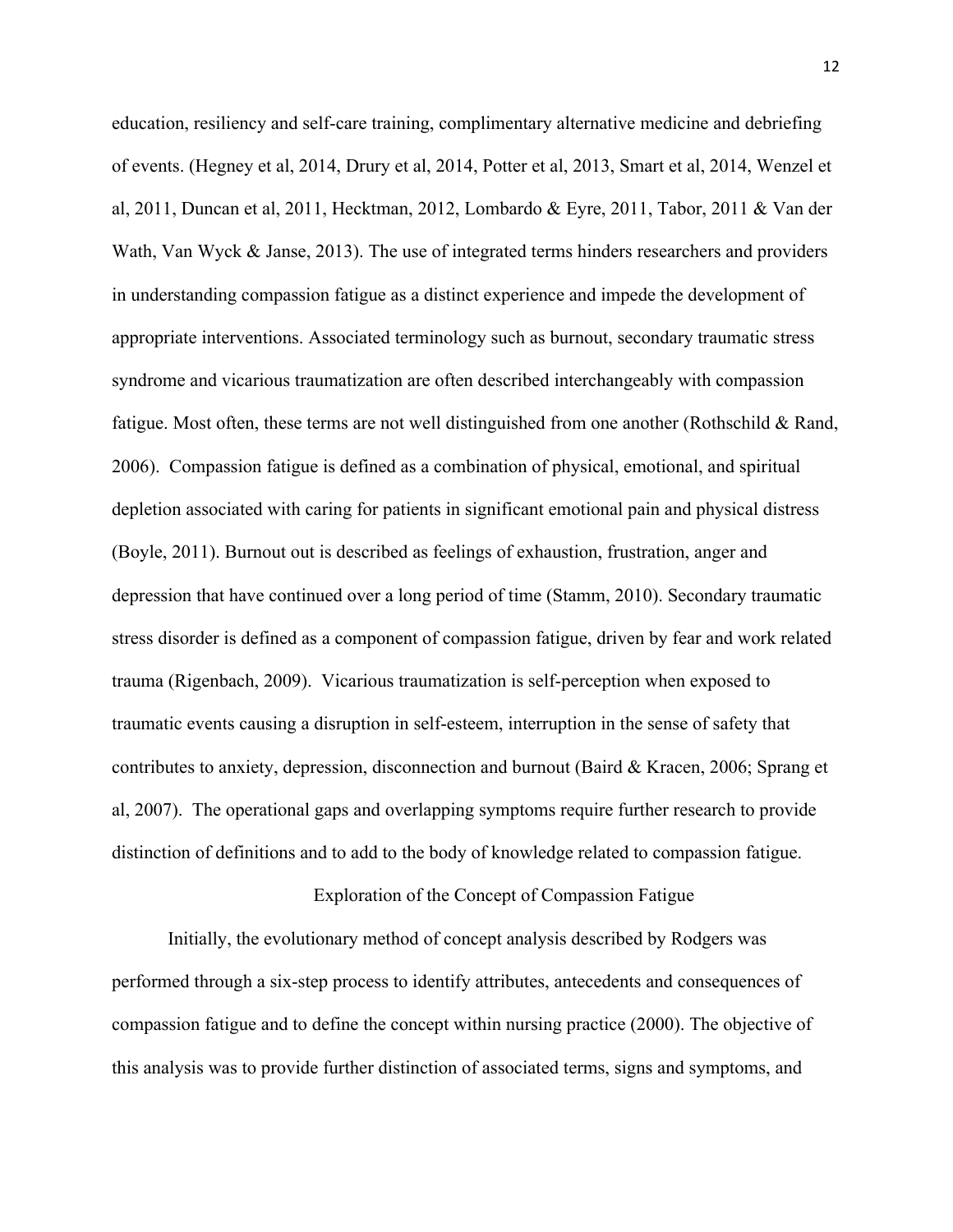education, resiliency and self-care training, complimentary alternative medicine and debriefing of events. (Hegney et al, 2014, Drury et al, 2014, Potter et al, 2013, Smart et al, 2014, Wenzel et al, 2011, Duncan et al, 2011, Hecktman, 2012, Lombardo & Eyre, 2011, Tabor, 2011 & Van der Wath, Van Wyck & Janse, 2013). The use of integrated terms hinders researchers and providers in understanding compassion fatigue as a distinct experience and impede the development of appropriate interventions. Associated terminology such as burnout, secondary traumatic stress syndrome and vicarious traumatization are often described interchangeably with compassion fatigue. Most often, these terms are not well distinguished from one another (Rothschild & Rand, 2006). Compassion fatigue is defined as a combination of physical, emotional, and spiritual depletion associated with caring for patients in significant emotional pain and physical distress (Boyle, 2011). Burnout out is described as feelings of exhaustion, frustration, anger and depression that have continued over a long period of time (Stamm, 2010). Secondary traumatic stress disorder is defined as a component of compassion fatigue, driven by fear and work related trauma (Rigenbach, 2009). Vicarious traumatization is self-perception when exposed to traumatic events causing a disruption in self-esteem, interruption in the sense of safety that contributes to anxiety, depression, disconnection and burnout (Baird & Kracen, 2006; Sprang et al, 2007). The operational gaps and overlapping symptoms require further research to provide distinction of definitions and to add to the body of knowledge related to compassion fatigue.

## Exploration of the Concept of Compassion Fatigue

Initially, the evolutionary method of concept analysis described by Rodgers was performed through a six-step process to identify attributes, antecedents and consequences of compassion fatigue and to define the concept within nursing practice (2000). The objective of this analysis was to provide further distinction of associated terms, signs and symptoms, and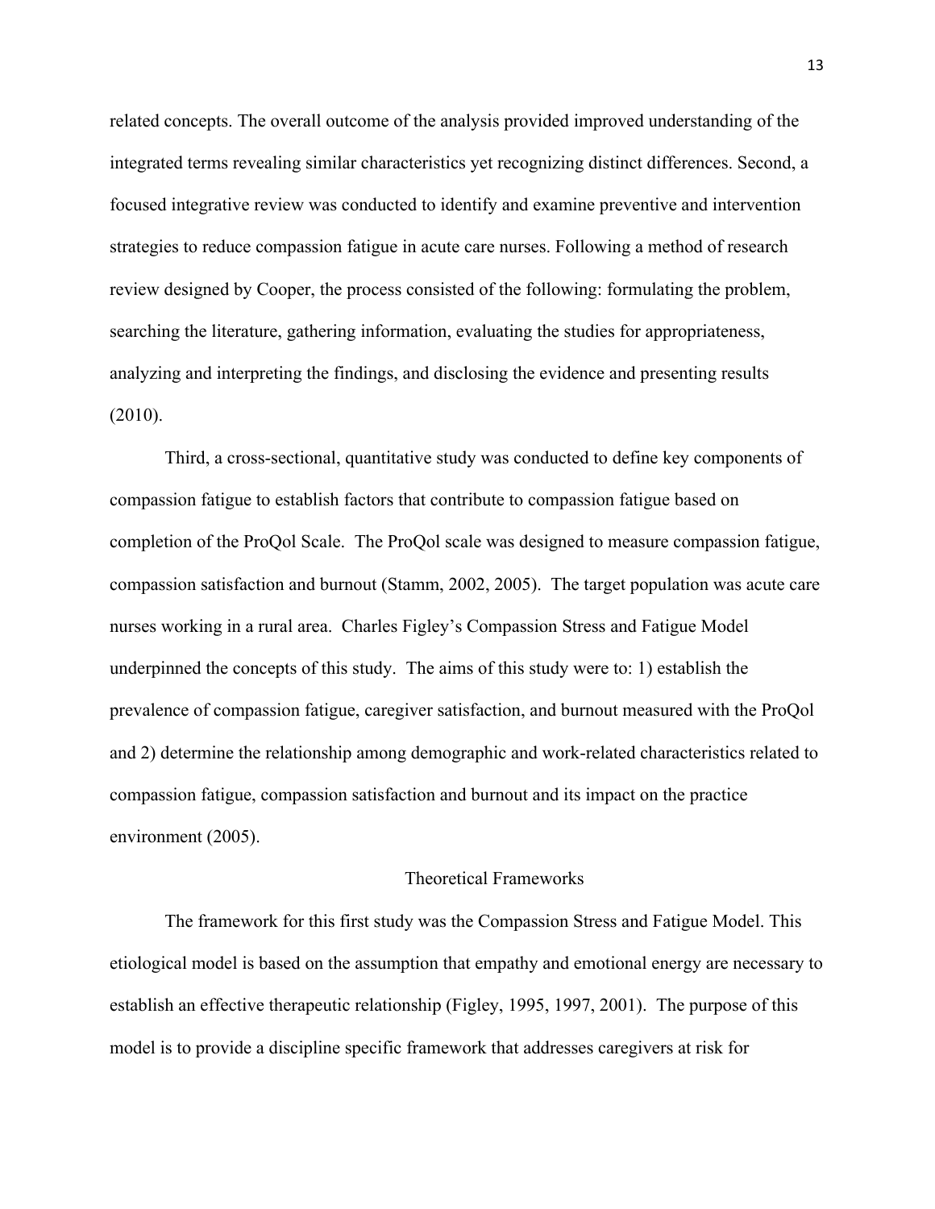related concepts. The overall outcome of the analysis provided improved understanding of the integrated terms revealing similar characteristics yet recognizing distinct differences. Second, a focused integrative review was conducted to identify and examine preventive and intervention strategies to reduce compassion fatigue in acute care nurses. Following a method of research review designed by Cooper, the process consisted of the following: formulating the problem, searching the literature, gathering information, evaluating the studies for appropriateness, analyzing and interpreting the findings, and disclosing the evidence and presenting results (2010).

Third, a cross-sectional, quantitative study was conducted to define key components of compassion fatigue to establish factors that contribute to compassion fatigue based on completion of the ProQol Scale. The ProQol scale was designed to measure compassion fatigue, compassion satisfaction and burnout (Stamm, 2002, 2005). The target population was acute care nurses working in a rural area. Charles Figley's Compassion Stress and Fatigue Model underpinned the concepts of this study. The aims of this study were to: 1) establish the prevalence of compassion fatigue, caregiver satisfaction, and burnout measured with the ProQol and 2) determine the relationship among demographic and work-related characteristics related to compassion fatigue, compassion satisfaction and burnout and its impact on the practice environment (2005).

## Theoretical Frameworks

The framework for this first study was the Compassion Stress and Fatigue Model. This etiological model is based on the assumption that empathy and emotional energy are necessary to establish an effective therapeutic relationship (Figley, 1995, 1997, 2001). The purpose of this model is to provide a discipline specific framework that addresses caregivers at risk for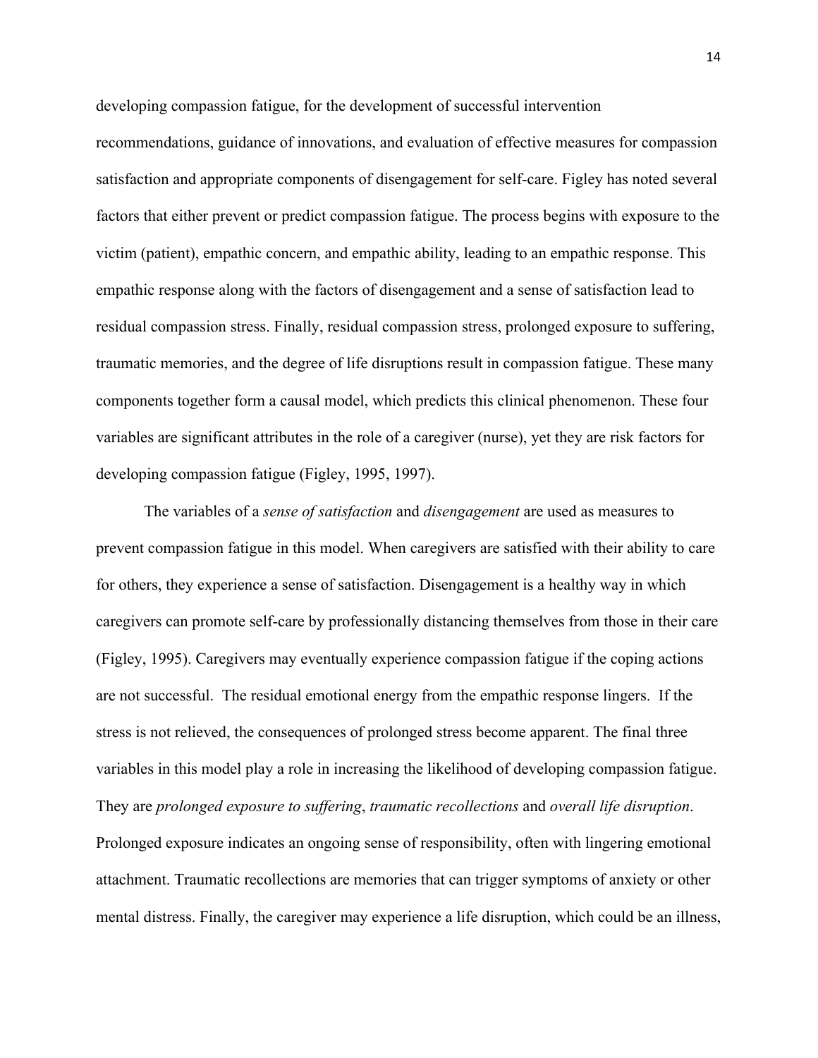developing compassion fatigue, for the development of successful intervention recommendations, guidance of innovations, and evaluation of effective measures for compassion satisfaction and appropriate components of disengagement for self-care. Figley has noted several factors that either prevent or predict compassion fatigue. The process begins with exposure to the victim (patient), empathic concern, and empathic ability, leading to an empathic response. This empathic response along with the factors of disengagement and a sense of satisfaction lead to residual compassion stress. Finally, residual compassion stress, prolonged exposure to suffering, traumatic memories, and the degree of life disruptions result in compassion fatigue. These many components together form a causal model, which predicts this clinical phenomenon. These four variables are significant attributes in the role of a caregiver (nurse), yet they are risk factors for developing compassion fatigue (Figley, 1995, 1997).

The variables of a *sense of satisfaction* and *disengagement* are used as measures to prevent compassion fatigue in this model. When caregivers are satisfied with their ability to care for others, they experience a sense of satisfaction. Disengagement is a healthy way in which caregivers can promote self-care by professionally distancing themselves from those in their care (Figley, 1995). Caregivers may eventually experience compassion fatigue if the coping actions are not successful. The residual emotional energy from the empathic response lingers. If the stress is not relieved, the consequences of prolonged stress become apparent. The final three variables in this model play a role in increasing the likelihood of developing compassion fatigue. They are *prolonged exposure to suffering*, *traumatic recollections* and *overall life disruption*. Prolonged exposure indicates an ongoing sense of responsibility, often with lingering emotional attachment. Traumatic recollections are memories that can trigger symptoms of anxiety or other mental distress. Finally, the caregiver may experience a life disruption, which could be an illness,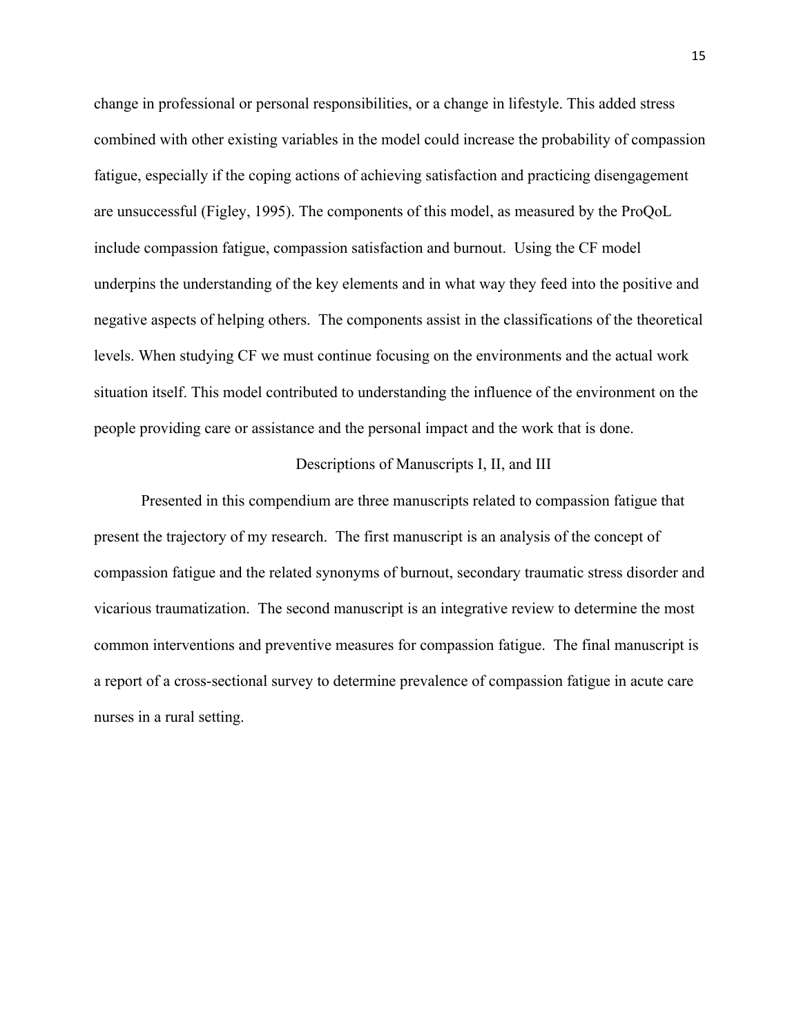change in professional or personal responsibilities, or a change in lifestyle. This added stress combined with other existing variables in the model could increase the probability of compassion fatigue, especially if the coping actions of achieving satisfaction and practicing disengagement are unsuccessful (Figley, 1995). The components of this model, as measured by the ProQoL include compassion fatigue, compassion satisfaction and burnout. Using the CF model underpins the understanding of the key elements and in what way they feed into the positive and negative aspects of helping others. The components assist in the classifications of the theoretical levels. When studying CF we must continue focusing on the environments and the actual work situation itself. This model contributed to understanding the influence of the environment on the people providing care or assistance and the personal impact and the work that is done.

## Descriptions of Manuscripts I, II, and III

Presented in this compendium are three manuscripts related to compassion fatigue that present the trajectory of my research. The first manuscript is an analysis of the concept of compassion fatigue and the related synonyms of burnout, secondary traumatic stress disorder and vicarious traumatization. The second manuscript is an integrative review to determine the most common interventions and preventive measures for compassion fatigue. The final manuscript is a report of a cross-sectional survey to determine prevalence of compassion fatigue in acute care nurses in a rural setting.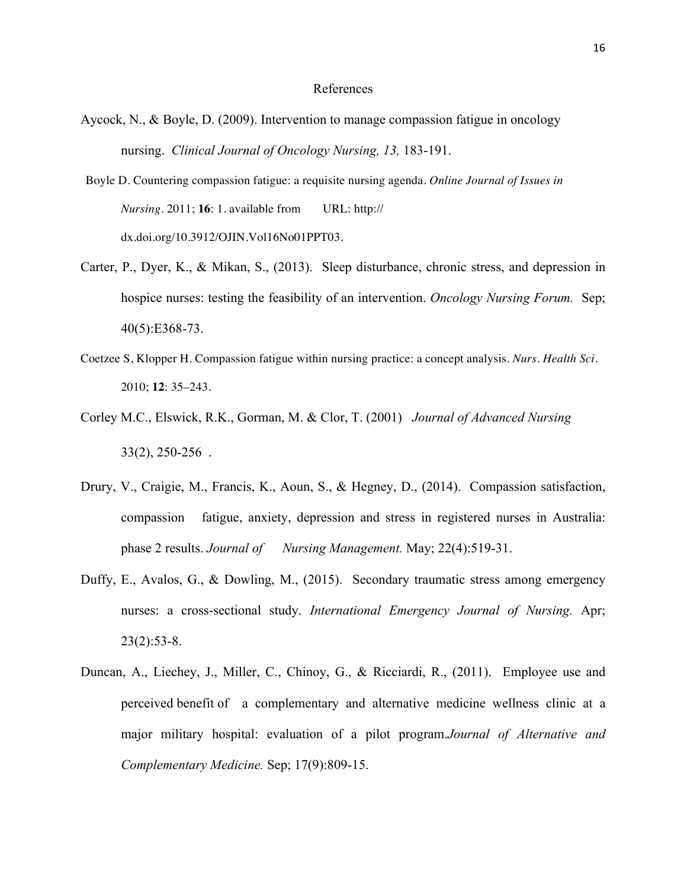# References

Aycock, N., & Boyle, D. (2009). Intervention to manage compassion fatigue in oncology nursing. *Clinical Journal of Oncology Nursing, 13,* 183-191.

Boyle D. Countering compassion fatigue: a requisite nursing agenda. *Online Journal of Issues in Nursing*. 2011; **16**: 1. available from URL: http:// dx.doi.org/10.3912/OJIN.Vol16No01PPT03.

Carter, P., Dyer, K., & Mikan, S., (2013). Sleep disturbance, chronic stress, and depression in hospice nurses: testing the feasibility of an intervention. *Oncology Nursing Forum.* Sep; 40(5):E368-73.

Coetzee S, Klopper H. Compassion fatigue within nursing practice: a concept analysis. *Nurs. Health Sci*. 2010; **12**: 35–243.

Corley M.C., Elswick, R.K., Gorman, M. & Clor, T. (2001) *Journal of Advanced Nursing* 33(2), 250-256 .

Drury, V., Craigie, M., Francis, K., Aoun, S., & Hegney, D., (2014). Compassion satisfaction, compassion fatigue, anxiety, depression and stress in registered nurses in Australia: phase 2 results. *Journal of Nursing Management.* May; 22(4):519-31.

Duffy, E., Avalos, G., & Dowling, M., (2015). Secondary traumatic stress among emergency nurses: a cross-sectional study. *International Emergency Journal of Nursing.* Apr; 23(2):53-8.

Duncan, A., Liechey, J., Miller, C., Chinoy, G., & Ricciardi, R., (2011). Employee use and perceived benefit of a complementary and alternative medicine wellness clinic at a major military hospital: evaluation of a pilot program.*Journal of Alternative and Complementary Medicine.* Sep; 17(9):809-15.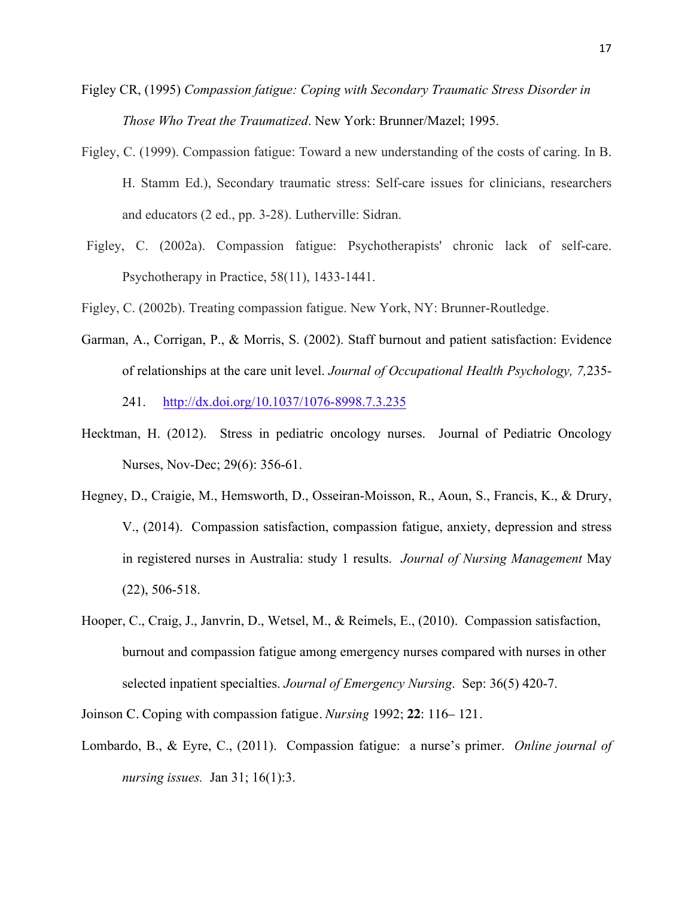Figley CR, (1995) *Compassion fatigue: Coping with Secondary Traumatic Stress Disorder in Those Who Treat the Traumatized*. New York: Brunner/Mazel; 1995.

Figley, C. (1999). Compassion fatigue: Toward a new understanding of the costs of caring. In B. H. Stamm Ed.), Secondary traumatic stress: Self-care issues for clinicians, researchers and educators (2 ed., pp. 3-28). Lutherville: Sidran.

Figley, C. (2002a). Compassion fatigue: Psychotherapists' chronic lack of self-care. Psychotherapy in Practice, 58(11), 1433-1441.

Figley, C. (2002b). Treating compassion fatigue. New York, NY: Brunner-Routledge.

Garman, A., Corrigan, P., & Morris, S. (2002). Staff burnout and patient satisfaction: Evidence of relationships at the care unit level. *Journal of Occupational Health Psychology, 7,*235-241. http://dx.doi.org/10.1037/1076-8998.7.3.235

Hecktman, H. (2012). Stress in pediatric oncology nurses. Journal of Pediatric Oncology Nurses, Nov-Dec; 29(6): 356-61.

Hegney, D., Craigie, M., Hemsworth, D., Osseiran-Moisson, R., Aoun, S., Francis, K., & Drury, V., (2014). Compassion satisfaction, compassion fatigue, anxiety, depression and stress in registered nurses in Australia: study 1 results. *Journal of Nursing Management* May (22), 506-518.

Hooper, C., Craig, J., Janvrin, D., Wetsel, M., & Reimels, E., (2010). Compassion satisfaction, burnout and compassion fatigue among emergency nurses compared with nurses in other selected inpatient specialties. *Journal of Emergency Nursing*. Sep: 36(5) 420-7.

Joinson C. Coping with compassion fatigue. *Nursing* 1992; **22**: 116– 121.

Lombardo, B., & Eyre, C., (2011). Compassion fatigue: a nurse's primer. *Online journal of nursing issues.* Jan 31; 16(1):3.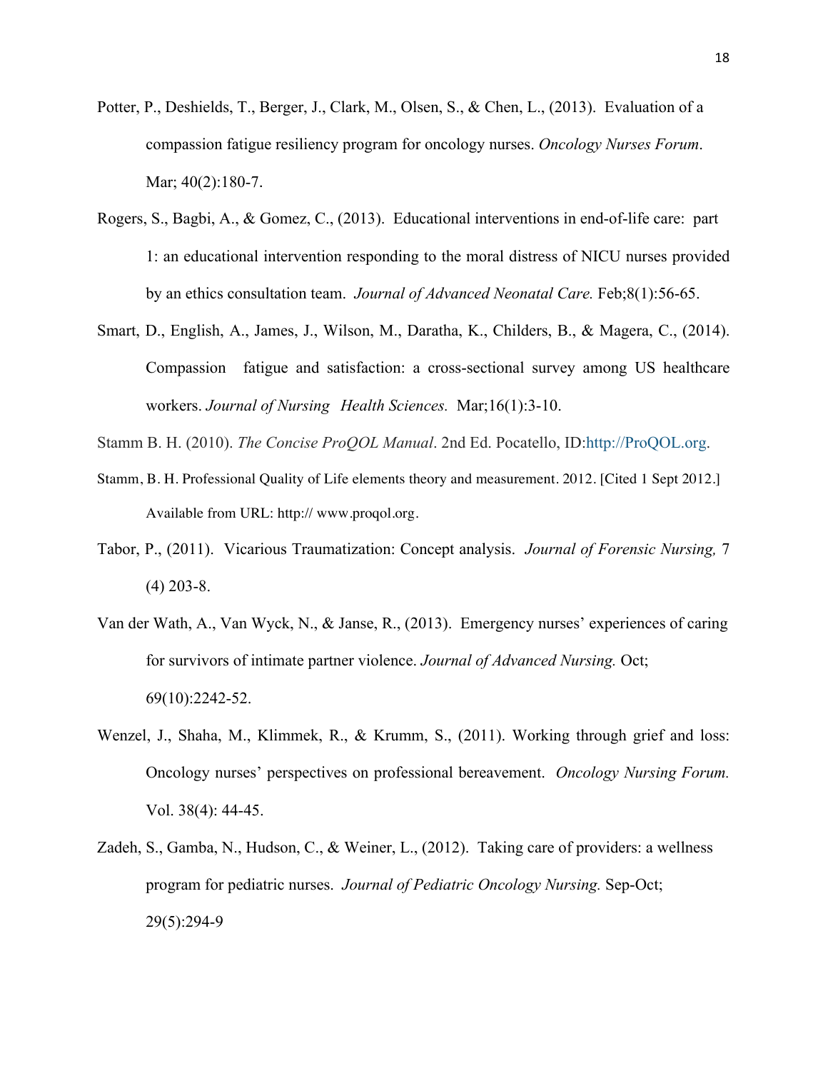Potter, P., Deshields, T., Berger, J., Clark, M., Olsen, S., & Chen, L., (2013). Evaluation of a compassion fatigue resiliency program for oncology nurses. *Oncology Nurses Forum*. Mar; 40(2):180-7.

Rogers, S., Bagbi, A., & Gomez, C., (2013). Educational interventions in end-of-life care: part 1: an educational intervention responding to the moral distress of NICU nurses provided by an ethics consultation team. *Journal of Advanced Neonatal Care.* Feb;8(1):56-65.

Smart, D., English, A., James, J., Wilson, M., Daratha, K., Childers, B., & Magera, C., (2014). Compassion fatigue and satisfaction: a cross-sectional survey among US healthcare workers. *Journal of Nursing Health Sciences.* Mar;16(1):3-10.

Stamm B. H. (2010). *The Concise ProQOL Manual*. 2nd Ed. Pocatello, ID:http://ProQOL.org.

Stamm, B. H. Professional Quality of Life elements theory and measurement. 2012. [Cited 1 Sept 2012.] Available from URL: http:// www.proqol.org.

Tabor, P., (2011). Vicarious Traumatization: Concept analysis. *Journal of Forensic Nursing,* 7 (4) 203-8.

Van der Wath, A., Van Wyck, N., & Janse, R., (2013). Emergency nurses' experiences of caring for survivors of intimate partner violence. *Journal of Advanced Nursing.* Oct; 69(10):2242-52.

Wenzel, J., Shaha, M., Klimmek, R., & Krumm, S., (2011). Working through grief and loss: Oncology nurses' perspectives on professional bereavement. *Oncology Nursing Forum.* Vol. 38(4): 44-45.

Zadeh, S., Gamba, N., Hudson, C., & Weiner, L., (2012). Taking care of providers: a wellness program for pediatric nurses. *Journal of Pediatric Oncology Nursing.* Sep-Oct; 29(5):294-9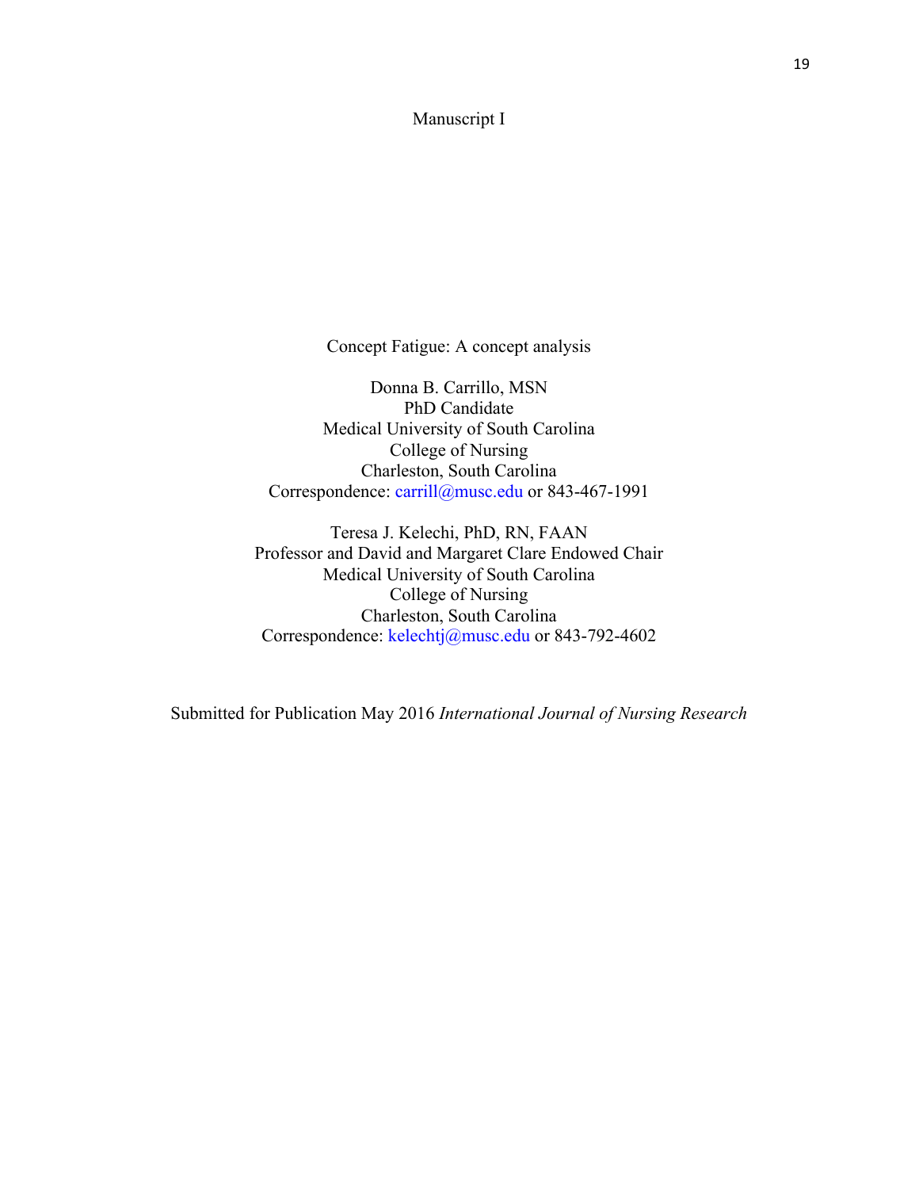Manuscript I

Concept Fatigue: A concept analysis

Donna B. Carrillo, MSN
PhD Candidate
Medical University of South Carolina
College of Nursing
Charleston, South Carolina
Correspondence: carrill@musc.edu or 843-467-1991

Teresa J. Kelechi, PhD, RN, FAAN
Professor and David and Margaret Clare Endowed Chair
Medical University of South Carolina
College of Nursing
Charleston, South Carolina
Correspondence: kelechtj@musc.edu or 843-792-4602

Submitted for Publication May 2016 *International Journal of Nursing Research*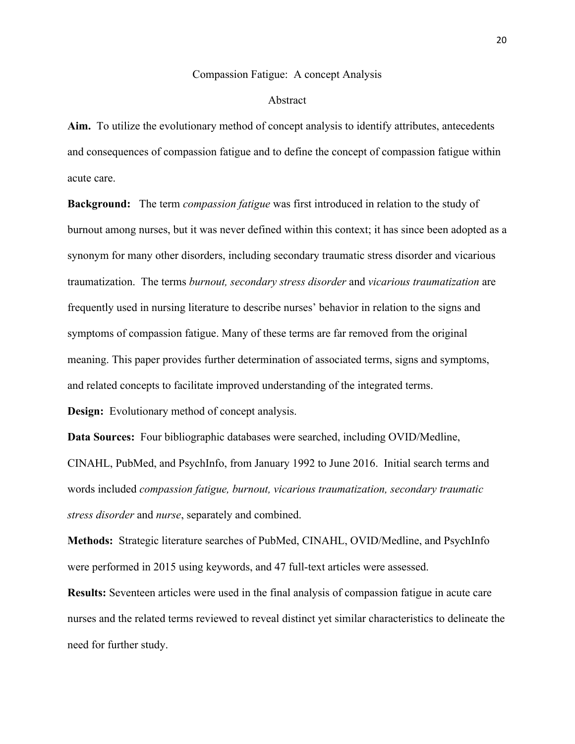# Compassion Fatigue: A concept Analysis

## Abstract

**Aim.** To utilize the evolutionary method of concept analysis to identify attributes, antecedents and consequences of compassion fatigue and to define the concept of compassion fatigue within acute care.

**Background:** The term *compassion fatigue* was first introduced in relation to the study of burnout among nurses, but it was never defined within this context; it has since been adopted as a synonym for many other disorders, including secondary traumatic stress disorder and vicarious traumatization. The terms *burnout, secondary stress disorder* and *vicarious traumatization* are frequently used in nursing literature to describe nurses' behavior in relation to the signs and symptoms of compassion fatigue. Many of these terms are far removed from the original meaning. This paper provides further determination of associated terms, signs and symptoms, and related concepts to facilitate improved understanding of the integrated terms.

**Design:** Evolutionary method of concept analysis.

**Data Sources:** Four bibliographic databases were searched, including OVID/Medline, CINAHL, PubMed, and PsychInfo, from January 1992 to June 2016. Initial search terms and words included *compassion fatigue, burnout, vicarious traumatization, secondary traumatic stress disorder* and *nurse*, separately and combined.

**Methods:** Strategic literature searches of PubMed, CINAHL, OVID/Medline, and PsychInfo were performed in 2015 using keywords, and 47 full-text articles were assessed.

**Results:** Seventeen articles were used in the final analysis of compassion fatigue in acute care nurses and the related terms reviewed to reveal distinct yet similar characteristics to delineate the need for further study.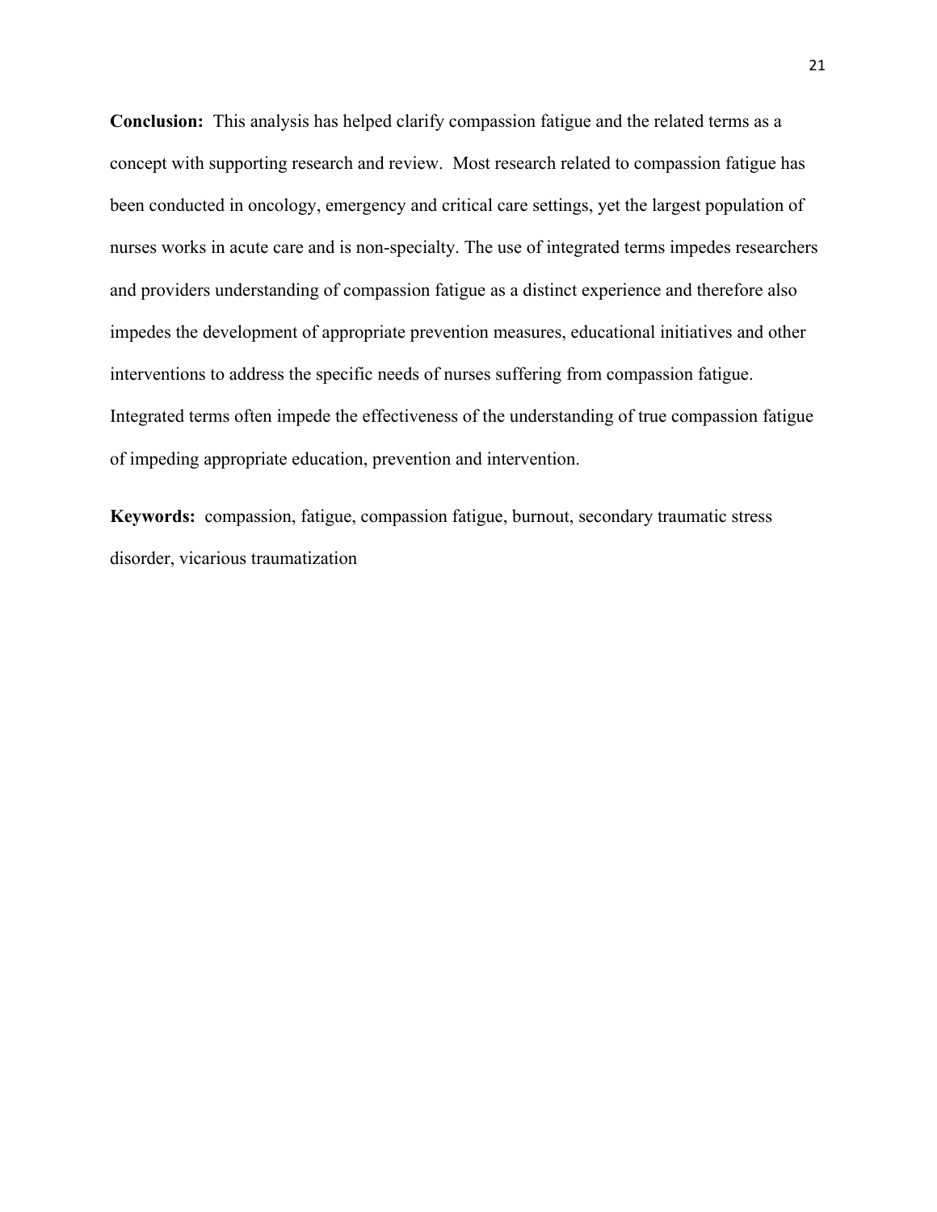**Conclusion:** This analysis has helped clarify compassion fatigue and the related terms as a concept with supporting research and review. Most research related to compassion fatigue has been conducted in oncology, emergency and critical care settings, yet the largest population of nurses works in acute care and is non-specialty. The use of integrated terms impedes researchers and providers understanding of compassion fatigue as a distinct experience and therefore also impedes the development of appropriate prevention measures, educational initiatives and other interventions to address the specific needs of nurses suffering from compassion fatigue. Integrated terms often impede the effectiveness of the understanding of true compassion fatigue of impeding appropriate education, prevention and intervention.

**Keywords:** compassion, fatigue, compassion fatigue, burnout, secondary traumatic stress disorder, vicarious traumatization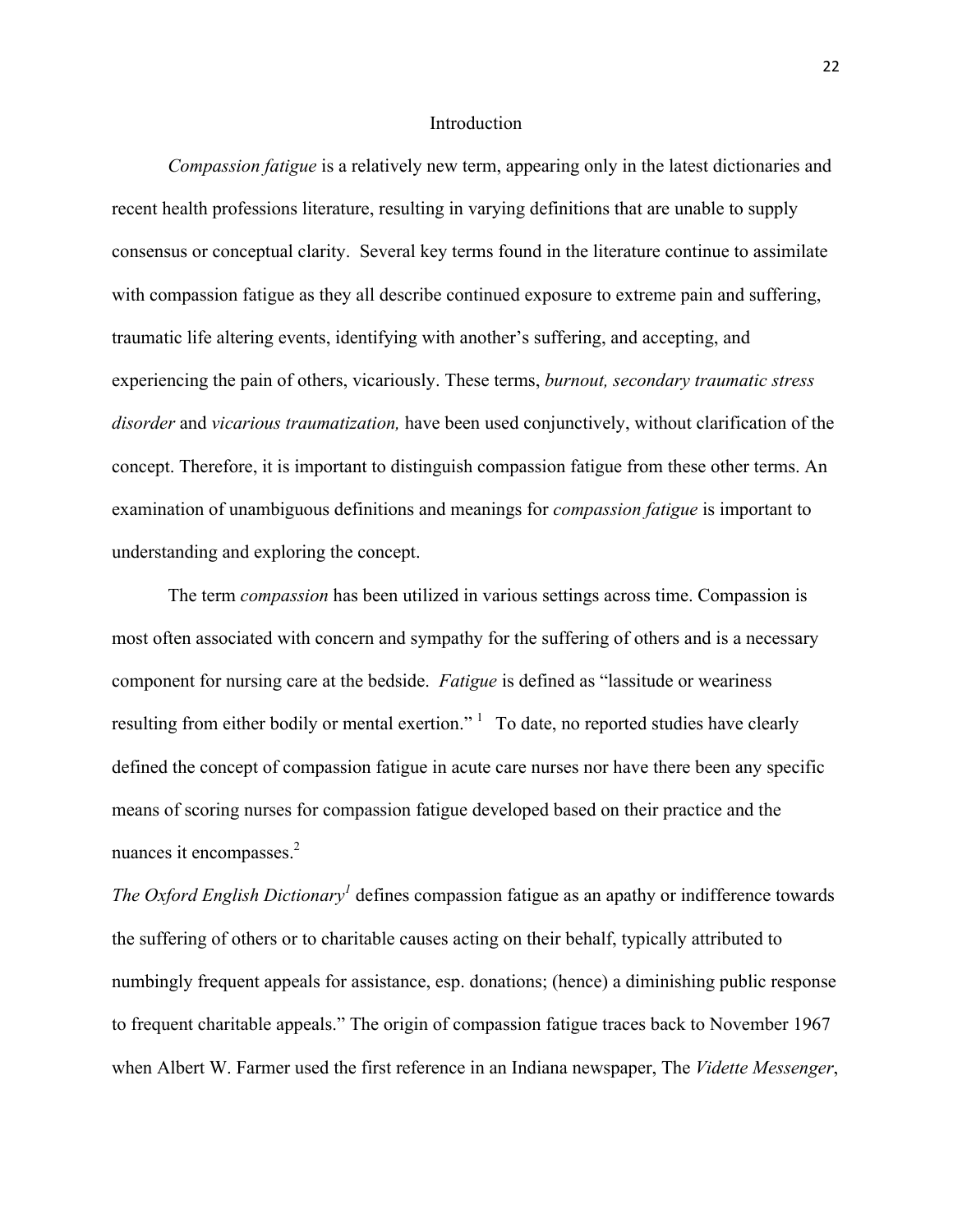# Introduction

*Compassion fatigue* is a relatively new term, appearing only in the latest dictionaries and recent health professions literature, resulting in varying definitions that are unable to supply consensus or conceptual clarity. Several key terms found in the literature continue to assimilate with compassion fatigue as they all describe continued exposure to extreme pain and suffering, traumatic life altering events, identifying with another's suffering, and accepting, and experiencing the pain of others, vicariously. These terms, *burnout, secondary traumatic stress disorder* and *vicarious traumatization,* have been used conjunctively, without clarification of the concept. Therefore, it is important to distinguish compassion fatigue from these other terms. An examination of unambiguous definitions and meanings for *compassion fatigue* is important to understanding and exploring the concept.

The term *compassion* has been utilized in various settings across time. Compassion is most often associated with concern and sympathy for the suffering of others and is a necessary component for nursing care at the bedside. *Fatigue* is defined as "lassitude or weariness resulting from either bodily or mental exertion." [1] To date, no reported studies have clearly defined the concept of compassion fatigue in acute care nurses nor have there been any specific means of scoring nurses for compassion fatigue developed based on their practice and the nuances it encompasses.[2]

*The Oxford English Dictionary*[1] defines compassion fatigue as an apathy or indifference towards the suffering of others or to charitable causes acting on their behalf, typically attributed to numbingly frequent appeals for assistance, esp. donations; (hence) a diminishing public response to frequent charitable appeals." The origin of compassion fatigue traces back to November 1967 when Albert W. Farmer used the first reference in an Indiana newspaper, The *Vidette Messenger*,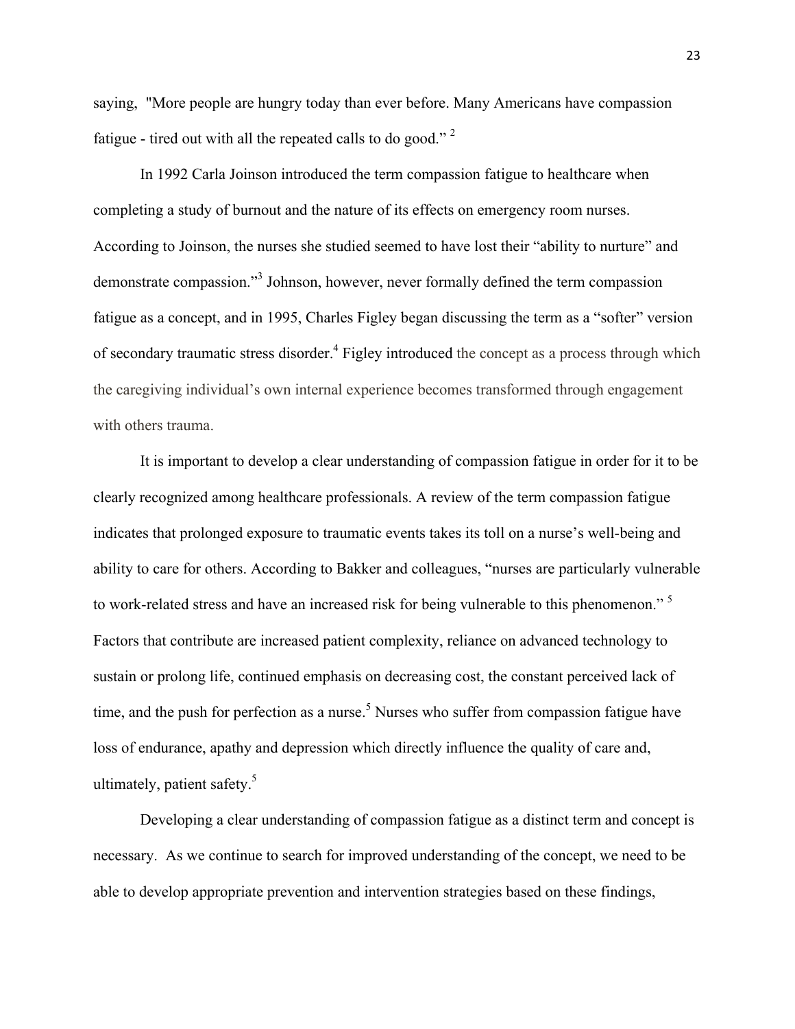saying, "More people are hungry today than ever before. Many Americans have compassion fatigue - tired out with all the repeated calls to do good."[2]

In 1992 Carla Joinson introduced the term compassion fatigue to healthcare when completing a study of burnout and the nature of its effects on emergency room nurses. According to Joinson, the nurses she studied seemed to have lost their "ability to nurture" and demonstrate compassion."[3] Johnson, however, never formally defined the term compassion fatigue as a concept, and in 1995, Charles Figley began discussing the term as a "softer" version of secondary traumatic stress disorder.[4] Figley introduced the concept as a process through which the caregiving individual's own internal experience becomes transformed through engagement with others trauma.

It is important to develop a clear understanding of compassion fatigue in order for it to be clearly recognized among healthcare professionals. A review of the term compassion fatigue indicates that prolonged exposure to traumatic events takes its toll on a nurse's well-being and ability to care for others. According to Bakker and colleagues, "nurses are particularly vulnerable to work-related stress and have an increased risk for being vulnerable to this phenomenon."[5] Factors that contribute are increased patient complexity, reliance on advanced technology to sustain or prolong life, continued emphasis on decreasing cost, the constant perceived lack of time, and the push for perfection as a nurse.[5] Nurses who suffer from compassion fatigue have loss of endurance, apathy and depression which directly influence the quality of care and, ultimately, patient safety.[5]

Developing a clear understanding of compassion fatigue as a distinct term and concept is necessary. As we continue to search for improved understanding of the concept, we need to be able to develop appropriate prevention and intervention strategies based on these findings,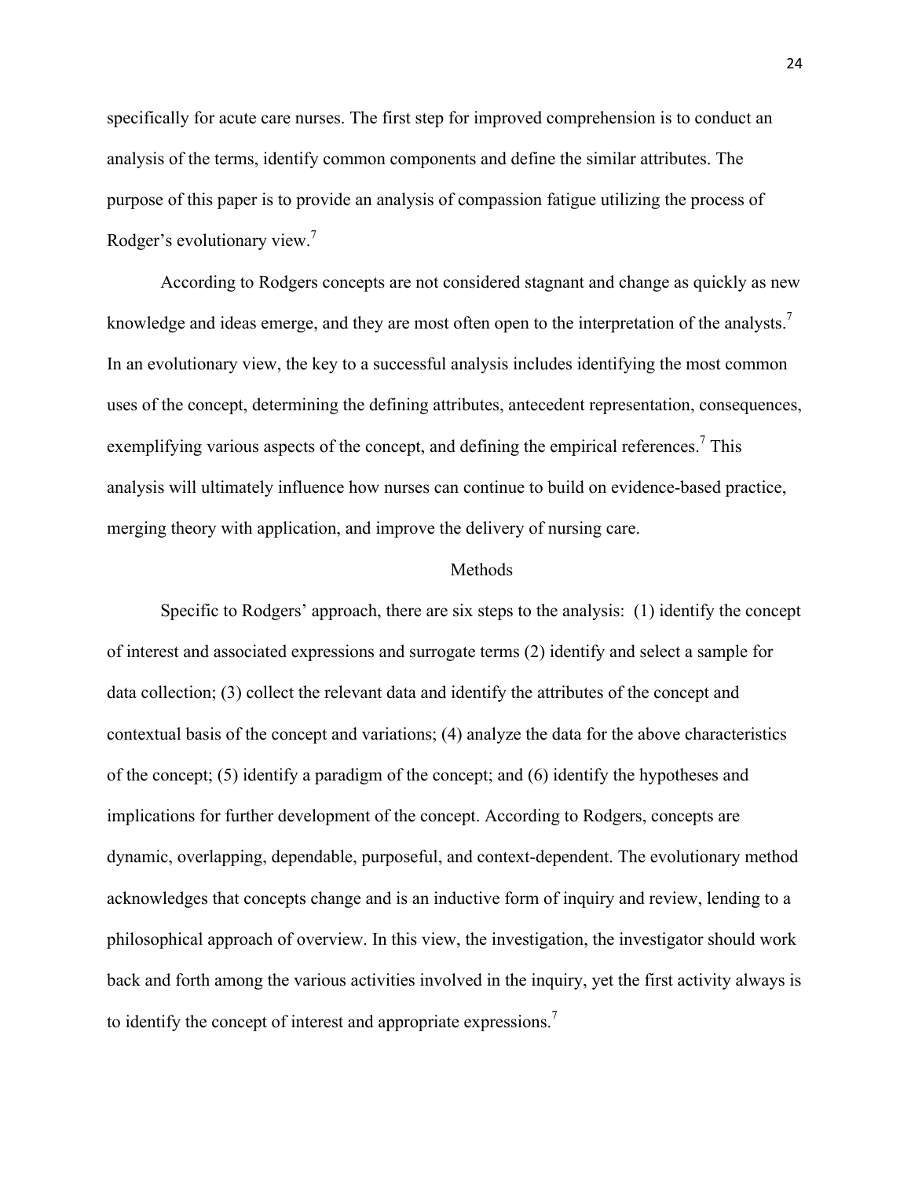specifically for acute care nurses. The first step for improved comprehension is to conduct an analysis of the terms, identify common components and define the similar attributes. The purpose of this paper is to provide an analysis of compassion fatigue utilizing the process of Rodger's evolutionary view.[7]

According to Rodgers concepts are not considered stagnant and change as quickly as new knowledge and ideas emerge, and they are most often open to the interpretation of the analysts.[7] In an evolutionary view, the key to a successful analysis includes identifying the most common uses of the concept, determining the defining attributes, antecedent representation, consequences, exemplifying various aspects of the concept, and defining the empirical references.[7] This analysis will ultimately influence how nurses can continue to build on evidence-based practice, merging theory with application, and improve the delivery of nursing care.

## Methods

Specific to Rodgers' approach, there are six steps to the analysis: (1) identify the concept of interest and associated expressions and surrogate terms (2) identify and select a sample for data collection; (3) collect the relevant data and identify the attributes of the concept and contextual basis of the concept and variations; (4) analyze the data for the above characteristics of the concept; (5) identify a paradigm of the concept; and (6) identify the hypotheses and implications for further development of the concept. According to Rodgers, concepts are dynamic, overlapping, dependable, purposeful, and context-dependent. The evolutionary method acknowledges that concepts change and is an inductive form of inquiry and review, lending to a philosophical approach of overview. In this view, the investigation, the investigator should work back and forth among the various activities involved in the inquiry, yet the first activity always is to identify the concept of interest and appropriate expressions.[7]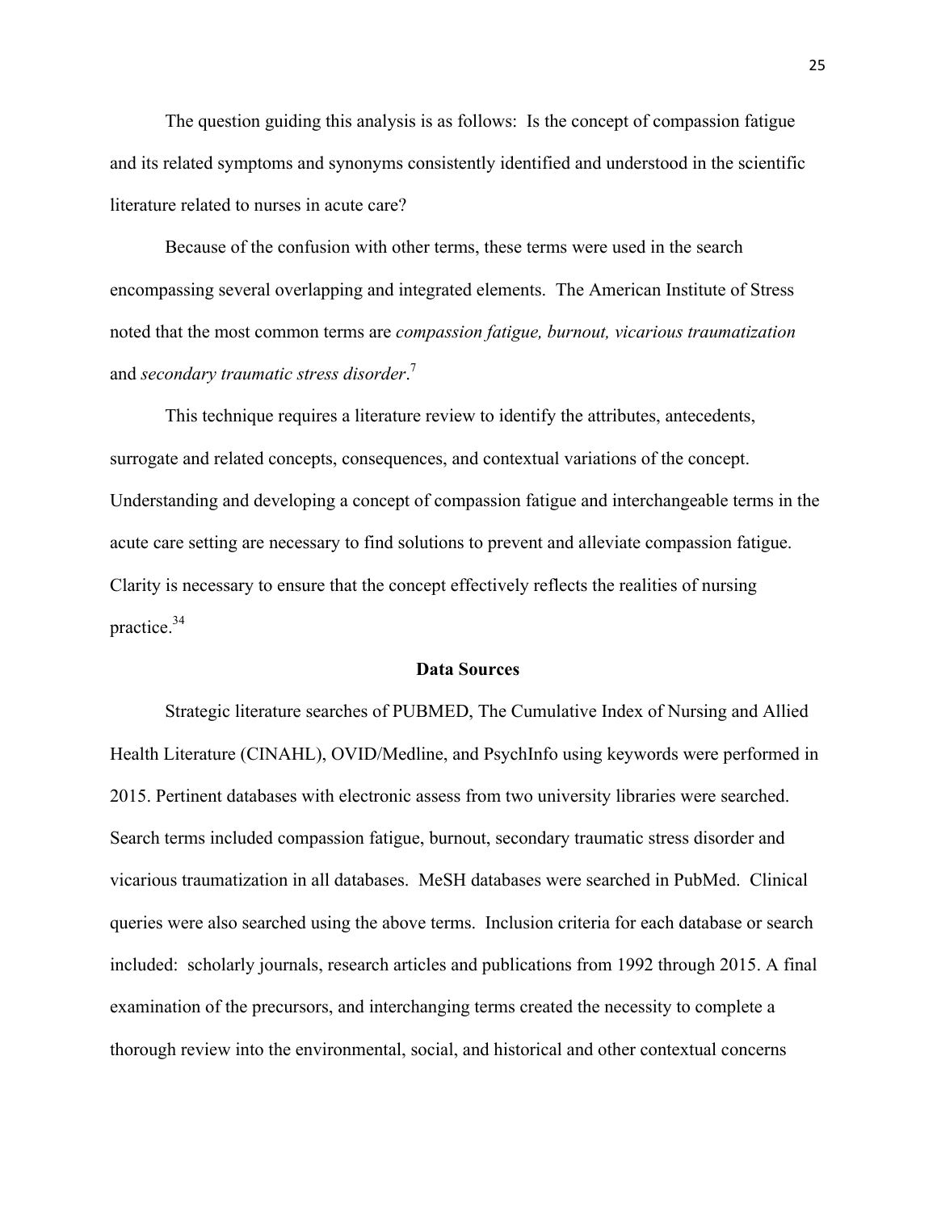The question guiding this analysis is as follows: Is the concept of compassion fatigue and its related symptoms and synonyms consistently identified and understood in the scientific literature related to nurses in acute care?

Because of the confusion with other terms, these terms were used in the search encompassing several overlapping and integrated elements. The American Institute of Stress noted that the most common terms are *compassion fatigue, burnout, vicarious traumatization* and *secondary traumatic stress disorder*.[7]

This technique requires a literature review to identify the attributes, antecedents, surrogate and related concepts, consequences, and contextual variations of the concept. Understanding and developing a concept of compassion fatigue and interchangeable terms in the acute care setting are necessary to find solutions to prevent and alleviate compassion fatigue. Clarity is necessary to ensure that the concept effectively reflects the realities of nursing practice.[34]

## Data Sources

Strategic literature searches of PUBMED, The Cumulative Index of Nursing and Allied Health Literature (CINAHL), OVID/Medline, and PsychInfo using keywords were performed in 2015. Pertinent databases with electronic assess from two university libraries were searched. Search terms included compassion fatigue, burnout, secondary traumatic stress disorder and vicarious traumatization in all databases. MeSH databases were searched in PubMed. Clinical queries were also searched using the above terms. Inclusion criteria for each database or search included: scholarly journals, research articles and publications from 1992 through 2015. A final examination of the precursors, and interchanging terms created the necessity to complete a thorough review into the environmental, social, and historical and other contextual concerns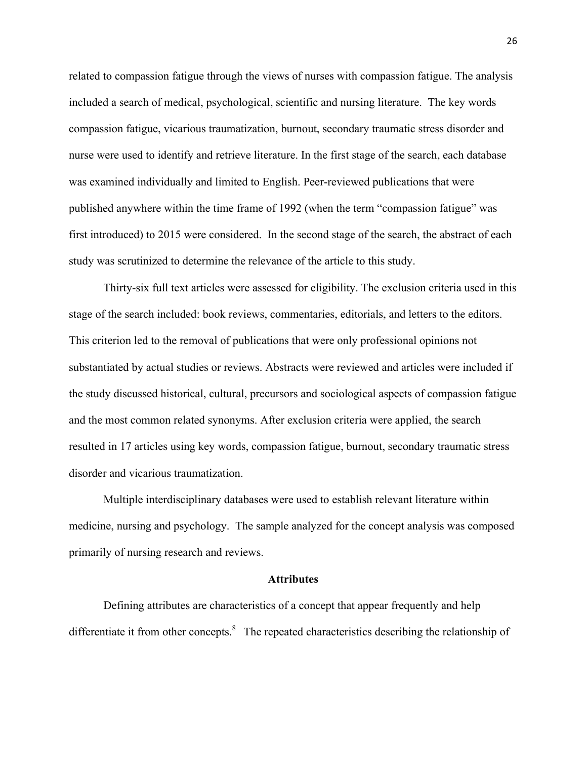related to compassion fatigue through the views of nurses with compassion fatigue. The analysis included a search of medical, psychological, scientific and nursing literature. The key words compassion fatigue, vicarious traumatization, burnout, secondary traumatic stress disorder and nurse were used to identify and retrieve literature. In the first stage of the search, each database was examined individually and limited to English. Peer-reviewed publications that were published anywhere within the time frame of 1992 (when the term "compassion fatigue" was first introduced) to 2015 were considered. In the second stage of the search, the abstract of each study was scrutinized to determine the relevance of the article to this study.

Thirty-six full text articles were assessed for eligibility. The exclusion criteria used in this stage of the search included: book reviews, commentaries, editorials, and letters to the editors. This criterion led to the removal of publications that were only professional opinions not substantiated by actual studies or reviews. Abstracts were reviewed and articles were included if the study discussed historical, cultural, precursors and sociological aspects of compassion fatigue and the most common related synonyms. After exclusion criteria were applied, the search resulted in 17 articles using key words, compassion fatigue, burnout, secondary traumatic stress disorder and vicarious traumatization.

Multiple interdisciplinary databases were used to establish relevant literature within medicine, nursing and psychology. The sample analyzed for the concept analysis was composed primarily of nursing research and reviews.

## Attributes

Defining attributes are characteristics of a concept that appear frequently and help differentiate it from other concepts.[8] The repeated characteristics describing the relationship of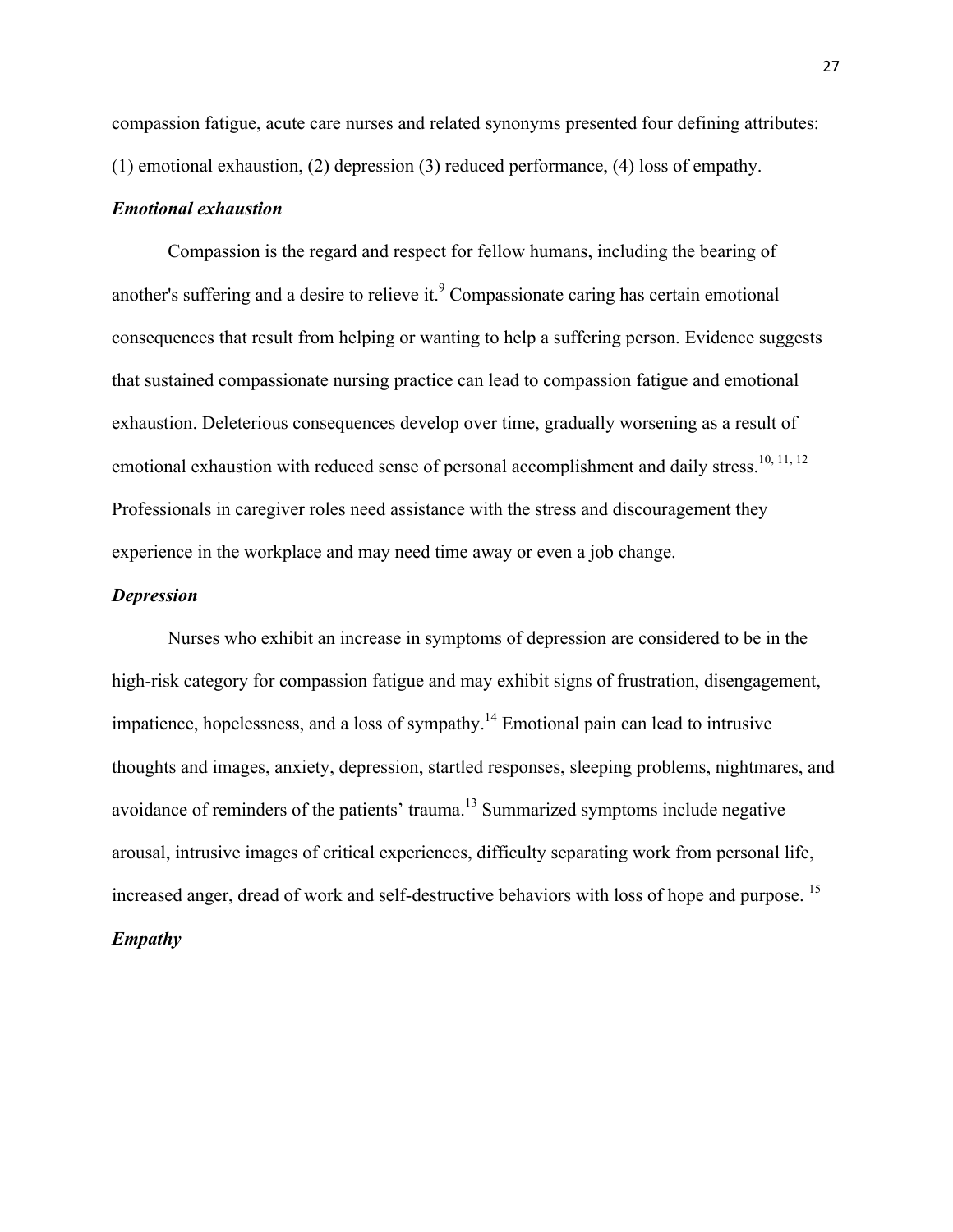compassion fatigue, acute care nurses and related synonyms presented four defining attributes: (1) emotional exhaustion, (2) depression (3) reduced performance, (4) loss of empathy.

### ***Emotional exhaustion***

Compassion is the regard and respect for fellow humans, including the bearing of another's suffering and a desire to relieve it.[9] Compassionate caring has certain emotional consequences that result from helping or wanting to help a suffering person. Evidence suggests that sustained compassionate nursing practice can lead to compassion fatigue and emotional exhaustion. Deleterious consequences develop over time, gradually worsening as a result of emotional exhaustion with reduced sense of personal accomplishment and daily stress.[10, 11, 12] Professionals in caregiver roles need assistance with the stress and discouragement they experience in the workplace and may need time away or even a job change.

### ***Depression***

Nurses who exhibit an increase in symptoms of depression are considered to be in the high-risk category for compassion fatigue and may exhibit signs of frustration, disengagement, impatience, hopelessness, and a loss of sympathy.[14] Emotional pain can lead to intrusive thoughts and images, anxiety, depression, startled responses, sleeping problems, nightmares, and avoidance of reminders of the patients' trauma.[13] Summarized symptoms include negative arousal, intrusive images of critical experiences, difficulty separating work from personal life, increased anger, dread of work and self-destructive behaviors with loss of hope and purpose. [15]

### ***Empathy***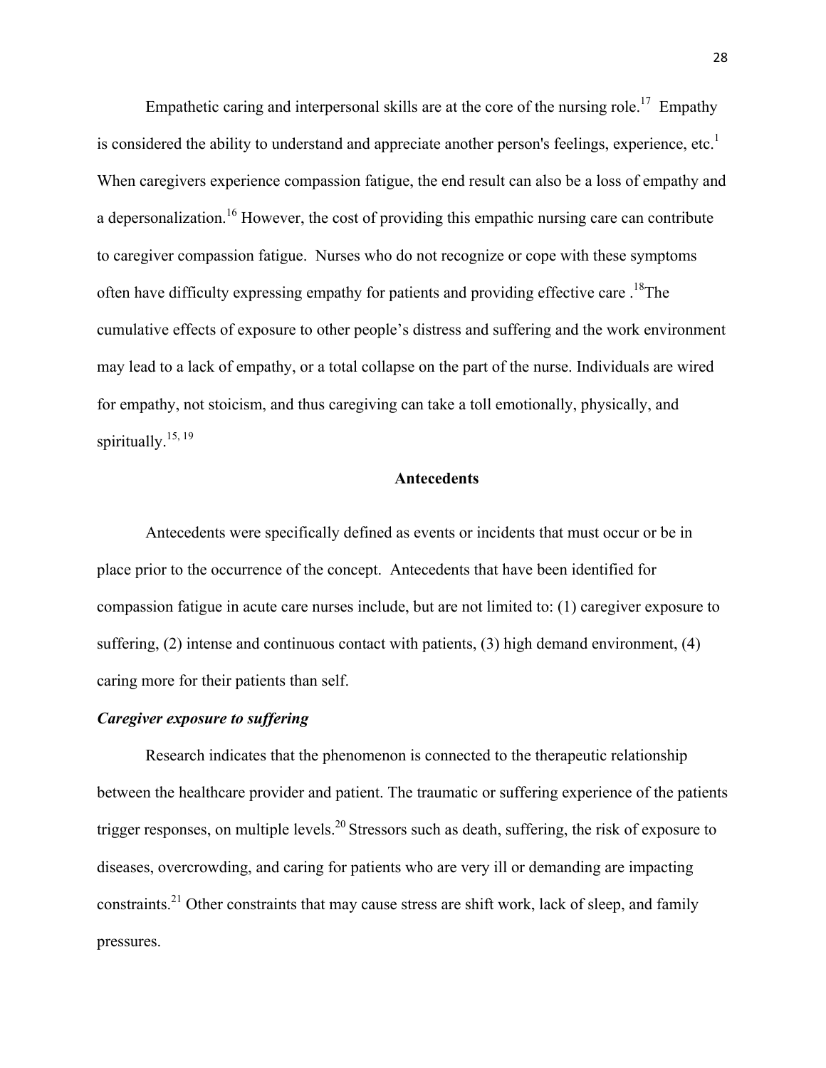Empathetic caring and interpersonal skills are at the core of the nursing role.[17] Empathy is considered the ability to understand and appreciate another person's feelings, experience, etc.[1] When caregivers experience compassion fatigue, the end result can also be a loss of empathy and a depersonalization.[16] However, the cost of providing this empathic nursing care can contribute to caregiver compassion fatigue. Nurses who do not recognize or cope with these symptoms often have difficulty expressing empathy for patients and providing effective care .[18]The cumulative effects of exposure to other people's distress and suffering and the work environment may lead to a lack of empathy, or a total collapse on the part of the nurse. Individuals are wired for empathy, not stoicism, and thus caregiving can take a toll emotionally, physically, and spiritually.[15, 19]

## Antecedents

Antecedents were specifically defined as events or incidents that must occur or be in place prior to the occurrence of the concept. Antecedents that have been identified for compassion fatigue in acute care nurses include, but are not limited to: (1) caregiver exposure to suffering, (2) intense and continuous contact with patients, (3) high demand environment, (4) caring more for their patients than self.

### *Caregiver exposure to suffering*

Research indicates that the phenomenon is connected to the therapeutic relationship between the healthcare provider and patient. The traumatic or suffering experience of the patients trigger responses, on multiple levels.[20] Stressors such as death, suffering, the risk of exposure to diseases, overcrowding, and caring for patients who are very ill or demanding are impacting constraints.[21] Other constraints that may cause stress are shift work, lack of sleep, and family pressures.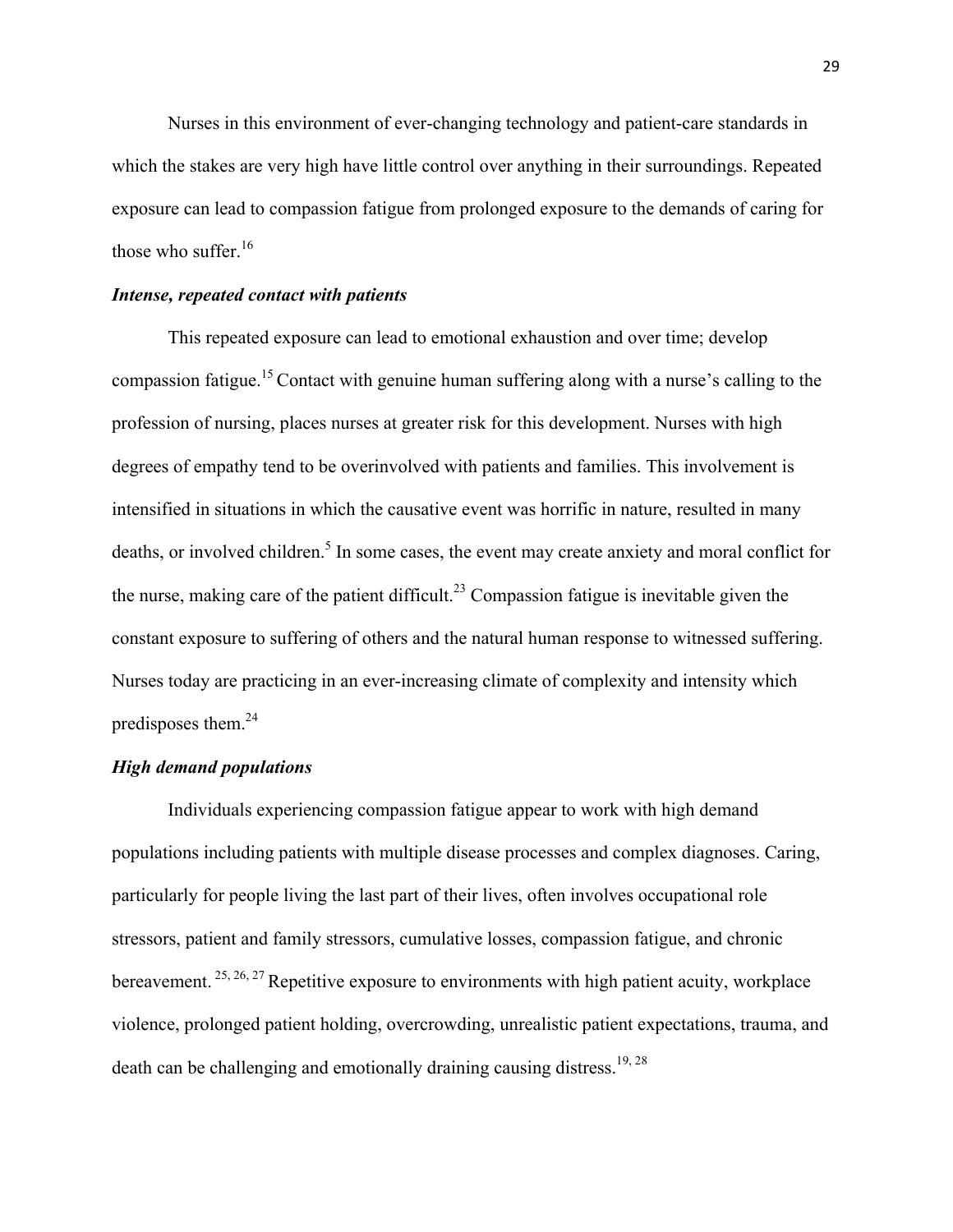Nurses in this environment of ever-changing technology and patient-care standards in which the stakes are very high have little control over anything in their surroundings. Repeated exposure can lead to compassion fatigue from prolonged exposure to the demands of caring for those who suffer.[16]

***Intense, repeated contact with patients***

This repeated exposure can lead to emotional exhaustion and over time; develop compassion fatigue.[15] Contact with genuine human suffering along with a nurse's calling to the profession of nursing, places nurses at greater risk for this development. Nurses with high degrees of empathy tend to be overinvolved with patients and families. This involvement is intensified in situations in which the causative event was horrific in nature, resulted in many deaths, or involved children.[5] In some cases, the event may create anxiety and moral conflict for the nurse, making care of the patient difficult.[23] Compassion fatigue is inevitable given the constant exposure to suffering of others and the natural human response to witnessed suffering. Nurses today are practicing in an ever-increasing climate of complexity and intensity which predisposes them.[24]

***High demand populations***

Individuals experiencing compassion fatigue appear to work with high demand populations including patients with multiple disease processes and complex diagnoses. Caring, particularly for people living the last part of their lives, often involves occupational role stressors, patient and family stressors, cumulative losses, compassion fatigue, and chronic bereavement.[25, 26, 27] Repetitive exposure to environments with high patient acuity, workplace violence, prolonged patient holding, overcrowding, unrealistic patient expectations, trauma, and death can be challenging and emotionally draining causing distress.[19, 28]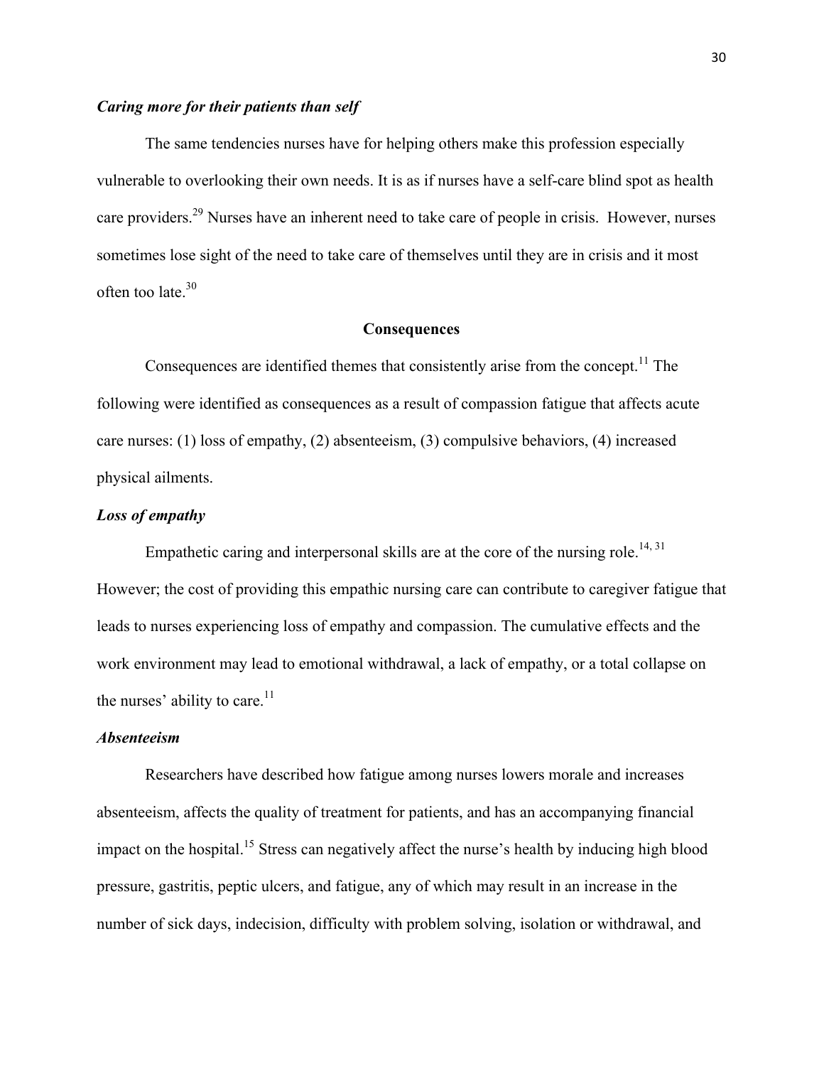***Caring more for their patients than self***

The same tendencies nurses have for helping others make this profession especially vulnerable to overlooking their own needs. It is as if nurses have a self-care blind spot as health care providers.[29] Nurses have an inherent need to take care of people in crisis. However, nurses sometimes lose sight of the need to take care of themselves until they are in crisis and it most often too late.[30]

## Consequences

Consequences are identified themes that consistently arise from the concept.[11] The following were identified as consequences as a result of compassion fatigue that affects acute care nurses: (1) loss of empathy, (2) absenteeism, (3) compulsive behaviors, (4) increased physical ailments.

***Loss of empathy***

Empathetic caring and interpersonal skills are at the core of the nursing role.[14, 31] However; the cost of providing this empathic nursing care can contribute to caregiver fatigue that leads to nurses experiencing loss of empathy and compassion. The cumulative effects and the work environment may lead to emotional withdrawal, a lack of empathy, or a total collapse on the nurses' ability to care.[11]

***Absenteeism***

Researchers have described how fatigue among nurses lowers morale and increases absenteeism, affects the quality of treatment for patients, and has an accompanying financial impact on the hospital.[15] Stress can negatively affect the nurse's health by inducing high blood pressure, gastritis, peptic ulcers, and fatigue, any of which may result in an increase in the number of sick days, indecision, difficulty with problem solving, isolation or withdrawal, and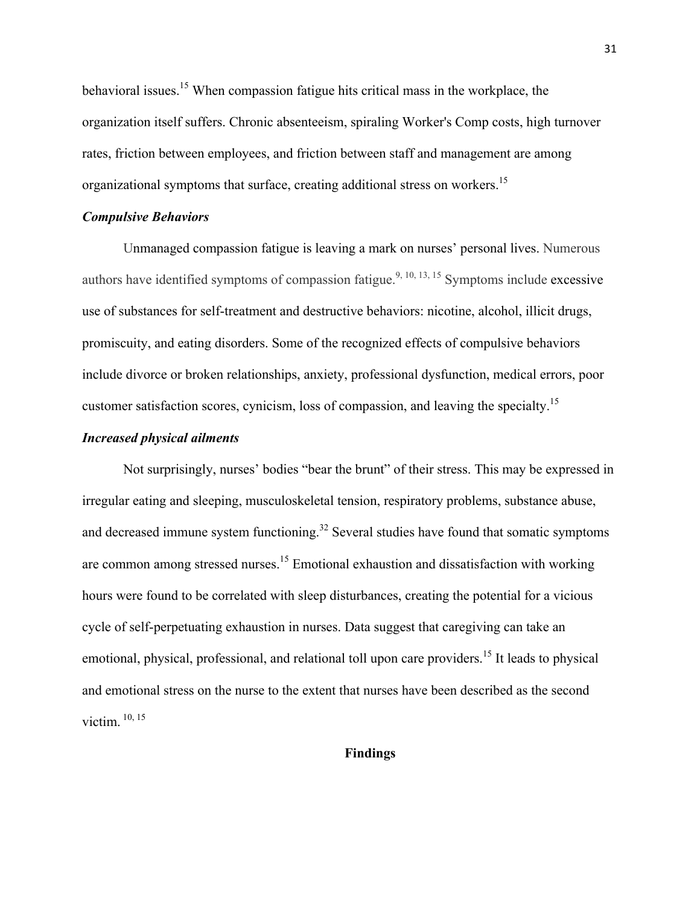behavioral issues.[15] When compassion fatigue hits critical mass in the workplace, the organization itself suffers. Chronic absenteeism, spiraling Worker's Comp costs, high turnover rates, friction between employees, and friction between staff and management are among organizational symptoms that surface, creating additional stress on workers.[15]

### *Compulsive Behaviors*

Unmanaged compassion fatigue is leaving a mark on nurses' personal lives. Numerous authors have identified symptoms of compassion fatigue.[9, 10, 13, 15] Symptoms include excessive use of substances for self-treatment and destructive behaviors: nicotine, alcohol, illicit drugs, promiscuity, and eating disorders. Some of the recognized effects of compulsive behaviors include divorce or broken relationships, anxiety, professional dysfunction, medical errors, poor customer satisfaction scores, cynicism, loss of compassion, and leaving the specialty.[15]

### *Increased physical ailments*

Not surprisingly, nurses' bodies "bear the brunt" of their stress. This may be expressed in irregular eating and sleeping, musculoskeletal tension, respiratory problems, substance abuse, and decreased immune system functioning.[32] Several studies have found that somatic symptoms are common among stressed nurses.[15] Emotional exhaustion and dissatisfaction with working hours were found to be correlated with sleep disturbances, creating the potential for a vicious cycle of self-perpetuating exhaustion in nurses. Data suggest that caregiving can take an emotional, physical, professional, and relational toll upon care providers.[15] It leads to physical and emotional stress on the nurse to the extent that nurses have been described as the second victim.[10, 15]

## Findings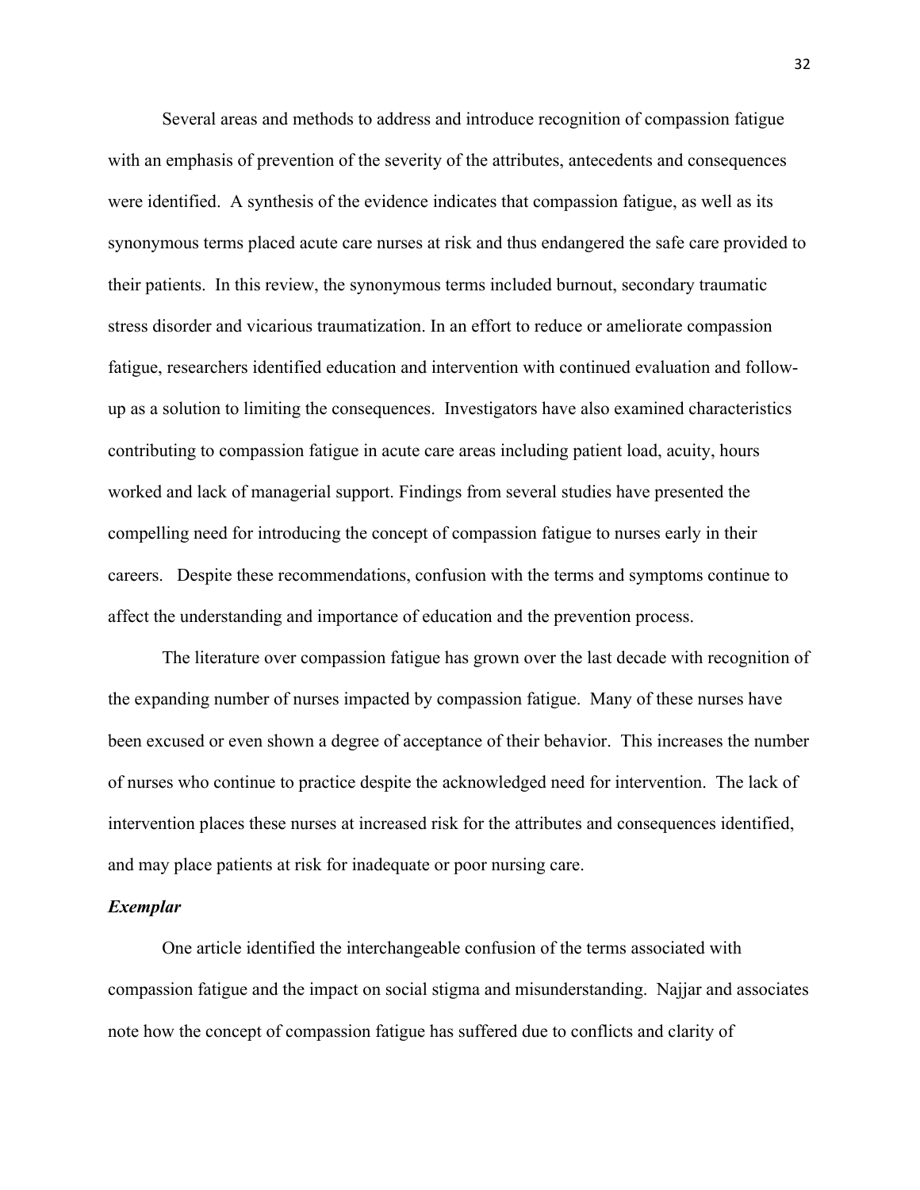Several areas and methods to address and introduce recognition of compassion fatigue with an emphasis of prevention of the severity of the attributes, antecedents and consequences were identified. A synthesis of the evidence indicates that compassion fatigue, as well as its synonymous terms placed acute care nurses at risk and thus endangered the safe care provided to their patients. In this review, the synonymous terms included burnout, secondary traumatic stress disorder and vicarious traumatization. In an effort to reduce or ameliorate compassion fatigue, researchers identified education and intervention with continued evaluation and follow-up as a solution to limiting the consequences. Investigators have also examined characteristics contributing to compassion fatigue in acute care areas including patient load, acuity, hours worked and lack of managerial support. Findings from several studies have presented the compelling need for introducing the concept of compassion fatigue to nurses early in their careers. Despite these recommendations, confusion with the terms and symptoms continue to affect the understanding and importance of education and the prevention process.

The literature over compassion fatigue has grown over the last decade with recognition of the expanding number of nurses impacted by compassion fatigue. Many of these nurses have been excused or even shown a degree of acceptance of their behavior. This increases the number of nurses who continue to practice despite the acknowledged need for intervention. The lack of intervention places these nurses at increased risk for the attributes and consequences identified, and may place patients at risk for inadequate or poor nursing care.

***Exemplar***

One article identified the interchangeable confusion of the terms associated with compassion fatigue and the impact on social stigma and misunderstanding. Najjar and associates note how the concept of compassion fatigue has suffered due to conflicts and clarity of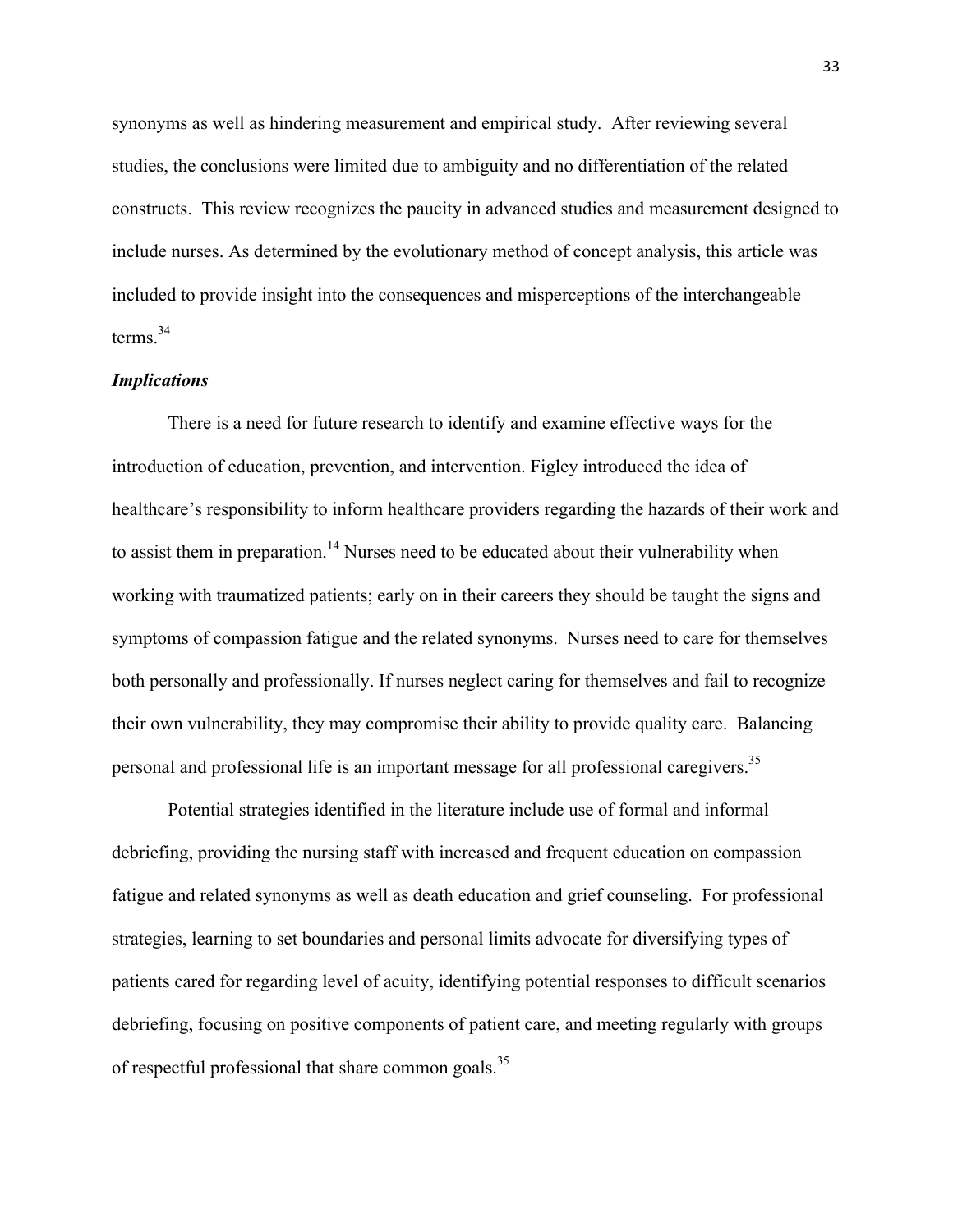synonyms as well as hindering measurement and empirical study. After reviewing several studies, the conclusions were limited due to ambiguity and no differentiation of the related constructs. This review recognizes the paucity in advanced studies and measurement designed to include nurses. As determined by the evolutionary method of concept analysis, this article was included to provide insight into the consequences and misperceptions of the interchangeable terms.[34]

### *Implications*

There is a need for future research to identify and examine effective ways for the introduction of education, prevention, and intervention. Figley introduced the idea of healthcare's responsibility to inform healthcare providers regarding the hazards of their work and to assist them in preparation.[14] Nurses need to be educated about their vulnerability when working with traumatized patients; early on in their careers they should be taught the signs and symptoms of compassion fatigue and the related synonyms. Nurses need to care for themselves both personally and professionally. If nurses neglect caring for themselves and fail to recognize their own vulnerability, they may compromise their ability to provide quality care. Balancing personal and professional life is an important message for all professional caregivers.[35]

Potential strategies identified in the literature include use of formal and informal debriefing, providing the nursing staff with increased and frequent education on compassion fatigue and related synonyms as well as death education and grief counseling. For professional strategies, learning to set boundaries and personal limits advocate for diversifying types of patients cared for regarding level of acuity, identifying potential responses to difficult scenarios debriefing, focusing on positive components of patient care, and meeting regularly with groups of respectful professional that share common goals.[35]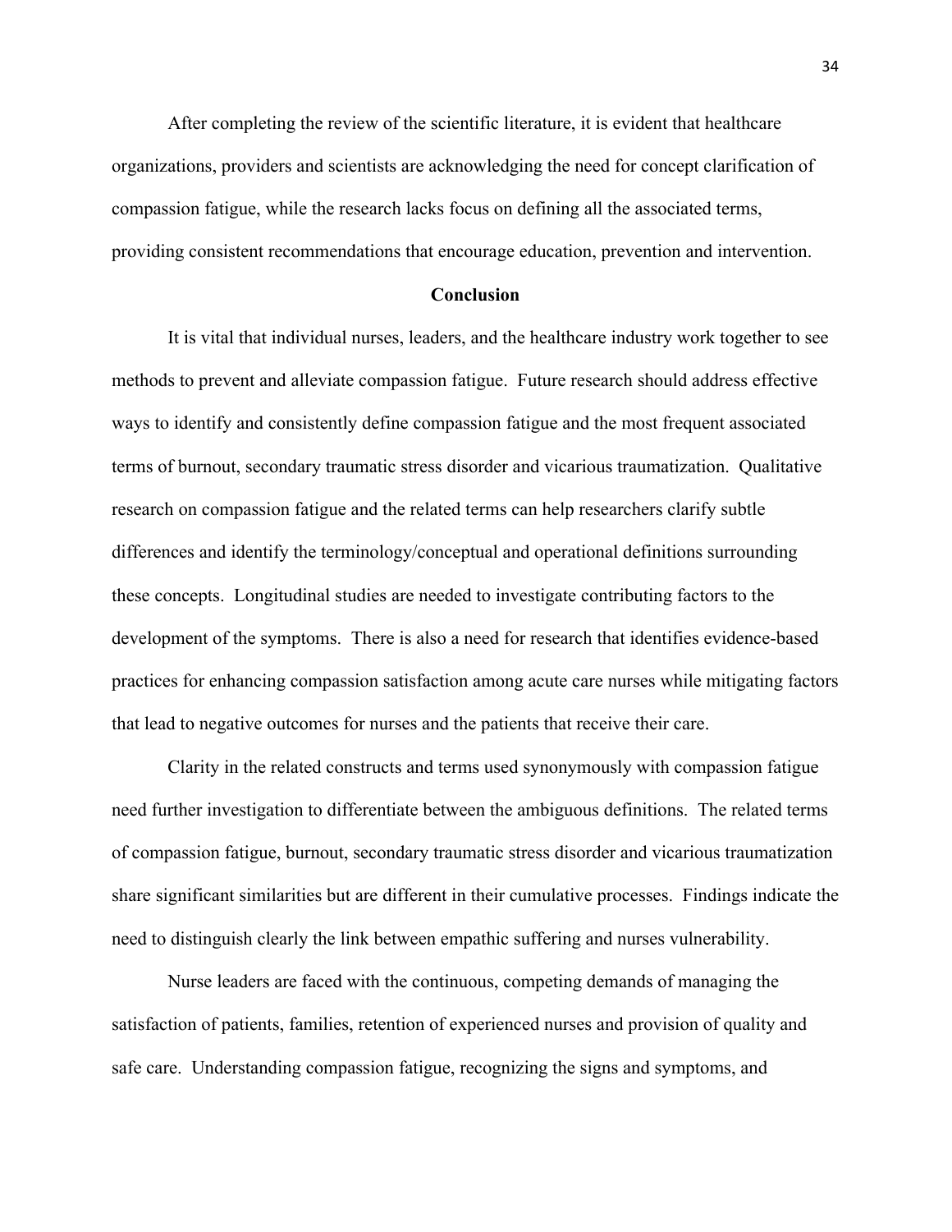After completing the review of the scientific literature, it is evident that healthcare organizations, providers and scientists are acknowledging the need for concept clarification of compassion fatigue, while the research lacks focus on defining all the associated terms, providing consistent recommendations that encourage education, prevention and intervention.

## Conclusion

It is vital that individual nurses, leaders, and the healthcare industry work together to see methods to prevent and alleviate compassion fatigue. Future research should address effective ways to identify and consistently define compassion fatigue and the most frequent associated terms of burnout, secondary traumatic stress disorder and vicarious traumatization. Qualitative research on compassion fatigue and the related terms can help researchers clarify subtle differences and identify the terminology/conceptual and operational definitions surrounding these concepts. Longitudinal studies are needed to investigate contributing factors to the development of the symptoms. There is also a need for research that identifies evidence-based practices for enhancing compassion satisfaction among acute care nurses while mitigating factors that lead to negative outcomes for nurses and the patients that receive their care.

Clarity in the related constructs and terms used synonymously with compassion fatigue need further investigation to differentiate between the ambiguous definitions. The related terms of compassion fatigue, burnout, secondary traumatic stress disorder and vicarious traumatization share significant similarities but are different in their cumulative processes. Findings indicate the need to distinguish clearly the link between empathic suffering and nurses vulnerability.

Nurse leaders are faced with the continuous, competing demands of managing the satisfaction of patients, families, retention of experienced nurses and provision of quality and safe care. Understanding compassion fatigue, recognizing the signs and symptoms, and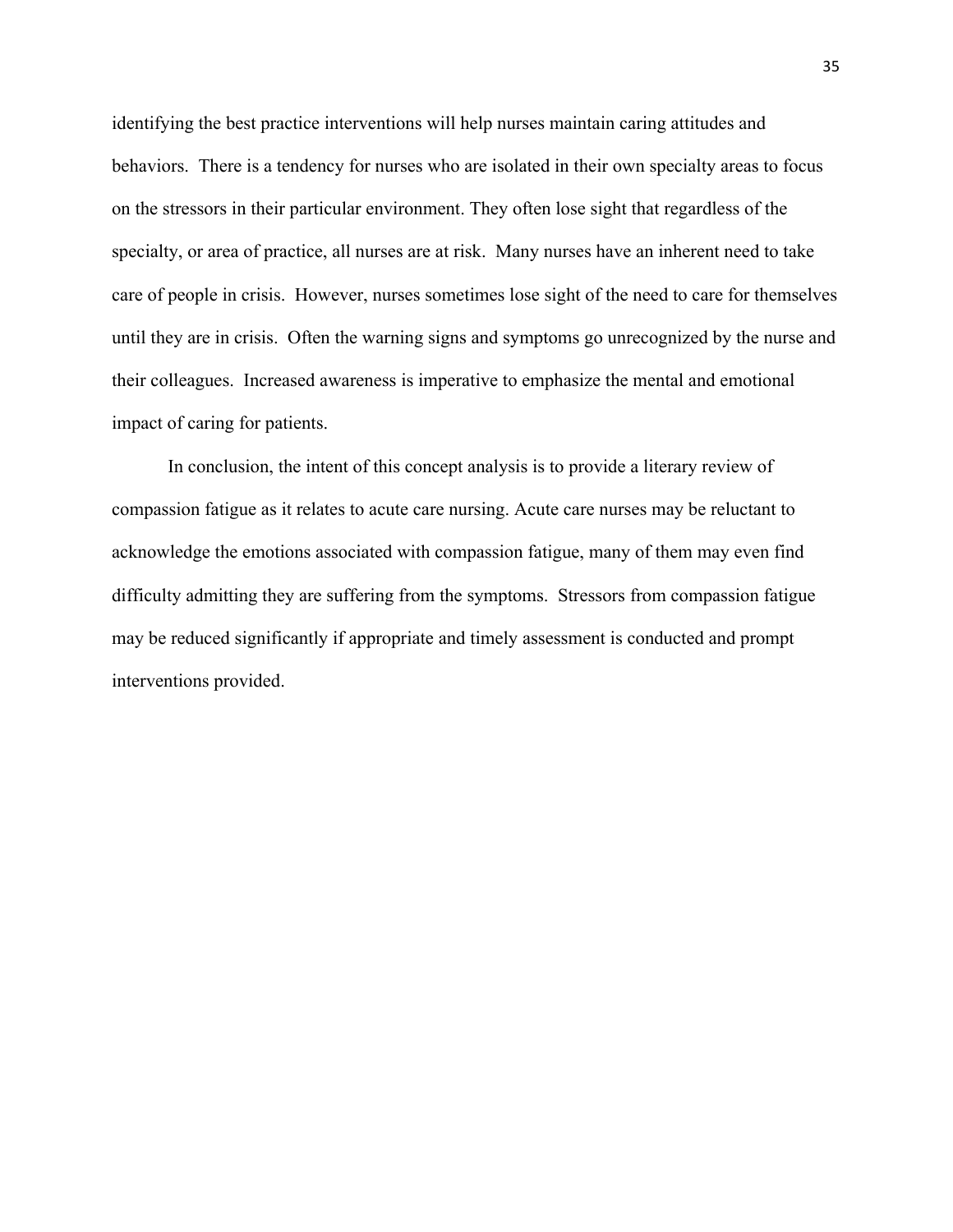identifying the best practice interventions will help nurses maintain caring attitudes and behaviors. There is a tendency for nurses who are isolated in their own specialty areas to focus on the stressors in their particular environment. They often lose sight that regardless of the specialty, or area of practice, all nurses are at risk. Many nurses have an inherent need to take care of people in crisis. However, nurses sometimes lose sight of the need to care for themselves until they are in crisis. Often the warning signs and symptoms go unrecognized by the nurse and their colleagues. Increased awareness is imperative to emphasize the mental and emotional impact of caring for patients.

In conclusion, the intent of this concept analysis is to provide a literary review of compassion fatigue as it relates to acute care nursing. Acute care nurses may be reluctant to acknowledge the emotions associated with compassion fatigue, many of them may even find difficulty admitting they are suffering from the symptoms. Stressors from compassion fatigue may be reduced significantly if appropriate and timely assessment is conducted and prompt interventions provided.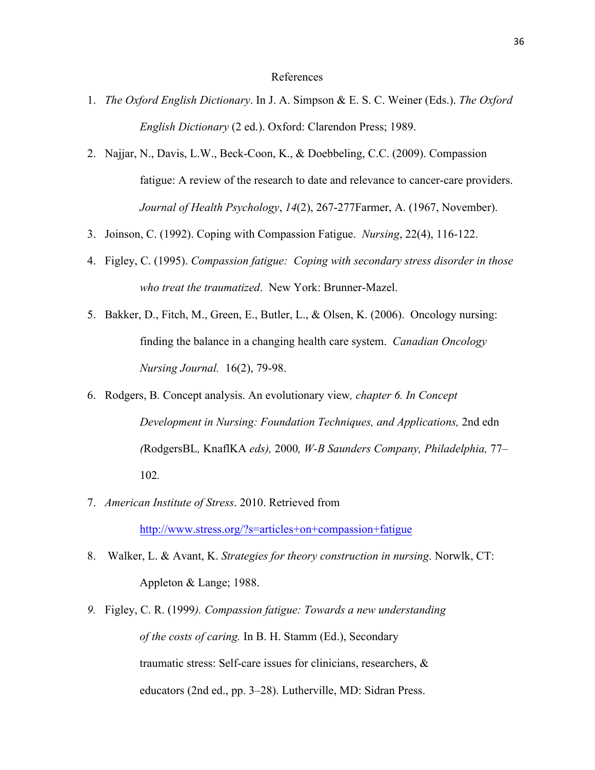# References

1. *The Oxford English Dictionary*. In J. A. Simpson & E. S. C. Weiner (Eds.). *The Oxford English Dictionary* (2 ed.). Oxford: Clarendon Press; 1989.

2. Najjar, N., Davis, L.W., Beck-Coon, K., & Doebbeling, C.C. (2009). Compassion fatigue: A review of the research to date and relevance to cancer-care providers. *Journal of Health Psychology*, *14*(2), 267-277Farmer, A. (1967, November).

3. Joinson, C. (1992). Coping with Compassion Fatigue. *Nursing*, 22(4), 116-122.

4. Figley, C. (1995). *Compassion fatigue: Coping with secondary stress disorder in those who treat the traumatized*. New York: Brunner-Mazel.

5. Bakker, D., Fitch, M., Green, E., Butler, L., & Olsen, K. (2006). Oncology nursing: finding the balance in a changing health care system. *Canadian Oncology Nursing Journal.* 16(2), 79-98.

6. Rodgers, B. Concept analysis. An evolutionary view*, chapter 6. In Concept Development in Nursing: Foundation Techniques, and Applications,* 2nd edn *(*RodgersBL*,* KnaflKA *eds),* 2000*, W-B Saunders Company, Philadelphia,* 77–102*.*

7. *American Institute of Stress*. 2010. Retrieved from http://www.stress.org/?s=articles+on+compassion+fatigue

8. Walker, L. & Avant, K. *Strategies for theory construction in nursing*. Norwlk, CT: Appleton & Lange; 1988.

9. Figley, C. R. (1999*). Compassion fatigue: Towards a new understanding of the costs of caring.* In B. H. Stamm (Ed.), Secondary traumatic stress: Self-care issues for clinicians, researchers, & educators (2nd ed., pp. 3–28). Lutherville, MD: Sidran Press.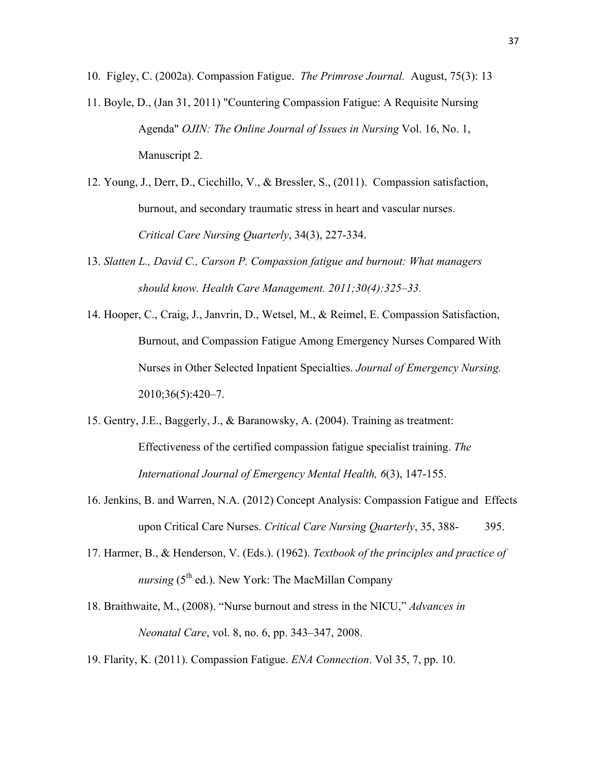10. Figley, C. (2002a). Compassion Fatigue. *The Primrose Journal.* August, 75(3): 13

11. Boyle, D., (Jan 31, 2011) "Countering Compassion Fatigue: A Requisite Nursing Agenda" *OJIN: The Online Journal of Issues in Nursing* Vol. 16, No. 1, Manuscript 2.

12. Young, J., Derr, D., Cicchillo, V., & Bressler, S., (2011). Compassion satisfaction, burnout, and secondary traumatic stress in heart and vascular nurses. *Critical Care Nursing Quarterly*, 34(3), 227-334.

13. *Slatten L., David C., Carson P. Compassion fatigue and burnout: What managers should know. Health Care Management. 2011;30(4):325–33.*

14. Hooper, C., Craig, J., Janvrin, D., Wetsel, M., & Reimel, E. Compassion Satisfaction, Burnout, and Compassion Fatigue Among Emergency Nurses Compared With Nurses in Other Selected Inpatient Specialties. *Journal of Emergency Nursing.* 2010;36(5):420–7.

15. Gentry, J.E., Baggerly, J., & Baranowsky, A. (2004). Training as treatment: Effectiveness of the certified compassion fatigue specialist training. *The International Journal of Emergency Mental Health, 6*(3), 147-155.

16. Jenkins, B. and Warren, N.A. (2012) Concept Analysis: Compassion Fatigue and Effects upon Critical Care Nurses. *Critical Care Nursing Quarterly*, 35, 388- 395.

17. Harmer, B., & Henderson, V. (Eds.). (1962). *Textbook of the principles and practice of nursing* (5th ed.). New York: The MacMillan Company

18. Braithwaite, M., (2008). "Nurse burnout and stress in the NICU," *Advances in Neonatal Care*, vol. 8, no. 6, pp. 343–347, 2008.

19. Flarity, K. (2011). Compassion Fatigue. *ENA Connection*. Vol 35, 7, pp. 10.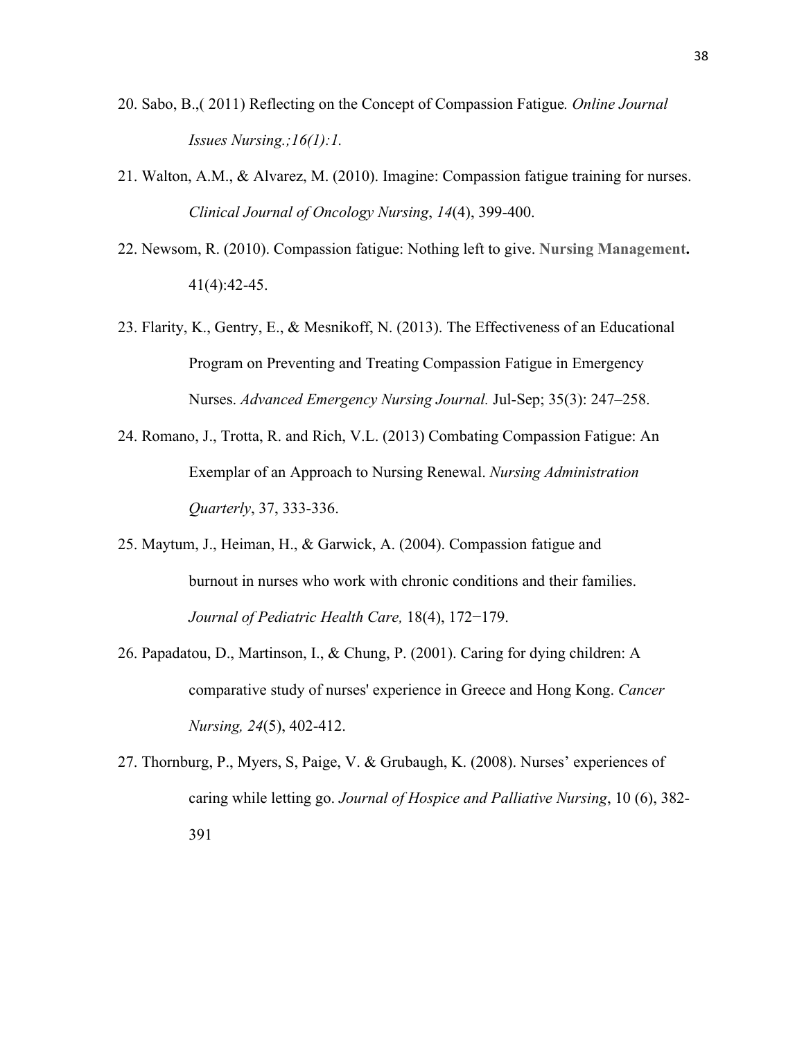20. Sabo, B.,( 2011) Reflecting on the Concept of Compassion Fatigue*. Online Journal Issues Nursing.;16(1):1.*

21. Walton, A.M., & Alvarez, M. (2010). Imagine: Compassion fatigue training for nurses. *Clinical Journal of Oncology Nursing*, *14*(4), 399-400.

22. Newsom, R. (2010). Compassion fatigue: Nothing left to give. **Nursing Management.** 41(4):42-45.

23. Flarity, K., Gentry, E., & Mesnikoff, N. (2013). The Effectiveness of an Educational Program on Preventing and Treating Compassion Fatigue in Emergency Nurses. *Advanced Emergency Nursing Journal.* Jul-Sep; 35(3): 247–258.

24. Romano, J., Trotta, R. and Rich, V.L. (2013) Combating Compassion Fatigue: An Exemplar of an Approach to Nursing Renewal. *Nursing Administration Quarterly*, 37, 333-336.

25. Maytum, J., Heiman, H., & Garwick, A. (2004). Compassion fatigue and burnout in nurses who work with chronic conditions and their families. *Journal of Pediatric Health Care,* 18(4), 172−179.

26. Papadatou, D., Martinson, I., & Chung, P. (2001). Caring for dying children: A comparative study of nurses' experience in Greece and Hong Kong. *Cancer Nursing, 24*(5), 402-412.

27. Thornburg, P., Myers, S, Paige, V. & Grubaugh, K. (2008). Nurses' experiences of caring while letting go. *Journal of Hospice and Palliative Nursing*, 10 (6), 382-391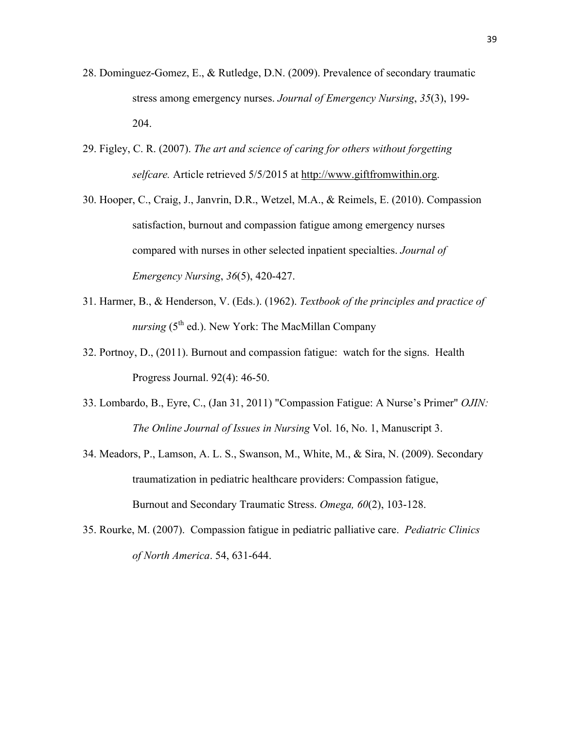28. Dominguez-Gomez, E., & Rutledge, D.N. (2009). Prevalence of secondary traumatic stress among emergency nurses. *Journal of Emergency Nursing*, *35*(3), 199-204.

29. Figley, C. R. (2007). *The art and science of caring for others without forgetting selfcare.* Article retrieved 5/5/2015 at http://www.giftfromwithin.org.

30. Hooper, C., Craig, J., Janvrin, D.R., Wetzel, M.A., & Reimels, E. (2010). Compassion satisfaction, burnout and compassion fatigue among emergency nurses compared with nurses in other selected inpatient specialties. *Journal of Emergency Nursing*, *36*(5), 420-427.

31. Harmer, B., & Henderson, V. (Eds.). (1962). *Textbook of the principles and practice of nursing* (5th ed.). New York: The MacMillan Company

32. Portnoy, D., (2011). Burnout and compassion fatigue: watch for the signs. Health Progress Journal. 92(4): 46-50.

33. Lombardo, B., Eyre, C., (Jan 31, 2011) "Compassion Fatigue: A Nurse's Primer" *OJIN: The Online Journal of Issues in Nursing* Vol. 16, No. 1, Manuscript 3.

34. Meadors, P., Lamson, A. L. S., Swanson, M., White, M., & Sira, N. (2009). Secondary traumatization in pediatric healthcare providers: Compassion fatigue, Burnout and Secondary Traumatic Stress. *Omega, 60*(2), 103-128.

35. Rourke, M. (2007). Compassion fatigue in pediatric palliative care. *Pediatric Clinics of North America*. 54, 631-644.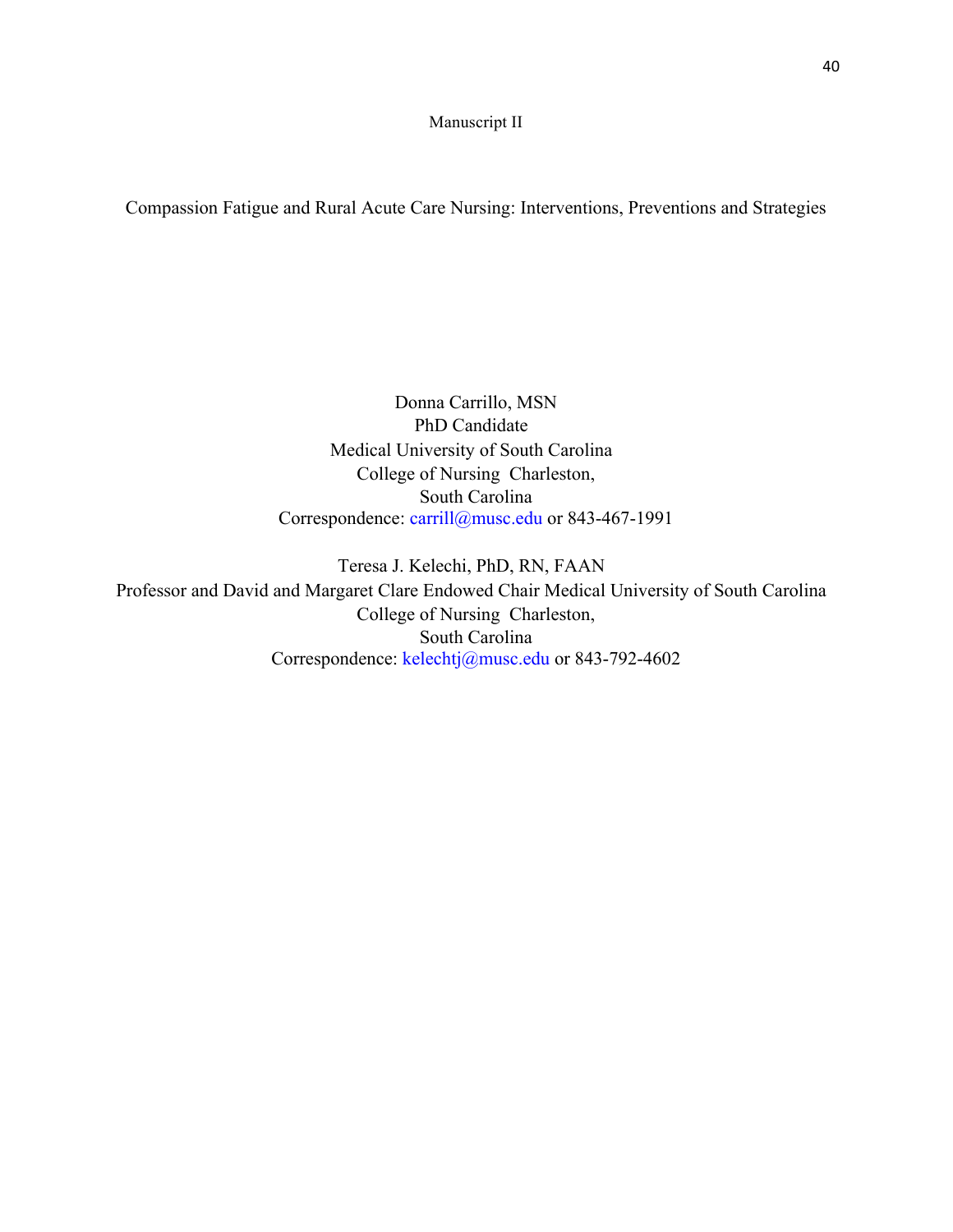Manuscript II

# Compassion Fatigue and Rural Acute Care Nursing: Interventions, Preventions and Strategies

Donna Carrillo, MSN
PhD Candidate
Medical University of South Carolina
College of Nursing Charleston,
South Carolina
Correspondence: carrill@musc.edu or 843-467-1991

Teresa J. Kelechi, PhD, RN, FAAN
Professor and David and Margaret Clare Endowed Chair Medical University of South Carolina
College of Nursing Charleston,
South Carolina
Correspondence: kelechtj@musc.edu or 843-792-4602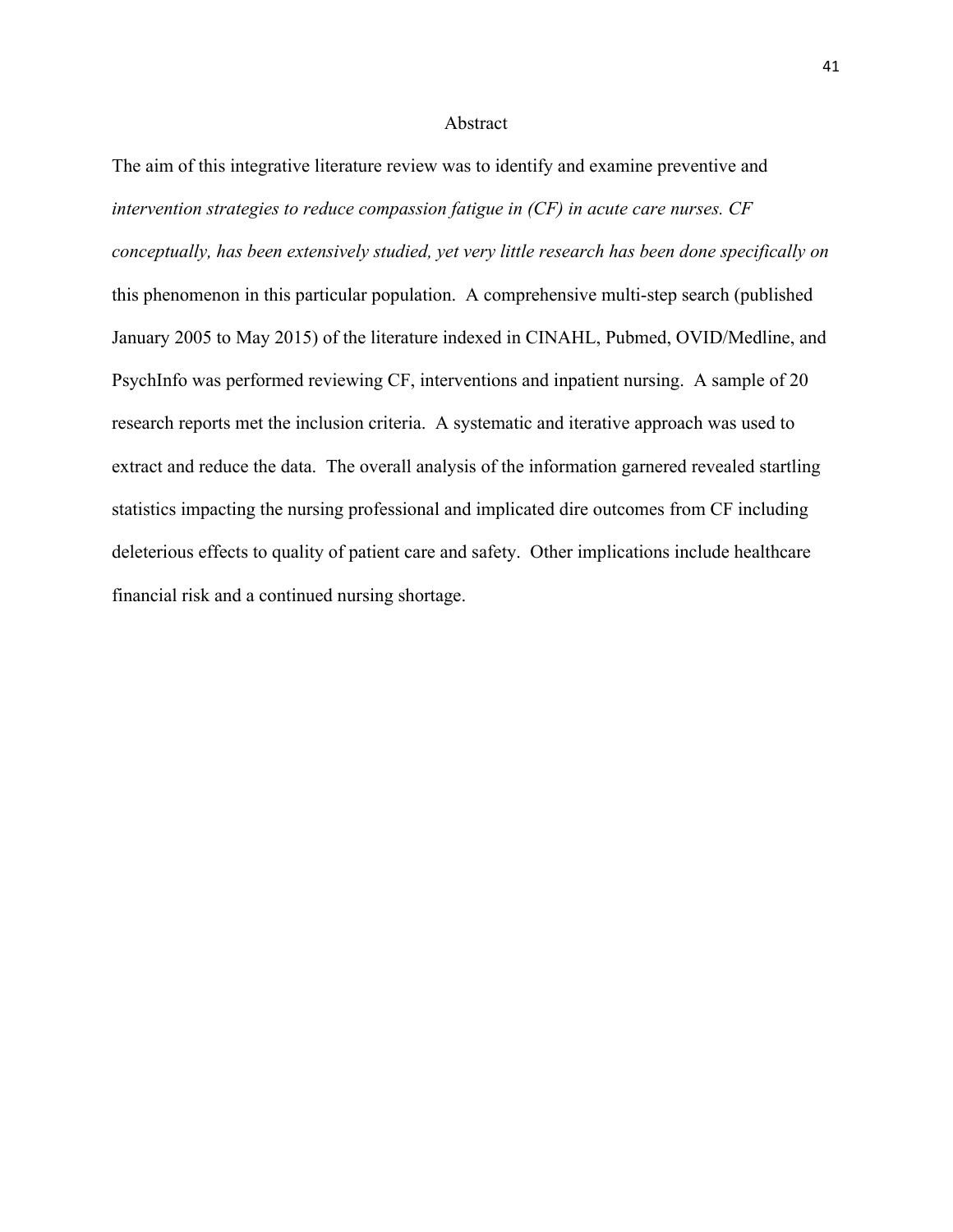# Abstract

The aim of this integrative literature review was to identify and examine preventive and *intervention strategies to reduce compassion fatigue in (CF) in acute care nurses. CF conceptually, has been extensively studied, yet very little research has been done specifically on* this phenomenon in this particular population. A comprehensive multi-step search (published January 2005 to May 2015) of the literature indexed in CINAHL, Pubmed, OVID/Medline, and PsychInfo was performed reviewing CF, interventions and inpatient nursing. A sample of 20 research reports met the inclusion criteria. A systematic and iterative approach was used to extract and reduce the data. The overall analysis of the information garnered revealed startling statistics impacting the nursing professional and implicated dire outcomes from CF including deleterious effects to quality of patient care and safety. Other implications include healthcare financial risk and a continued nursing shortage.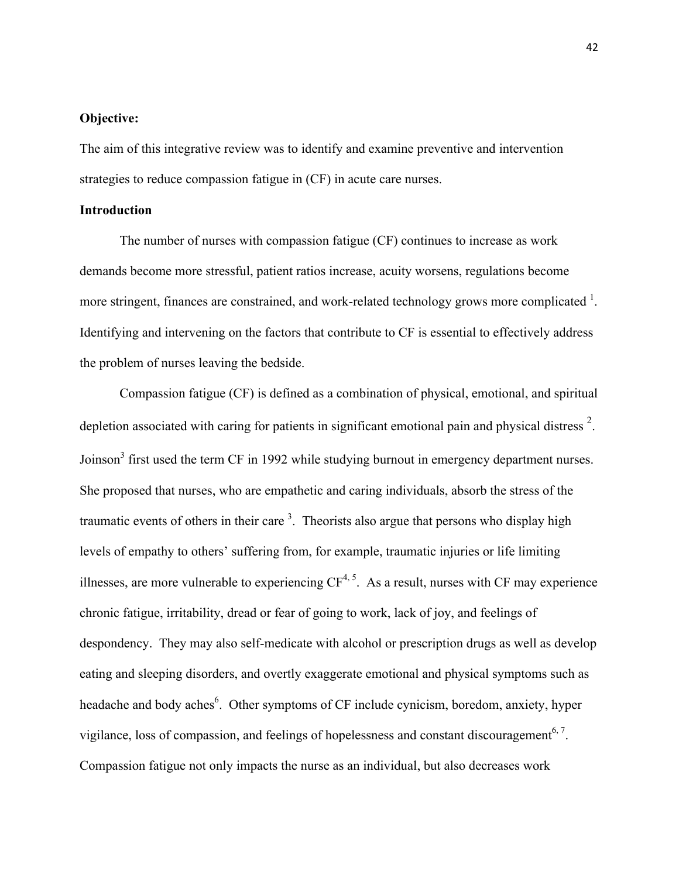**Objective:**

The aim of this integrative review was to identify and examine preventive and intervention strategies to reduce compassion fatigue in (CF) in acute care nurses.

**Introduction**

The number of nurses with compassion fatigue (CF) continues to increase as work demands become more stressful, patient ratios increase, acuity worsens, regulations become more stringent, finances are constrained, and work-related technology grows more complicated [1]. Identifying and intervening on the factors that contribute to CF is essential to effectively address the problem of nurses leaving the bedside.

Compassion fatigue (CF) is defined as a combination of physical, emotional, and spiritual depletion associated with caring for patients in significant emotional pain and physical distress [2]. Joinson[3] first used the term CF in 1992 while studying burnout in emergency department nurses. She proposed that nurses, who are empathetic and caring individuals, absorb the stress of the traumatic events of others in their care [3]. Theorists also argue that persons who display high levels of empathy to others' suffering from, for example, traumatic injuries or life limiting illnesses, are more vulnerable to experiencing CF[4, 5]. As a result, nurses with CF may experience chronic fatigue, irritability, dread or fear of going to work, lack of joy, and feelings of despondency. They may also self-medicate with alcohol or prescription drugs as well as develop eating and sleeping disorders, and overtly exaggerate emotional and physical symptoms such as headache and body aches[6]. Other symptoms of CF include cynicism, boredom, anxiety, hyper vigilance, loss of compassion, and feelings of hopelessness and constant discouragement[6, 7]. Compassion fatigue not only impacts the nurse as an individual, but also decreases work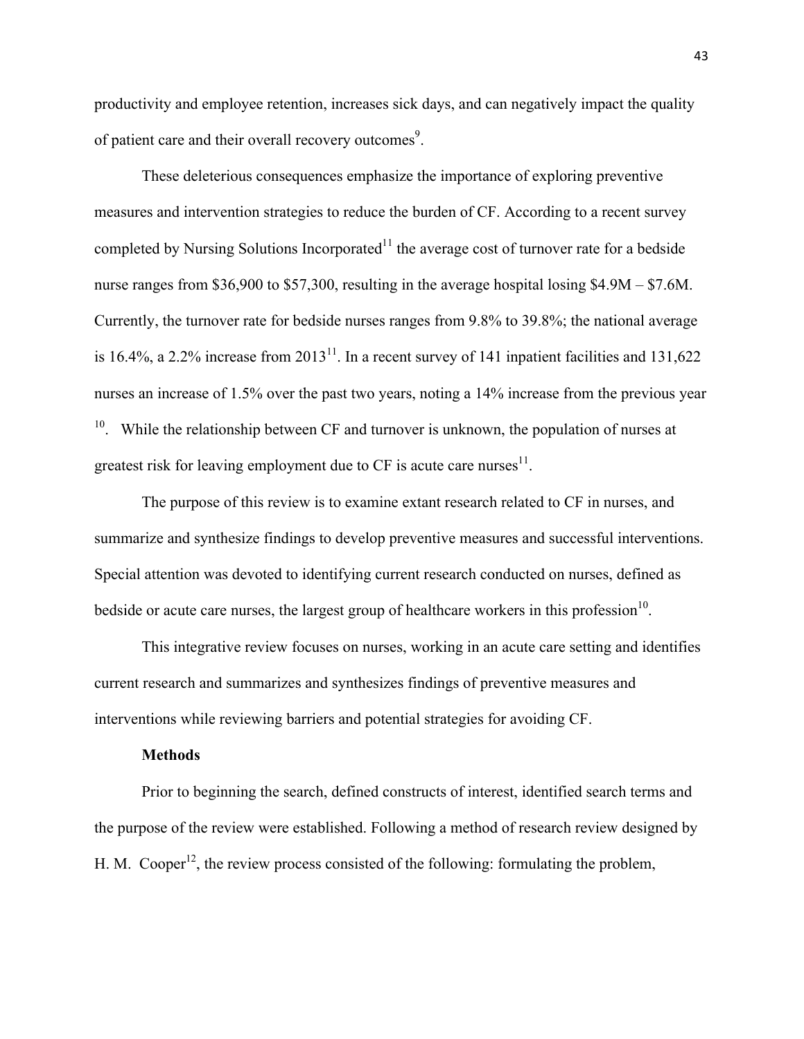productivity and employee retention, increases sick days, and can negatively impact the quality of patient care and their overall recovery outcomes[9].

These deleterious consequences emphasize the importance of exploring preventive measures and intervention strategies to reduce the burden of CF. According to a recent survey completed by Nursing Solutions Incorporated[11] the average cost of turnover rate for a bedside nurse ranges from $36,900 to $57,300, resulting in the average hospital losing $4.9M – $7.6M. Currently, the turnover rate for bedside nurses ranges from 9.8% to 39.8%; the national average is 16.4%, a 2.2% increase from 2013[11]. In a recent survey of 141 inpatient facilities and 131,622 nurses an increase of 1.5% over the past two years, noting a 14% increase from the previous year [10]. While the relationship between CF and turnover is unknown, the population of nurses at greatest risk for leaving employment due to CF is acute care nurses[11].

The purpose of this review is to examine extant research related to CF in nurses, and summarize and synthesize findings to develop preventive measures and successful interventions. Special attention was devoted to identifying current research conducted on nurses, defined as bedside or acute care nurses, the largest group of healthcare workers in this profession[10].

This integrative review focuses on nurses, working in an acute care setting and identifies current research and summarizes and synthesizes findings of preventive measures and interventions while reviewing barriers and potential strategies for avoiding CF.

**Methods**

Prior to beginning the search, defined constructs of interest, identified search terms and the purpose of the review were established. Following a method of research review designed by H. M. Cooper[12], the review process consisted of the following: formulating the problem,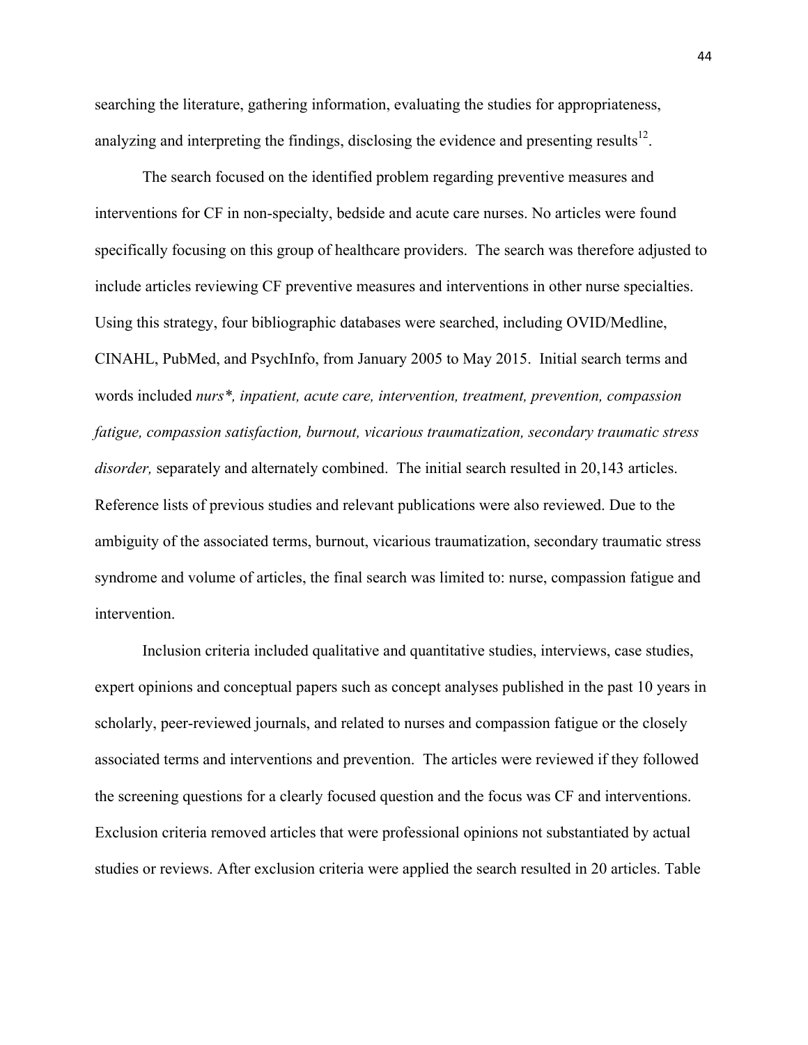searching the literature, gathering information, evaluating the studies for appropriateness, analyzing and interpreting the findings, disclosing the evidence and presenting results[12].

The search focused on the identified problem regarding preventive measures and interventions for CF in non-specialty, bedside and acute care nurses. No articles were found specifically focusing on this group of healthcare providers. The search was therefore adjusted to include articles reviewing CF preventive measures and interventions in other nurse specialties. Using this strategy, four bibliographic databases were searched, including OVID/Medline, CINAHL, PubMed, and PsychInfo, from January 2005 to May 2015. Initial search terms and words included *nurs*, inpatient, acute care, intervention, treatment, prevention, compassion fatigue, compassion satisfaction, burnout, vicarious traumatization, secondary traumatic stress disorder,* separately and alternately combined. The initial search resulted in 20,143 articles. Reference lists of previous studies and relevant publications were also reviewed. Due to the ambiguity of the associated terms, burnout, vicarious traumatization, secondary traumatic stress syndrome and volume of articles, the final search was limited to: nurse, compassion fatigue and intervention.

Inclusion criteria included qualitative and quantitative studies, interviews, case studies, expert opinions and conceptual papers such as concept analyses published in the past 10 years in scholarly, peer-reviewed journals, and related to nurses and compassion fatigue or the closely associated terms and interventions and prevention. The articles were reviewed if they followed the screening questions for a clearly focused question and the focus was CF and interventions. Exclusion criteria removed articles that were professional opinions not substantiated by actual studies or reviews. After exclusion criteria were applied the search resulted in 20 articles. Table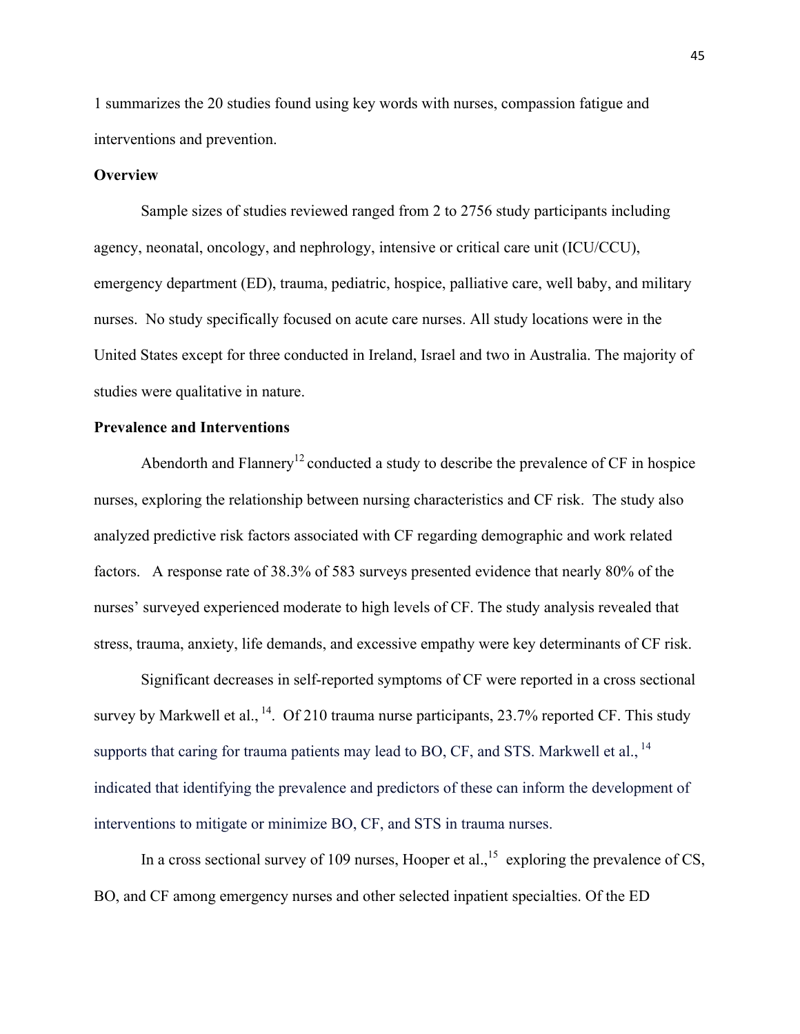1 summarizes the 20 studies found using key words with nurses, compassion fatigue and interventions and prevention.

**Overview**

Sample sizes of studies reviewed ranged from 2 to 2756 study participants including agency, neonatal, oncology, and nephrology, intensive or critical care unit (ICU/CCU), emergency department (ED), trauma, pediatric, hospice, palliative care, well baby, and military nurses. No study specifically focused on acute care nurses. All study locations were in the United States except for three conducted in Ireland, Israel and two in Australia. The majority of studies were qualitative in nature.

**Prevalence and Interventions**

Abendorth and Flannery[12] conducted a study to describe the prevalence of CF in hospice nurses, exploring the relationship between nursing characteristics and CF risk. The study also analyzed predictive risk factors associated with CF regarding demographic and work related factors. A response rate of 38.3% of 583 surveys presented evidence that nearly 80% of the nurses' surveyed experienced moderate to high levels of CF. The study analysis revealed that stress, trauma, anxiety, life demands, and excessive empathy were key determinants of CF risk.

Significant decreases in self-reported symptoms of CF were reported in a cross sectional survey by Markwell et al.,[14]. Of 210 trauma nurse participants, 23.7% reported CF. This study supports that caring for trauma patients may lead to BO, CF, and STS. Markwell et al.,[14] indicated that identifying the prevalence and predictors of these can inform the development of interventions to mitigate or minimize BO, CF, and STS in trauma nurses.

In a cross sectional survey of 109 nurses, Hooper et al.,[15] exploring the prevalence of CS, BO, and CF among emergency nurses and other selected inpatient specialties. Of the ED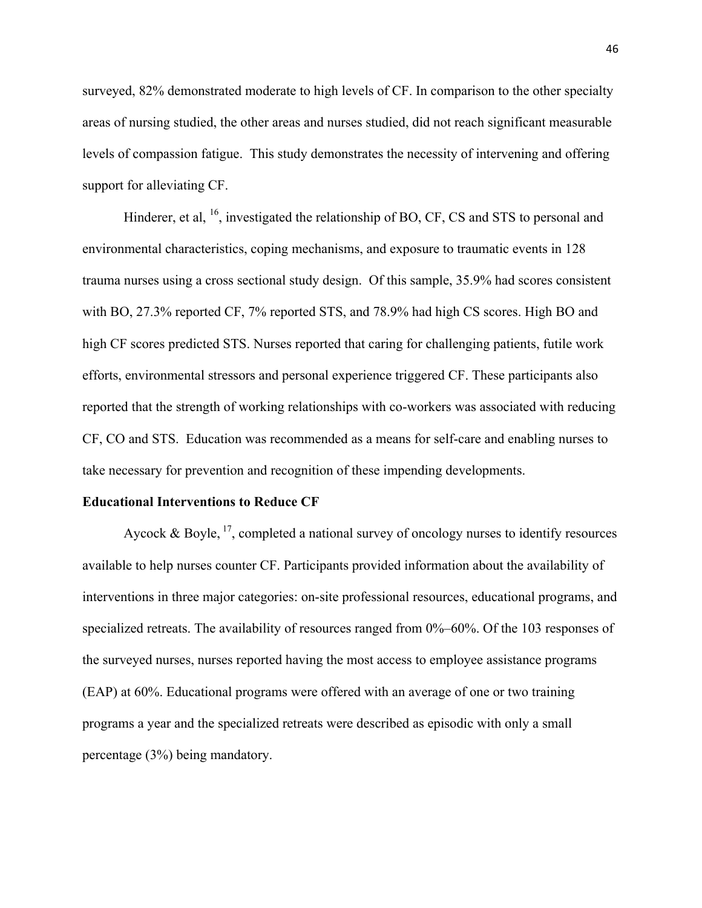surveyed, 82% demonstrated moderate to high levels of CF. In comparison to the other specialty areas of nursing studied, the other areas and nurses studied, did not reach significant measurable levels of compassion fatigue. This study demonstrates the necessity of intervening and offering support for alleviating CF.

Hinderer, et al, [16], investigated the relationship of BO, CF, CS and STS to personal and environmental characteristics, coping mechanisms, and exposure to traumatic events in 128 trauma nurses using a cross sectional study design. Of this sample, 35.9% had scores consistent with BO, 27.3% reported CF, 7% reported STS, and 78.9% had high CS scores. High BO and high CF scores predicted STS. Nurses reported that caring for challenging patients, futile work efforts, environmental stressors and personal experience triggered CF. These participants also reported that the strength of working relationships with co-workers was associated with reducing CF, CO and STS. Education was recommended as a means for self-care and enabling nurses to take necessary for prevention and recognition of these impending developments.

**Educational Interventions to Reduce CF**

Aycock & Boyle, [17], completed a national survey of oncology nurses to identify resources available to help nurses counter CF. Participants provided information about the availability of interventions in three major categories: on-site professional resources, educational programs, and specialized retreats. The availability of resources ranged from 0%–60%. Of the 103 responses of the surveyed nurses, nurses reported having the most access to employee assistance programs (EAP) at 60%. Educational programs were offered with an average of one or two training programs a year and the specialized retreats were described as episodic with only a small percentage (3%) being mandatory.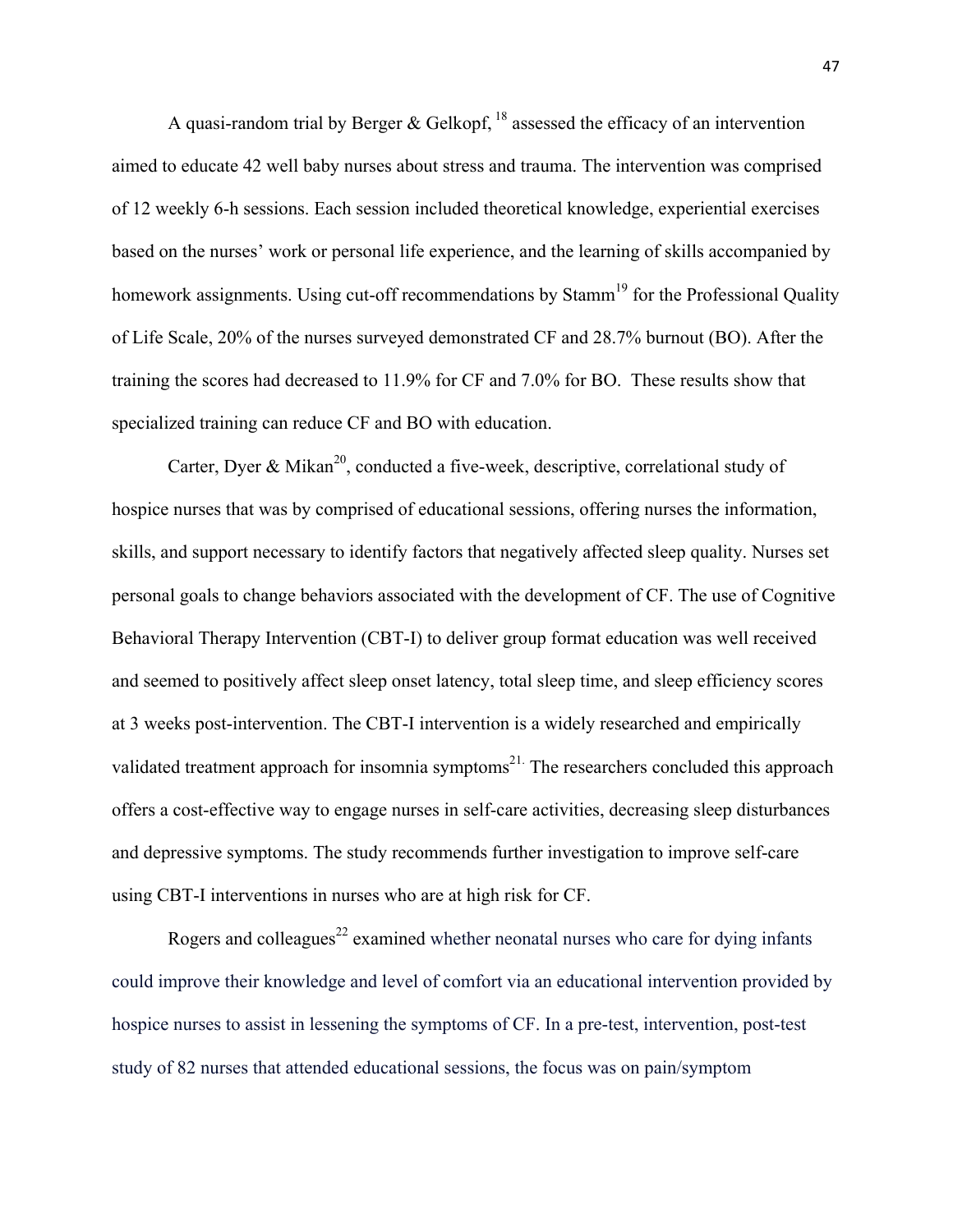A quasi-random trial by Berger & Gelkopf, [18] assessed the efficacy of an intervention aimed to educate 42 well baby nurses about stress and trauma. The intervention was comprised of 12 weekly 6-h sessions. Each session included theoretical knowledge, experiential exercises based on the nurses' work or personal life experience, and the learning of skills accompanied by homework assignments. Using cut-off recommendations by Stamm[19] for the Professional Quality of Life Scale, 20% of the nurses surveyed demonstrated CF and 28.7% burnout (BO). After the training the scores had decreased to 11.9% for CF and 7.0% for BO. These results show that specialized training can reduce CF and BO with education.

Carter, Dyer & Mikan[20], conducted a five-week, descriptive, correlational study of hospice nurses that was by comprised of educational sessions, offering nurses the information, skills, and support necessary to identify factors that negatively affected sleep quality. Nurses set personal goals to change behaviors associated with the development of CF. The use of Cognitive Behavioral Therapy Intervention (CBT-I) to deliver group format education was well received and seemed to positively affect sleep onset latency, total sleep time, and sleep efficiency scores at 3 weeks post-intervention. The CBT-I intervention is a widely researched and empirically validated treatment approach for insomnia symptoms[21.] The researchers concluded this approach offers a cost-effective way to engage nurses in self-care activities, decreasing sleep disturbances and depressive symptoms. The study recommends further investigation to improve self-care using CBT-I interventions in nurses who are at high risk for CF.

Rogers and colleagues[22] examined whether neonatal nurses who care for dying infants could improve their knowledge and level of comfort via an educational intervention provided by hospice nurses to assist in lessening the symptoms of CF. In a pre-test, intervention, post-test study of 82 nurses that attended educational sessions, the focus was on pain/symptom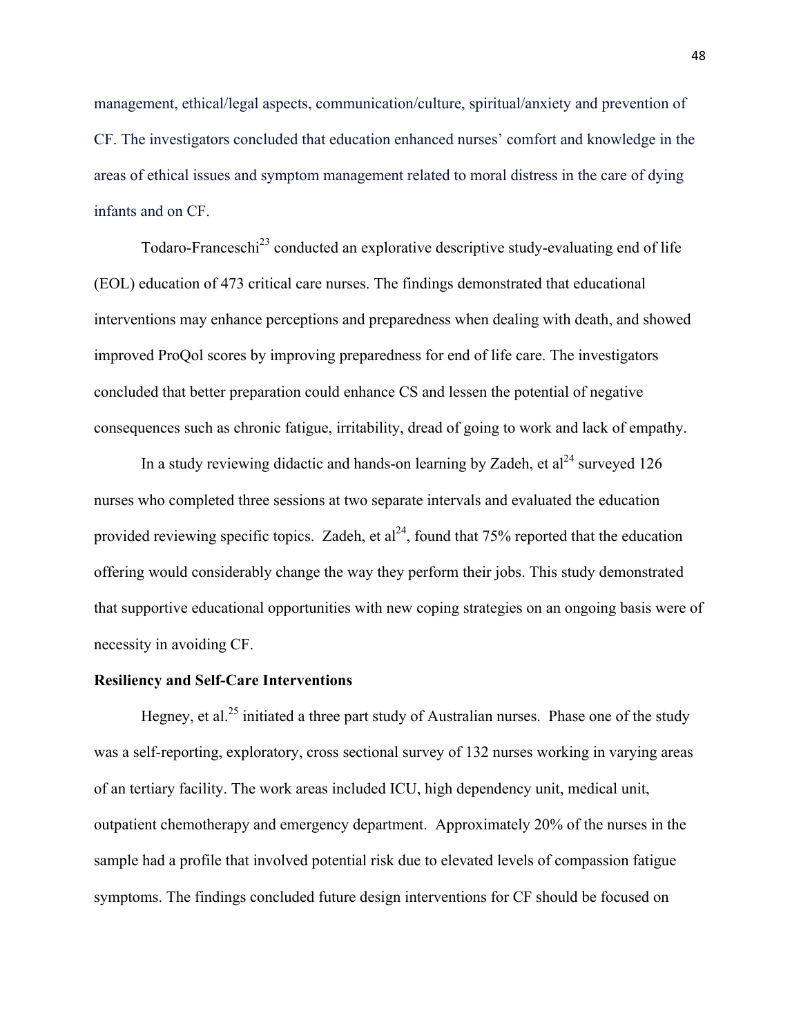management, ethical/legal aspects, communication/culture, spiritual/anxiety and prevention of CF. The investigators concluded that education enhanced nurses' comfort and knowledge in the areas of ethical issues and symptom management related to moral distress in the care of dying infants and on CF.

Todaro-Franceschi[23] conducted an explorative descriptive study-evaluating end of life (EOL) education of 473 critical care nurses. The findings demonstrated that educational interventions may enhance perceptions and preparedness when dealing with death, and showed improved ProQol scores by improving preparedness for end of life care. The investigators concluded that better preparation could enhance CS and lessen the potential of negative consequences such as chronic fatigue, irritability, dread of going to work and lack of empathy.

In a study reviewing didactic and hands-on learning by Zadeh, et al[24] surveyed 126 nurses who completed three sessions at two separate intervals and evaluated the education provided reviewing specific topics. Zadeh, et al[24], found that 75% reported that the education offering would considerably change the way they perform their jobs. This study demonstrated that supportive educational opportunities with new coping strategies on an ongoing basis were of necessity in avoiding CF.

**Resiliency and Self-Care Interventions**

Hegney, et al.[25] initiated a three part study of Australian nurses. Phase one of the study was a self-reporting, exploratory, cross sectional survey of 132 nurses working in varying areas of an tertiary facility. The work areas included ICU, high dependency unit, medical unit, outpatient chemotherapy and emergency department. Approximately 20% of the nurses in the sample had a profile that involved potential risk due to elevated levels of compassion fatigue symptoms. The findings concluded future design interventions for CF should be focused on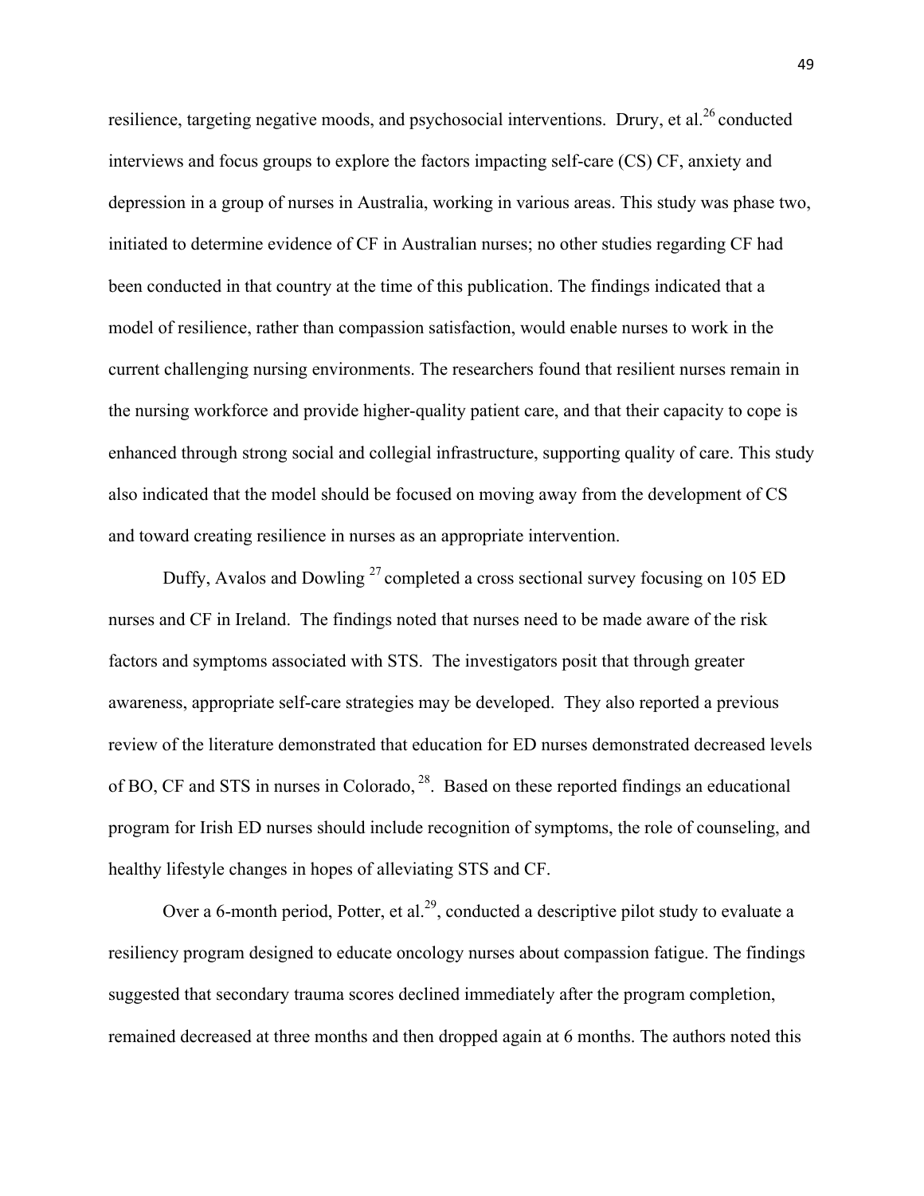resilience, targeting negative moods, and psychosocial interventions. Drury, et al.[26] conducted interviews and focus groups to explore the factors impacting self-care (CS) CF, anxiety and depression in a group of nurses in Australia, working in various areas. This study was phase two, initiated to determine evidence of CF in Australian nurses; no other studies regarding CF had been conducted in that country at the time of this publication. The findings indicated that a model of resilience, rather than compassion satisfaction, would enable nurses to work in the current challenging nursing environments. The researchers found that resilient nurses remain in the nursing workforce and provide higher-quality patient care, and that their capacity to cope is enhanced through strong social and collegial infrastructure, supporting quality of care. This study also indicated that the model should be focused on moving away from the development of CS and toward creating resilience in nurses as an appropriate intervention.

Duffy, Avalos and Dowling [27] completed a cross sectional survey focusing on 105 ED nurses and CF in Ireland. The findings noted that nurses need to be made aware of the risk factors and symptoms associated with STS. The investigators posit that through greater awareness, appropriate self-care strategies may be developed. They also reported a previous review of the literature demonstrated that education for ED nurses demonstrated decreased levels of BO, CF and STS in nurses in Colorado, [28]. Based on these reported findings an educational program for Irish ED nurses should include recognition of symptoms, the role of counseling, and healthy lifestyle changes in hopes of alleviating STS and CF.

Over a 6-month period, Potter, et al.[29], conducted a descriptive pilot study to evaluate a resiliency program designed to educate oncology nurses about compassion fatigue. The findings suggested that secondary trauma scores declined immediately after the program completion, remained decreased at three months and then dropped again at 6 months. The authors noted this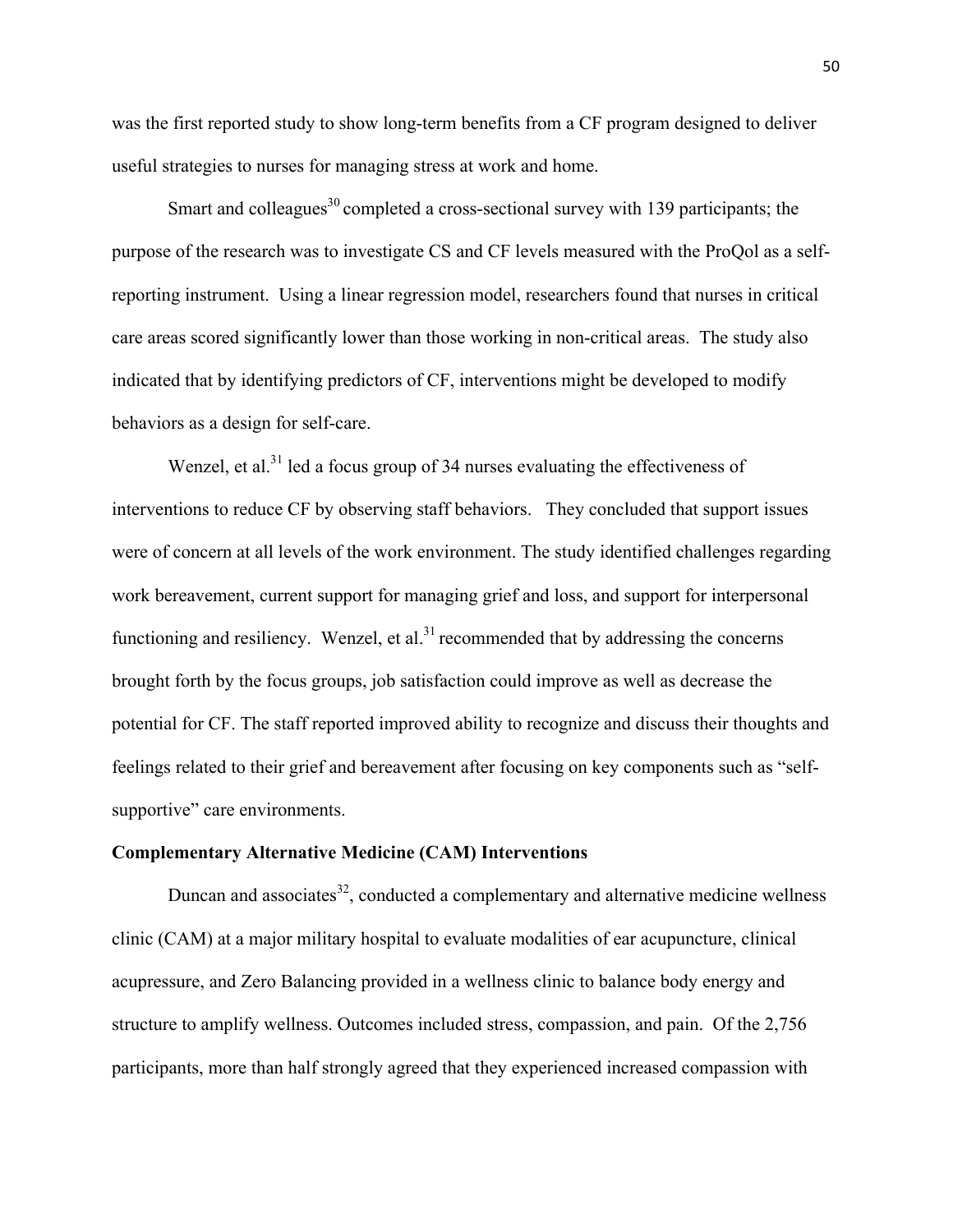was the first reported study to show long-term benefits from a CF program designed to deliver useful strategies to nurses for managing stress at work and home.

Smart and colleagues[30] completed a cross-sectional survey with 139 participants; the purpose of the research was to investigate CS and CF levels measured with the ProQol as a self-reporting instrument. Using a linear regression model, researchers found that nurses in critical care areas scored significantly lower than those working in non-critical areas. The study also indicated that by identifying predictors of CF, interventions might be developed to modify behaviors as a design for self-care.

Wenzel, et al.[31] led a focus group of 34 nurses evaluating the effectiveness of interventions to reduce CF by observing staff behaviors. They concluded that support issues were of concern at all levels of the work environment. The study identified challenges regarding work bereavement, current support for managing grief and loss, and support for interpersonal functioning and resiliency. Wenzel, et al.[31] recommended that by addressing the concerns brought forth by the focus groups, job satisfaction could improve as well as decrease the potential for CF. The staff reported improved ability to recognize and discuss their thoughts and feelings related to their grief and bereavement after focusing on key components such as "self-supportive" care environments.

**Complementary Alternative Medicine (CAM) Interventions**

Duncan and associates[32], conducted a complementary and alternative medicine wellness clinic (CAM) at a major military hospital to evaluate modalities of ear acupuncture, clinical acupressure, and Zero Balancing provided in a wellness clinic to balance body energy and structure to amplify wellness. Outcomes included stress, compassion, and pain. Of the 2,756 participants, more than half strongly agreed that they experienced increased compassion with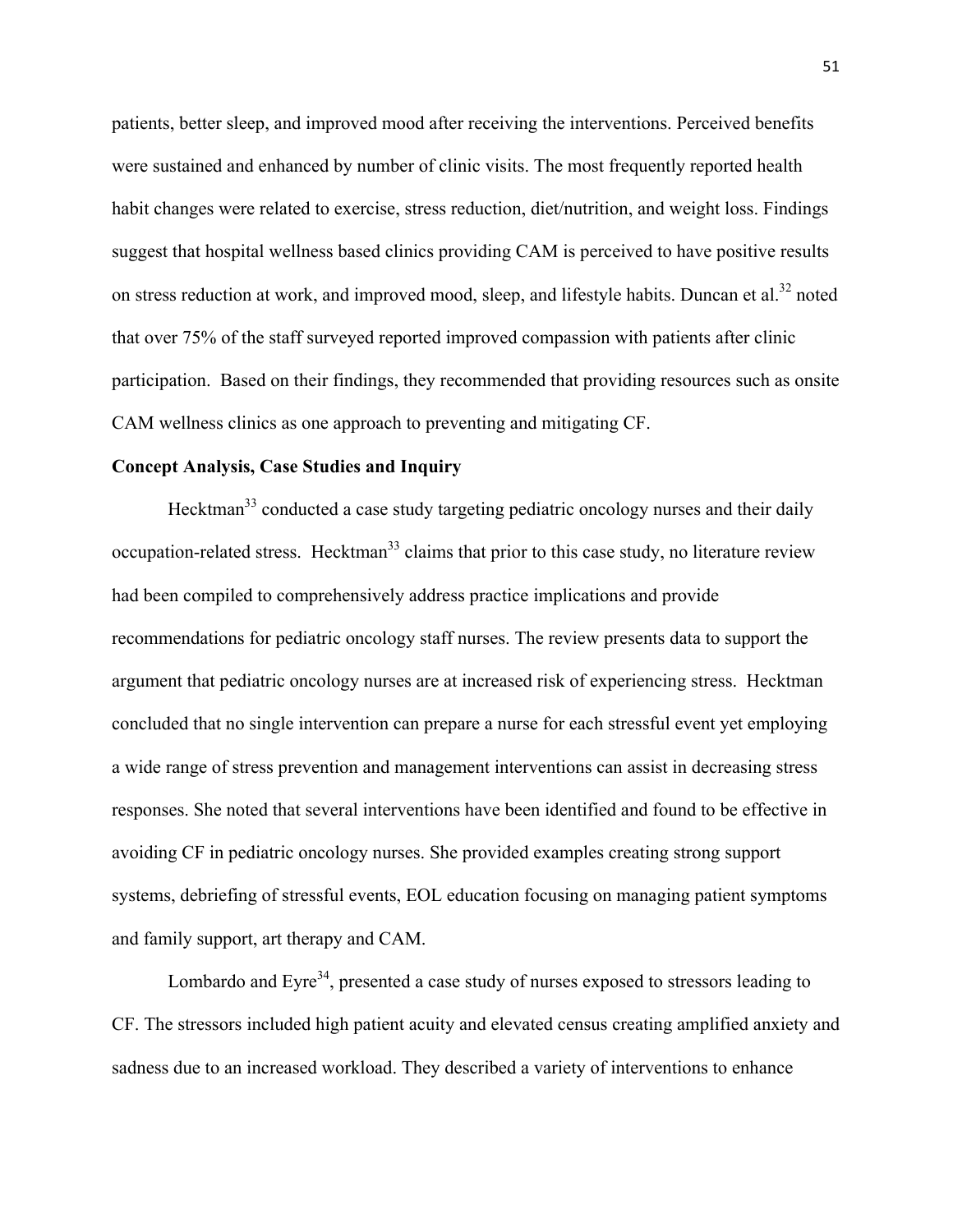patients, better sleep, and improved mood after receiving the interventions. Perceived benefits were sustained and enhanced by number of clinic visits. The most frequently reported health habit changes were related to exercise, stress reduction, diet/nutrition, and weight loss. Findings suggest that hospital wellness based clinics providing CAM is perceived to have positive results on stress reduction at work, and improved mood, sleep, and lifestyle habits. Duncan et al.[32] noted that over 75% of the staff surveyed reported improved compassion with patients after clinic participation. Based on their findings, they recommended that providing resources such as onsite CAM wellness clinics as one approach to preventing and mitigating CF.

**Concept Analysis, Case Studies and Inquiry**

Hecktman[33] conducted a case study targeting pediatric oncology nurses and their daily occupation-related stress. Hecktman[33] claims that prior to this case study, no literature review had been compiled to comprehensively address practice implications and provide recommendations for pediatric oncology staff nurses. The review presents data to support the argument that pediatric oncology nurses are at increased risk of experiencing stress. Hecktman concluded that no single intervention can prepare a nurse for each stressful event yet employing a wide range of stress prevention and management interventions can assist in decreasing stress responses. She noted that several interventions have been identified and found to be effective in avoiding CF in pediatric oncology nurses. She provided examples creating strong support systems, debriefing of stressful events, EOL education focusing on managing patient symptoms and family support, art therapy and CAM.

Lombardo and Eyre[34], presented a case study of nurses exposed to stressors leading to CF. The stressors included high patient acuity and elevated census creating amplified anxiety and sadness due to an increased workload. They described a variety of interventions to enhance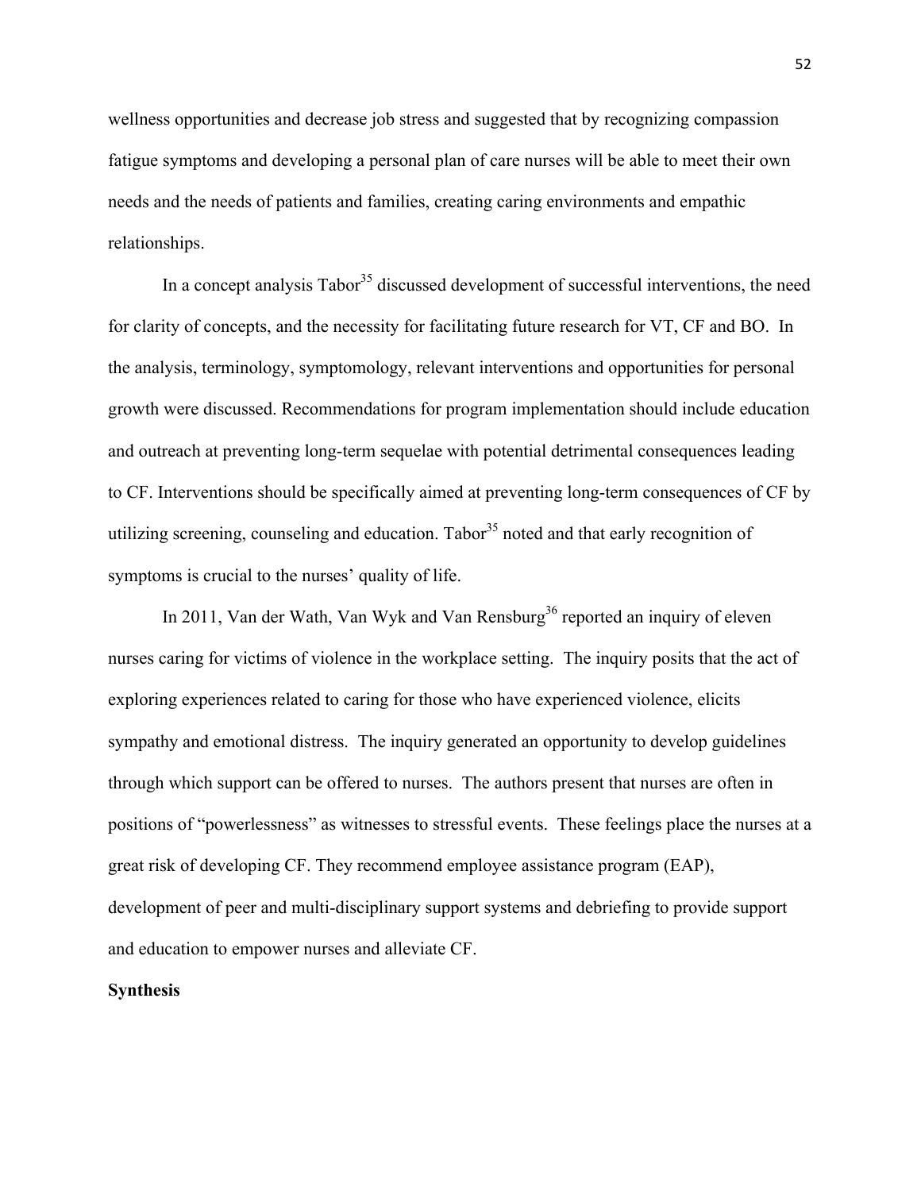wellness opportunities and decrease job stress and suggested that by recognizing compassion fatigue symptoms and developing a personal plan of care nurses will be able to meet their own needs and the needs of patients and families, creating caring environments and empathic relationships.

In a concept analysis Tabor[35] discussed development of successful interventions, the need for clarity of concepts, and the necessity for facilitating future research for VT, CF and BO. In the analysis, terminology, symptomology, relevant interventions and opportunities for personal growth were discussed. Recommendations for program implementation should include education and outreach at preventing long-term sequelae with potential detrimental consequences leading to CF. Interventions should be specifically aimed at preventing long-term consequences of CF by utilizing screening, counseling and education. Tabor[35] noted and that early recognition of symptoms is crucial to the nurses' quality of life.

In 2011, Van der Wath, Van Wyk and Van Rensburg[36] reported an inquiry of eleven nurses caring for victims of violence in the workplace setting. The inquiry posits that the act of exploring experiences related to caring for those who have experienced violence, elicits sympathy and emotional distress. The inquiry generated an opportunity to develop guidelines through which support can be offered to nurses. The authors present that nurses are often in positions of "powerlessness" as witnesses to stressful events. These feelings place the nurses at a great risk of developing CF. They recommend employee assistance program (EAP), development of peer and multi-disciplinary support systems and debriefing to provide support and education to empower nurses and alleviate CF.

**Synthesis**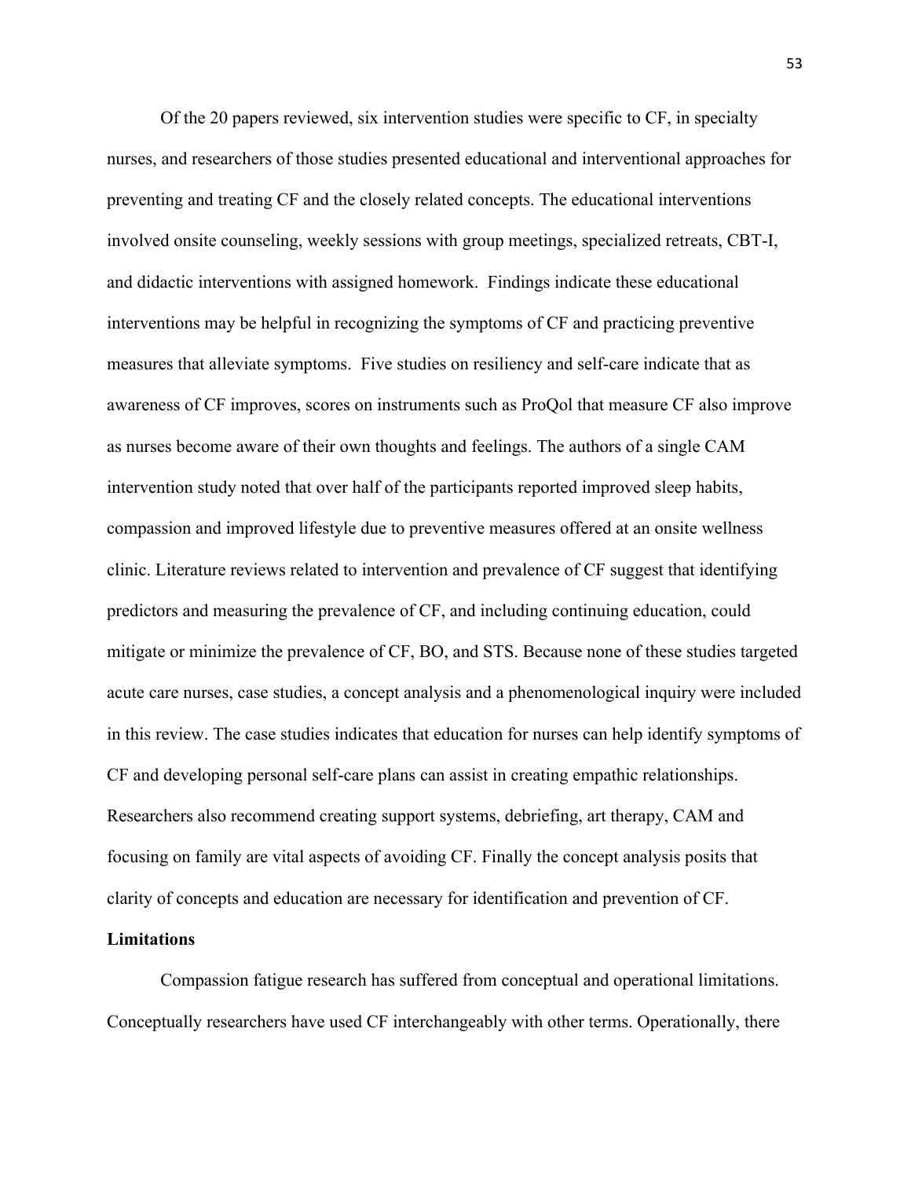Of the 20 papers reviewed, six intervention studies were specific to CF, in specialty nurses, and researchers of those studies presented educational and interventional approaches for preventing and treating CF and the closely related concepts. The educational interventions involved onsite counseling, weekly sessions with group meetings, specialized retreats, CBT-I, and didactic interventions with assigned homework. Findings indicate these educational interventions may be helpful in recognizing the symptoms of CF and practicing preventive measures that alleviate symptoms. Five studies on resiliency and self-care indicate that as awareness of CF improves, scores on instruments such as ProQol that measure CF also improve as nurses become aware of their own thoughts and feelings. The authors of a single CAM intervention study noted that over half of the participants reported improved sleep habits, compassion and improved lifestyle due to preventive measures offered at an onsite wellness clinic. Literature reviews related to intervention and prevalence of CF suggest that identifying predictors and measuring the prevalence of CF, and including continuing education, could mitigate or minimize the prevalence of CF, BO, and STS. Because none of these studies targeted acute care nurses, case studies, a concept analysis and a phenomenological inquiry were included in this review. The case studies indicates that education for nurses can help identify symptoms of CF and developing personal self-care plans can assist in creating empathic relationships. Researchers also recommend creating support systems, debriefing, art therapy, CAM and focusing on family are vital aspects of avoiding CF. Finally the concept analysis posits that clarity of concepts and education are necessary for identification and prevention of CF.

**Limitations**

Compassion fatigue research has suffered from conceptual and operational limitations. Conceptually researchers have used CF interchangeably with other terms. Operationally, there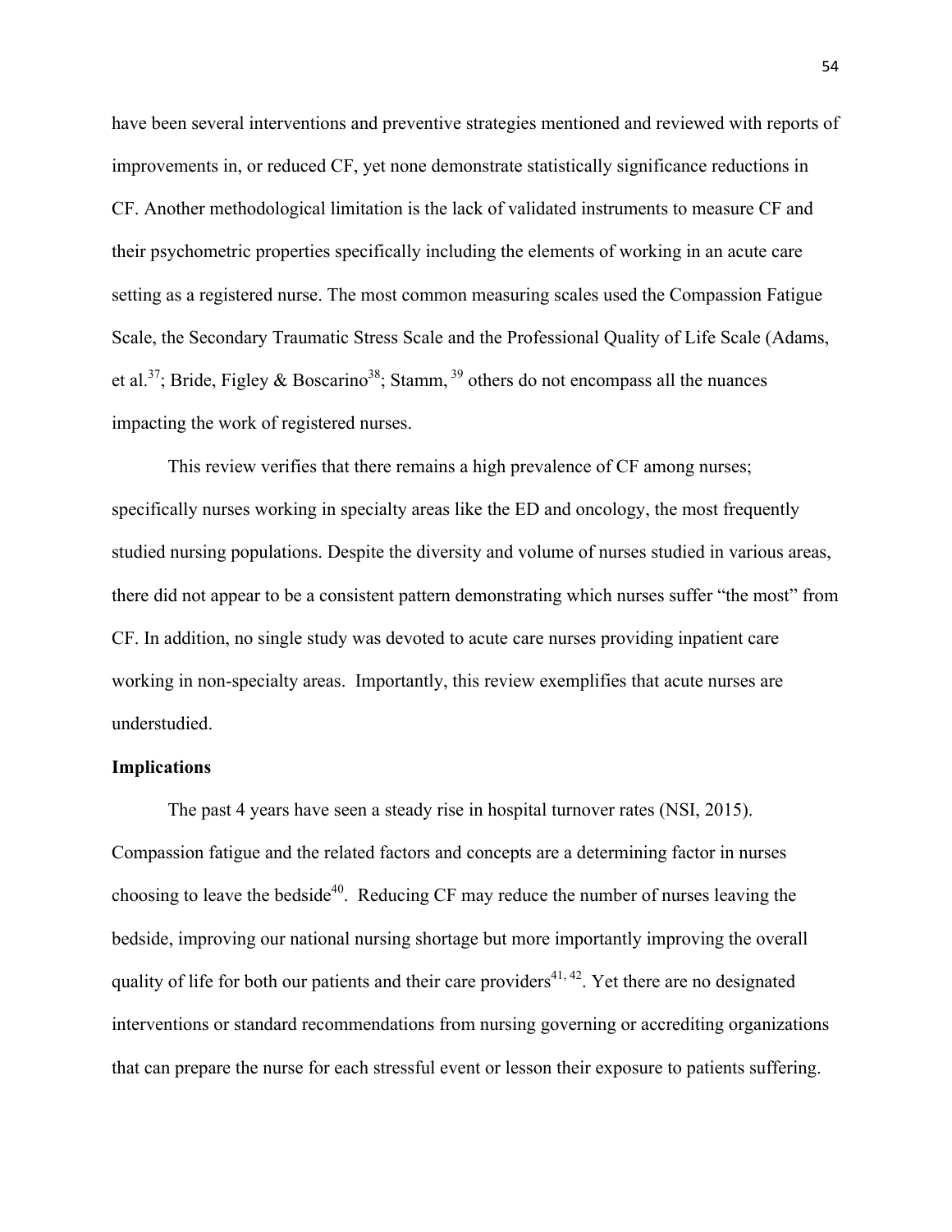have been several interventions and preventive strategies mentioned and reviewed with reports of improvements in, or reduced CF, yet none demonstrate statistically significance reductions in CF. Another methodological limitation is the lack of validated instruments to measure CF and their psychometric properties specifically including the elements of working in an acute care setting as a registered nurse. The most common measuring scales used the Compassion Fatigue Scale, the Secondary Traumatic Stress Scale and the Professional Quality of Life Scale (Adams, et al.[37]; Bride, Figley & Boscarino[38]; Stamm, [39] others do not encompass all the nuances impacting the work of registered nurses.

This review verifies that there remains a high prevalence of CF among nurses; specifically nurses working in specialty areas like the ED and oncology, the most frequently studied nursing populations. Despite the diversity and volume of nurses studied in various areas, there did not appear to be a consistent pattern demonstrating which nurses suffer "the most" from CF. In addition, no single study was devoted to acute care nurses providing inpatient care working in non-specialty areas. Importantly, this review exemplifies that acute nurses are understudied.

**Implications**

The past 4 years have seen a steady rise in hospital turnover rates (NSI, 2015). Compassion fatigue and the related factors and concepts are a determining factor in nurses choosing to leave the bedside[40]. Reducing CF may reduce the number of nurses leaving the bedside, improving our national nursing shortage but more importantly improving the overall quality of life for both our patients and their care providers[41, 42]. Yet there are no designated interventions or standard recommendations from nursing governing or accrediting organizations that can prepare the nurse for each stressful event or lesson their exposure to patients suffering.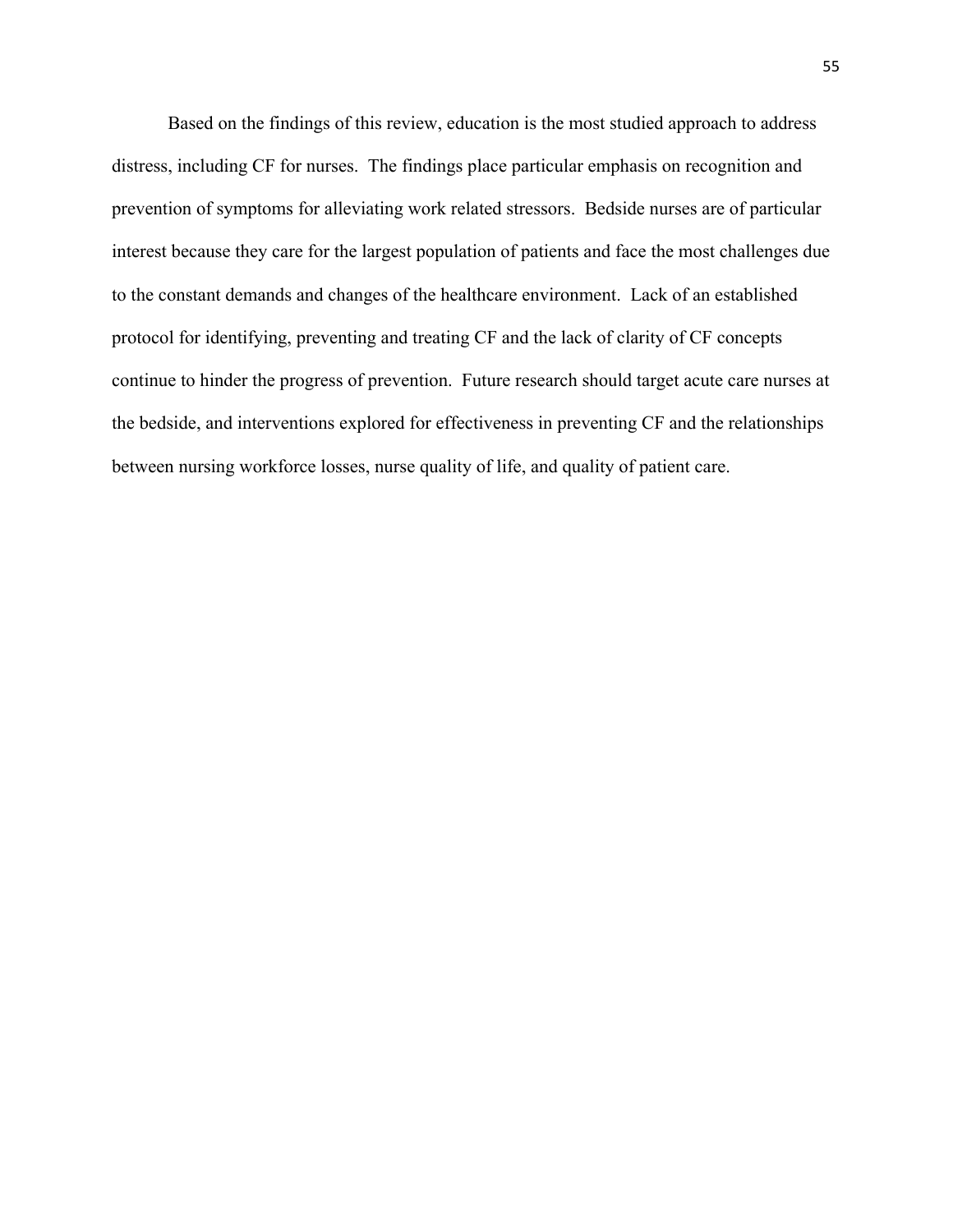Based on the findings of this review, education is the most studied approach to address distress, including CF for nurses. The findings place particular emphasis on recognition and prevention of symptoms for alleviating work related stressors. Bedside nurses are of particular interest because they care for the largest population of patients and face the most challenges due to the constant demands and changes of the healthcare environment. Lack of an established protocol for identifying, preventing and treating CF and the lack of clarity of CF concepts continue to hinder the progress of prevention. Future research should target acute care nurses at the bedside, and interventions explored for effectiveness in preventing CF and the relationships between nursing workforce losses, nurse quality of life, and quality of patient care.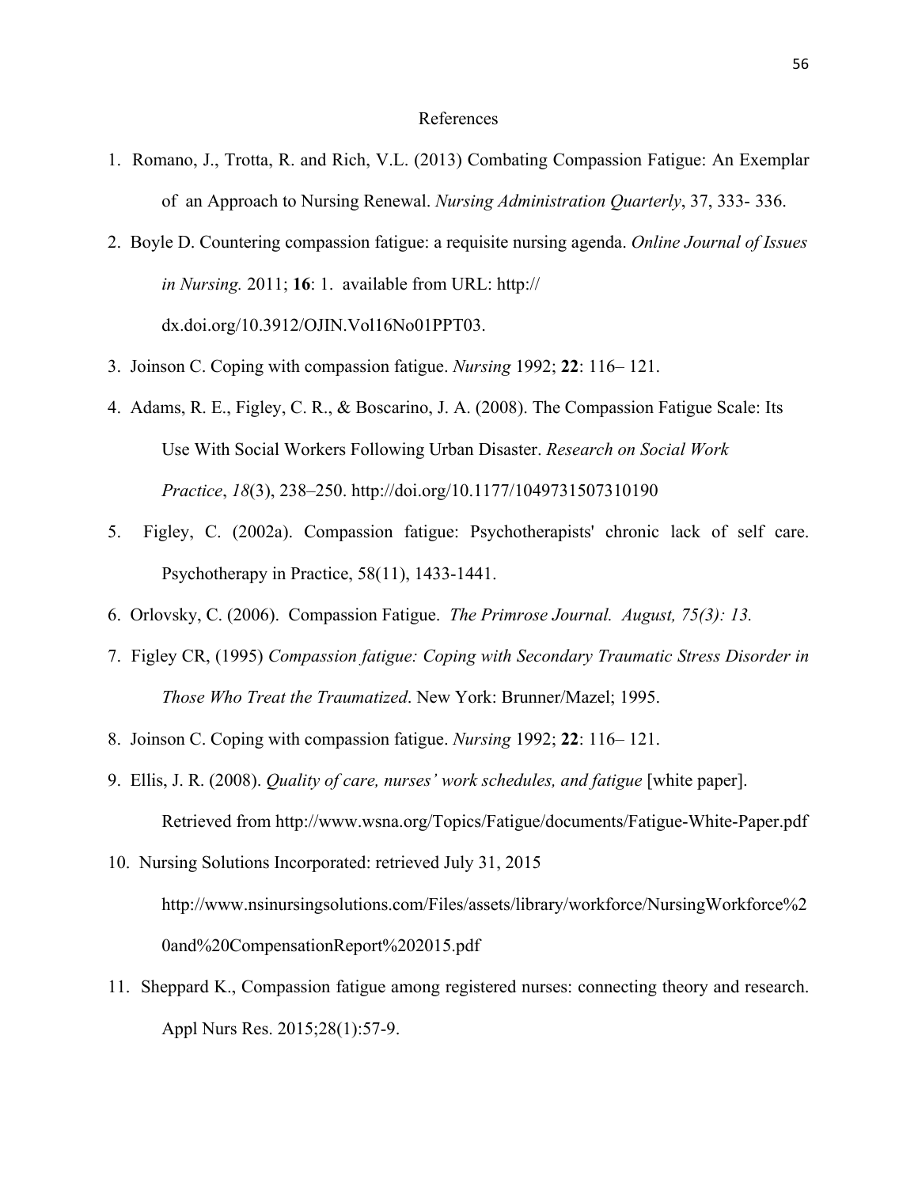# References

1. Romano, J., Trotta, R. and Rich, V.L. (2013) Combating Compassion Fatigue: An Exemplar of an Approach to Nursing Renewal. *Nursing Administration Quarterly*, 37, 333- 336.
2. Boyle D. Countering compassion fatigue: a requisite nursing agenda. *Online Journal of Issues in Nursing.* 2011; **16**: 1. available from URL: http:// dx.doi.org/10.3912/OJIN.Vol16No01PPT03.
3. Joinson C. Coping with compassion fatigue. *Nursing* 1992; **22**: 116– 121.
4. Adams, R. E., Figley, C. R., & Boscarino, J. A. (2008). The Compassion Fatigue Scale: Its Use With Social Workers Following Urban Disaster. *Research on Social Work Practice*, *18*(3), 238–250. http://doi.org/10.1177/1049731507310190
5. Figley, C. (2002a). Compassion fatigue: Psychotherapists' chronic lack of self care. Psychotherapy in Practice, 58(11), 1433-1441.
6. Orlovsky, C. (2006). Compassion Fatigue. *The Primrose Journal. August, 75(3): 13.*
7. Figley CR, (1995) *Compassion fatigue: Coping with Secondary Traumatic Stress Disorder in Those Who Treat the Traumatized*. New York: Brunner/Mazel; 1995.
8. Joinson C. Coping with compassion fatigue. *Nursing* 1992; **22**: 116– 121.
9. Ellis, J. R. (2008). *Quality of care, nurses' work schedules, and fatigue* [white paper]. Retrieved from http://www.wsna.org/Topics/Fatigue/documents/Fatigue-White-Paper.pdf
10. Nursing Solutions Incorporated: retrieved July 31, 2015 http://www.nsinursingsolutions.com/Files/assets/library/workforce/NursingWorkforce%20and%20CompensationReport%202015.pdf
11. Sheppard K., Compassion fatigue among registered nurses: connecting theory and research. Appl Nurs Res. 2015;28(1):57-9.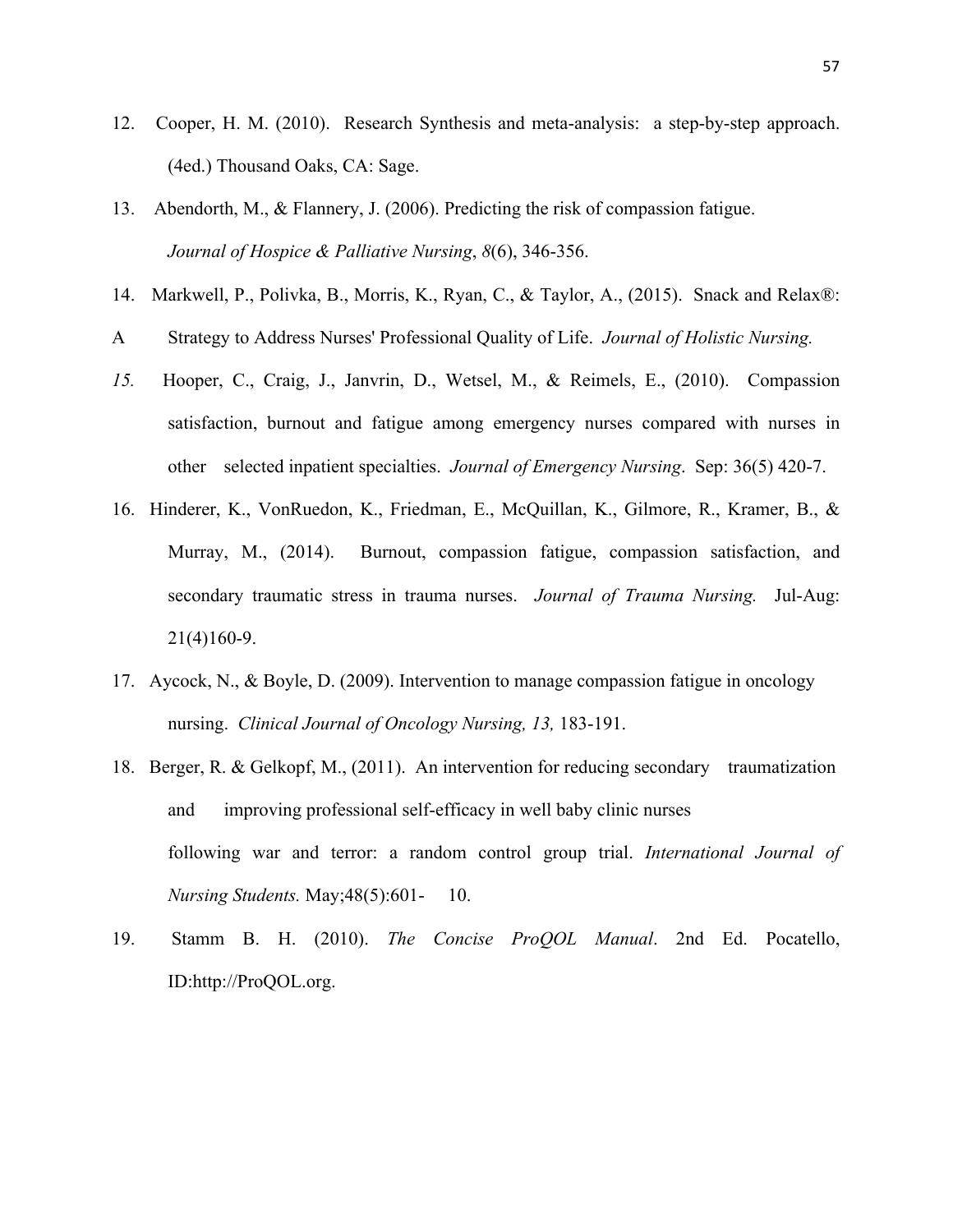12. Cooper, H. M. (2010). Research Synthesis and meta-analysis: a step-by-step approach. (4ed.) Thousand Oaks, CA: Sage.

13. Abendorth, M., & Flannery, J. (2006). Predicting the risk of compassion fatigue. *Journal of Hospice & Palliative Nursing*, *8*(6), 346-356.

14. Markwell, P., Polivka, B., Morris, K., Ryan, C., & Taylor, A., (2015). Snack and Relax®: A Strategy to Address Nurses' Professional Quality of Life. *Journal of Holistic Nursing.*

15. Hooper, C., Craig, J., Janvrin, D., Wetsel, M., & Reimels, E., (2010). Compassion satisfaction, burnout and fatigue among emergency nurses compared with nurses in other selected inpatient specialties. *Journal of Emergency Nursing*. Sep: 36(5) 420-7.

16. Hinderer, K., VonRuedon, K., Friedman, E., McQuillan, K., Gilmore, R., Kramer, B., & Murray, M., (2014). Burnout, compassion fatigue, compassion satisfaction, and secondary traumatic stress in trauma nurses. *Journal of Trauma Nursing.* Jul-Aug: 21(4)160-9.

17. Aycock, N., & Boyle, D. (2009). Intervention to manage compassion fatigue in oncology nursing. *Clinical Journal of Oncology Nursing, 13,* 183-191.

18. Berger, R. & Gelkopf, M., (2011). An intervention for reducing secondary traumatization and improving professional self-efficacy in well baby clinic nurses following war and terror: a random control group trial. *International Journal of Nursing Students.* May;48(5):601- 10.

19. Stamm B. H. (2010). *The Concise ProQOL Manual*. 2nd Ed. Pocatello, ID:http://ProQOL.org.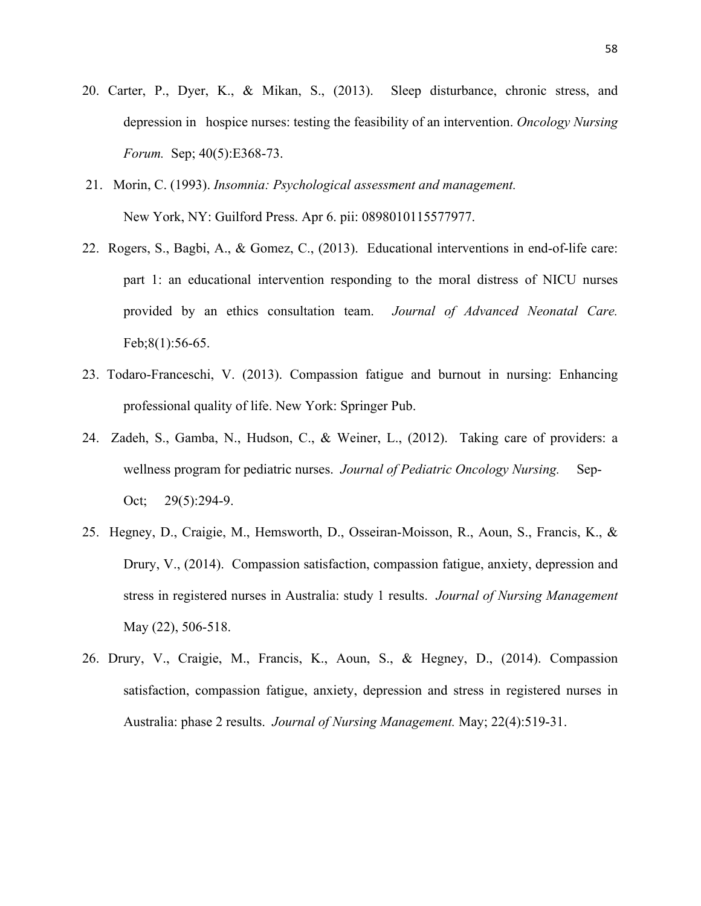20. Carter, P., Dyer, K., & Mikan, S., (2013). Sleep disturbance, chronic stress, and depression in hospice nurses: testing the feasibility of an intervention. *Oncology Nursing Forum.* Sep; 40(5):E368-73.

21. Morin, C. (1993). *Insomnia: Psychological assessment and management.* New York, NY: Guilford Press. Apr 6. pii: 0898010115577977.

22. Rogers, S., Bagbi, A., & Gomez, C., (2013). Educational interventions in end-of-life care: part 1: an educational intervention responding to the moral distress of NICU nurses provided by an ethics consultation team. *Journal of Advanced Neonatal Care.* Feb;8(1):56-65.

23. Todaro-Franceschi, V. (2013). Compassion fatigue and burnout in nursing: Enhancing professional quality of life. New York: Springer Pub.

24. Zadeh, S., Gamba, N., Hudson, C., & Weiner, L., (2012). Taking care of providers: a wellness program for pediatric nurses. *Journal of Pediatric Oncology Nursing.* Sep-Oct; 29(5):294-9.

25. Hegney, D., Craigie, M., Hemsworth, D., Osseiran-Moisson, R., Aoun, S., Francis, K., & Drury, V., (2014). Compassion satisfaction, compassion fatigue, anxiety, depression and stress in registered nurses in Australia: study 1 results. *Journal of Nursing Management* May (22), 506-518.

26. Drury, V., Craigie, M., Francis, K., Aoun, S., & Hegney, D., (2014). Compassion satisfaction, compassion fatigue, anxiety, depression and stress in registered nurses in Australia: phase 2 results. *Journal of Nursing Management.* May; 22(4):519-31.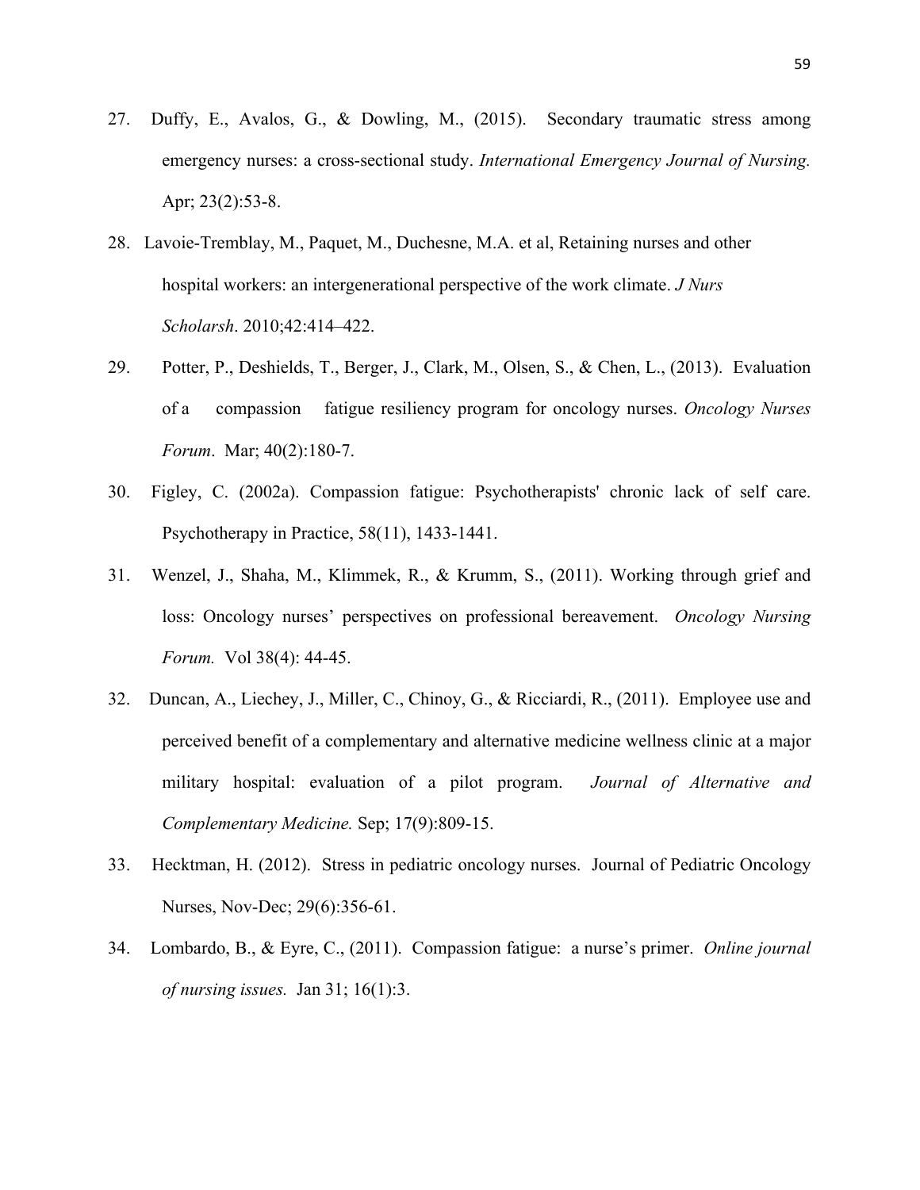27. Duffy, E., Avalos, G., & Dowling, M., (2015). Secondary traumatic stress among emergency nurses: a cross-sectional study. *International Emergency Journal of Nursing.* Apr; 23(2):53-8.

28. Lavoie-Tremblay, M., Paquet, M., Duchesne, M.A. et al, Retaining nurses and other hospital workers: an intergenerational perspective of the work climate. *J Nurs Scholarsh*. 2010;42:414–422.

29. Potter, P., Deshields, T., Berger, J., Clark, M., Olsen, S., & Chen, L., (2013). Evaluation of a compassion fatigue resiliency program for oncology nurses. *Oncology Nurses Forum*. Mar; 40(2):180-7.

30. Figley, C. (2002a). Compassion fatigue: Psychotherapists' chronic lack of self care. Psychotherapy in Practice, 58(11), 1433-1441.

31. Wenzel, J., Shaha, M., Klimmek, R., & Krumm, S., (2011). Working through grief and loss: Oncology nurses' perspectives on professional bereavement. *Oncology Nursing Forum.* Vol 38(4): 44-45.

32. Duncan, A., Liechey, J., Miller, C., Chinoy, G., & Ricciardi, R., (2011). Employee use and perceived benefit of a complementary and alternative medicine wellness clinic at a major military hospital: evaluation of a pilot program. *Journal of Alternative and Complementary Medicine.* Sep; 17(9):809-15.

33. Hecktman, H. (2012). Stress in pediatric oncology nurses. Journal of Pediatric Oncology Nurses, Nov-Dec; 29(6):356-61.

34. Lombardo, B., & Eyre, C., (2011). Compassion fatigue: a nurse's primer. *Online journal of nursing issues.* Jan 31; 16(1):3.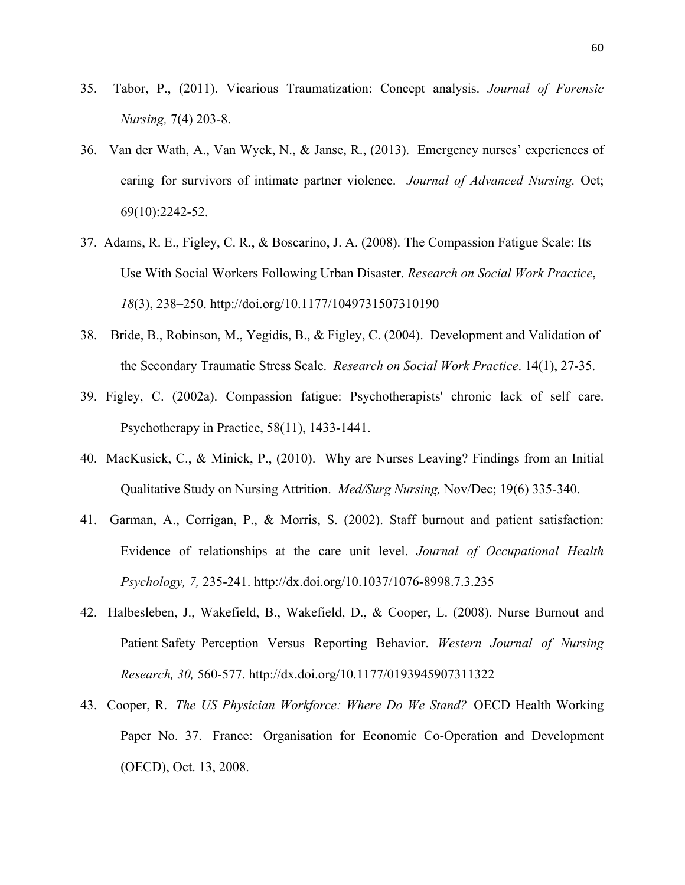35. Tabor, P., (2011). Vicarious Traumatization: Concept analysis. *Journal of Forensic Nursing,* 7(4) 203-8.

36. Van der Wath, A., Van Wyck, N., & Janse, R., (2013). Emergency nurses' experiences of caring for survivors of intimate partner violence. *Journal of Advanced Nursing.* Oct; 69(10):2242-52.

37. Adams, R. E., Figley, C. R., & Boscarino, J. A. (2008). The Compassion Fatigue Scale: Its Use With Social Workers Following Urban Disaster. *Research on Social Work Practice*, *18*(3), 238–250. http://doi.org/10.1177/1049731507310190

38. Bride, B., Robinson, M., Yegidis, B., & Figley, C. (2004). Development and Validation of the Secondary Traumatic Stress Scale. *Research on Social Work Practice*. 14(1), 27-35.

39. Figley, C. (2002a). Compassion fatigue: Psychotherapists' chronic lack of self care. Psychotherapy in Practice, 58(11), 1433-1441.

40. MacKusick, C., & Minick, P., (2010). Why are Nurses Leaving? Findings from an Initial Qualitative Study on Nursing Attrition. *Med/Surg Nursing,* Nov/Dec; 19(6) 335-340.

41. Garman, A., Corrigan, P., & Morris, S. (2002). Staff burnout and patient satisfaction: Evidence of relationships at the care unit level. *Journal of Occupational Health Psychology, 7,* 235-241. http://dx.doi.org/10.1037/1076-8998.7.3.235

42. Halbesleben, J., Wakefield, B., Wakefield, D., & Cooper, L. (2008). Nurse Burnout and Patient Safety Perception Versus Reporting Behavior. *Western Journal of Nursing Research, 30,* 560-577. http://dx.doi.org/10.1177/0193945907311322

43. Cooper, R. *The US Physician Workforce: Where Do We Stand?* OECD Health Working Paper No. 37. France: Organisation for Economic Co-Operation and Development (OECD), Oct. 13, 2008.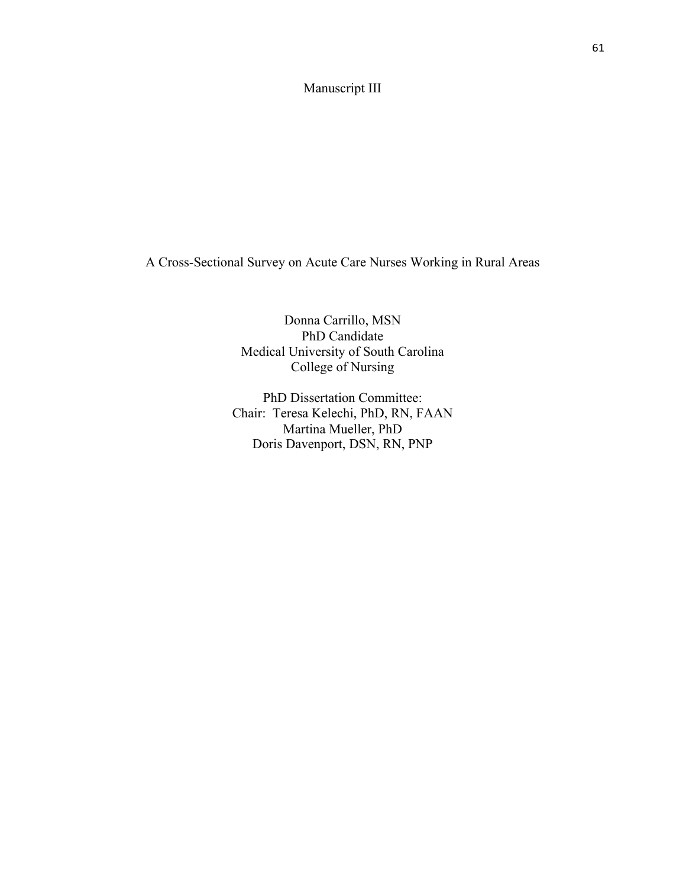# Manuscript III

## A Cross-Sectional Survey on Acute Care Nurses Working in Rural Areas

Donna Carrillo, MSN
PhD Candidate
Medical University of South Carolina
College of Nursing

PhD Dissertation Committee:
Chair: Teresa Kelechi, PhD, RN, FAAN
Martina Mueller, PhD
Doris Davenport, DSN, RN, PNP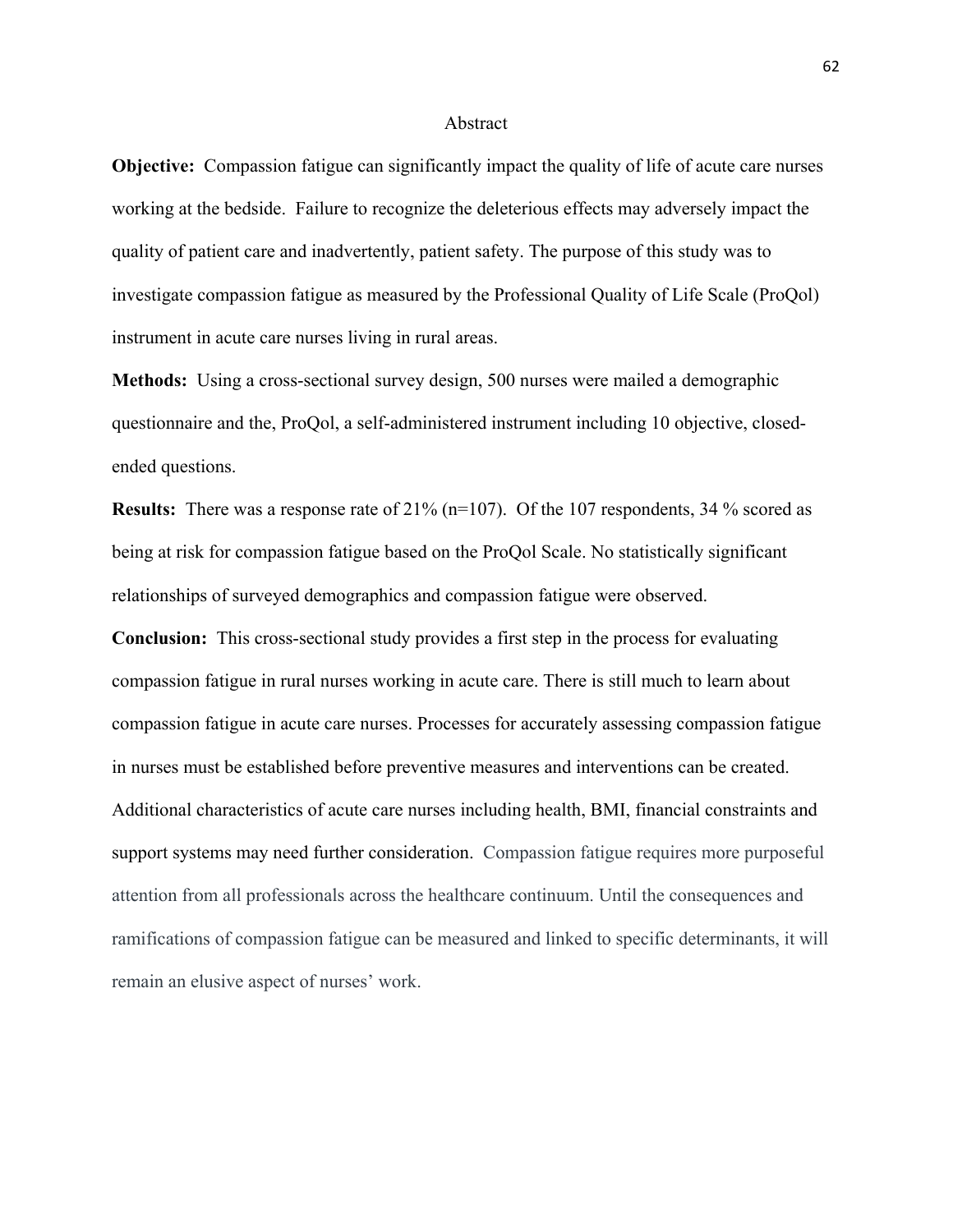# Abstract

**Objective:** Compassion fatigue can significantly impact the quality of life of acute care nurses working at the bedside. Failure to recognize the deleterious effects may adversely impact the quality of patient care and inadvertently, patient safety. The purpose of this study was to investigate compassion fatigue as measured by the Professional Quality of Life Scale (ProQol) instrument in acute care nurses living in rural areas.

**Methods:** Using a cross-sectional survey design, 500 nurses were mailed a demographic questionnaire and the, ProQol, a self-administered instrument including 10 objective, closed-ended questions.

**Results:** There was a response rate of 21% (n=107). Of the 107 respondents, 34 % scored as being at risk for compassion fatigue based on the ProQol Scale. No statistically significant relationships of surveyed demographics and compassion fatigue were observed.

**Conclusion:** This cross-sectional study provides a first step in the process for evaluating compassion fatigue in rural nurses working in acute care. There is still much to learn about compassion fatigue in acute care nurses. Processes for accurately assessing compassion fatigue in nurses must be established before preventive measures and interventions can be created. Additional characteristics of acute care nurses including health, BMI, financial constraints and support systems may need further consideration. Compassion fatigue requires more purposeful attention from all professionals across the healthcare continuum. Until the consequences and ramifications of compassion fatigue can be measured and linked to specific determinants, it will remain an elusive aspect of nurses' work.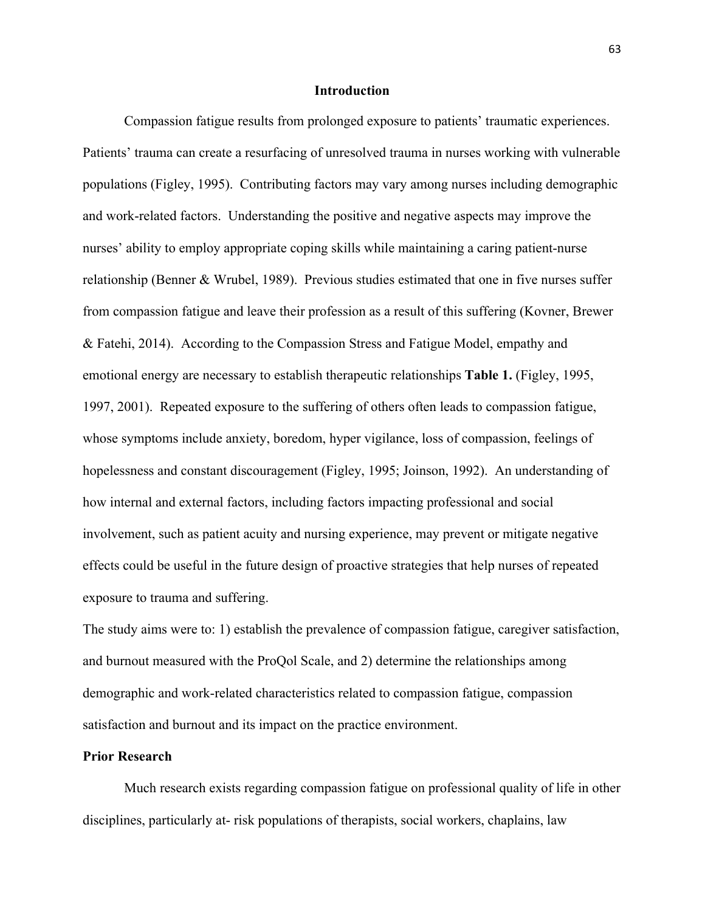## Introduction

Compassion fatigue results from prolonged exposure to patients' traumatic experiences. Patients' trauma can create a resurfacing of unresolved trauma in nurses working with vulnerable populations (Figley, 1995). Contributing factors may vary among nurses including demographic and work-related factors. Understanding the positive and negative aspects may improve the nurses' ability to employ appropriate coping skills while maintaining a caring patient-nurse relationship (Benner & Wrubel, 1989). Previous studies estimated that one in five nurses suffer from compassion fatigue and leave their profession as a result of this suffering (Kovner, Brewer & Fatehi, 2014). According to the Compassion Stress and Fatigue Model, empathy and emotional energy are necessary to establish therapeutic relationships **Table 1.** (Figley, 1995, 1997, 2001). Repeated exposure to the suffering of others often leads to compassion fatigue, whose symptoms include anxiety, boredom, hyper vigilance, loss of compassion, feelings of hopelessness and constant discouragement (Figley, 1995; Joinson, 1992). An understanding of how internal and external factors, including factors impacting professional and social involvement, such as patient acuity and nursing experience, may prevent or mitigate negative effects could be useful in the future design of proactive strategies that help nurses of repeated exposure to trauma and suffering.

The study aims were to: 1) establish the prevalence of compassion fatigue, caregiver satisfaction, and burnout measured with the ProQol Scale, and 2) determine the relationships among demographic and work-related characteristics related to compassion fatigue, compassion satisfaction and burnout and its impact on the practice environment.

### Prior Research

Much research exists regarding compassion fatigue on professional quality of life in other disciplines, particularly at- risk populations of therapists, social workers, chaplains, law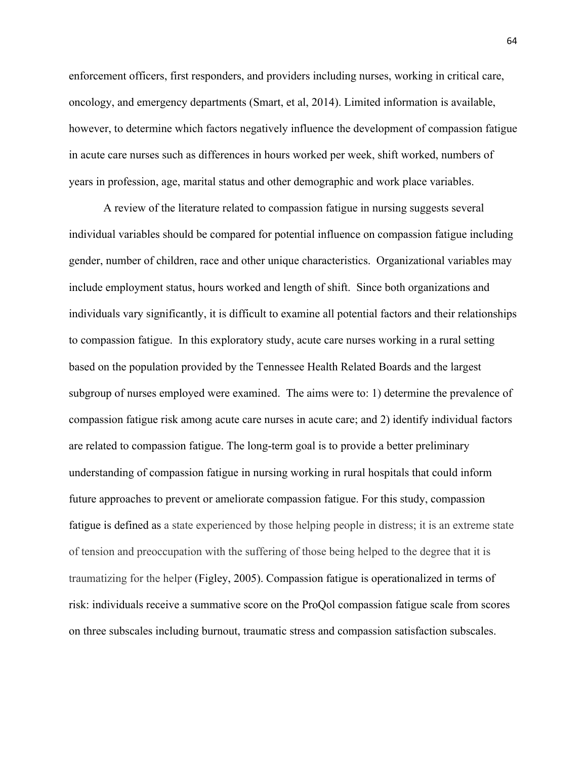enforcement officers, first responders, and providers including nurses, working in critical care, oncology, and emergency departments (Smart, et al, 2014). Limited information is available, however, to determine which factors negatively influence the development of compassion fatigue in acute care nurses such as differences in hours worked per week, shift worked, numbers of years in profession, age, marital status and other demographic and work place variables.

A review of the literature related to compassion fatigue in nursing suggests several individual variables should be compared for potential influence on compassion fatigue including gender, number of children, race and other unique characteristics. Organizational variables may include employment status, hours worked and length of shift. Since both organizations and individuals vary significantly, it is difficult to examine all potential factors and their relationships to compassion fatigue. In this exploratory study, acute care nurses working in a rural setting based on the population provided by the Tennessee Health Related Boards and the largest subgroup of nurses employed were examined. The aims were to: 1) determine the prevalence of compassion fatigue risk among acute care nurses in acute care; and 2) identify individual factors are related to compassion fatigue. The long-term goal is to provide a better preliminary understanding of compassion fatigue in nursing working in rural hospitals that could inform future approaches to prevent or ameliorate compassion fatigue. For this study, compassion fatigue is defined as a state experienced by those helping people in distress; it is an extreme state of tension and preoccupation with the suffering of those being helped to the degree that it is traumatizing for the helper (Figley, 2005). Compassion fatigue is operationalized in terms of risk: individuals receive a summative score on the ProQol compassion fatigue scale from scores on three subscales including burnout, traumatic stress and compassion satisfaction subscales.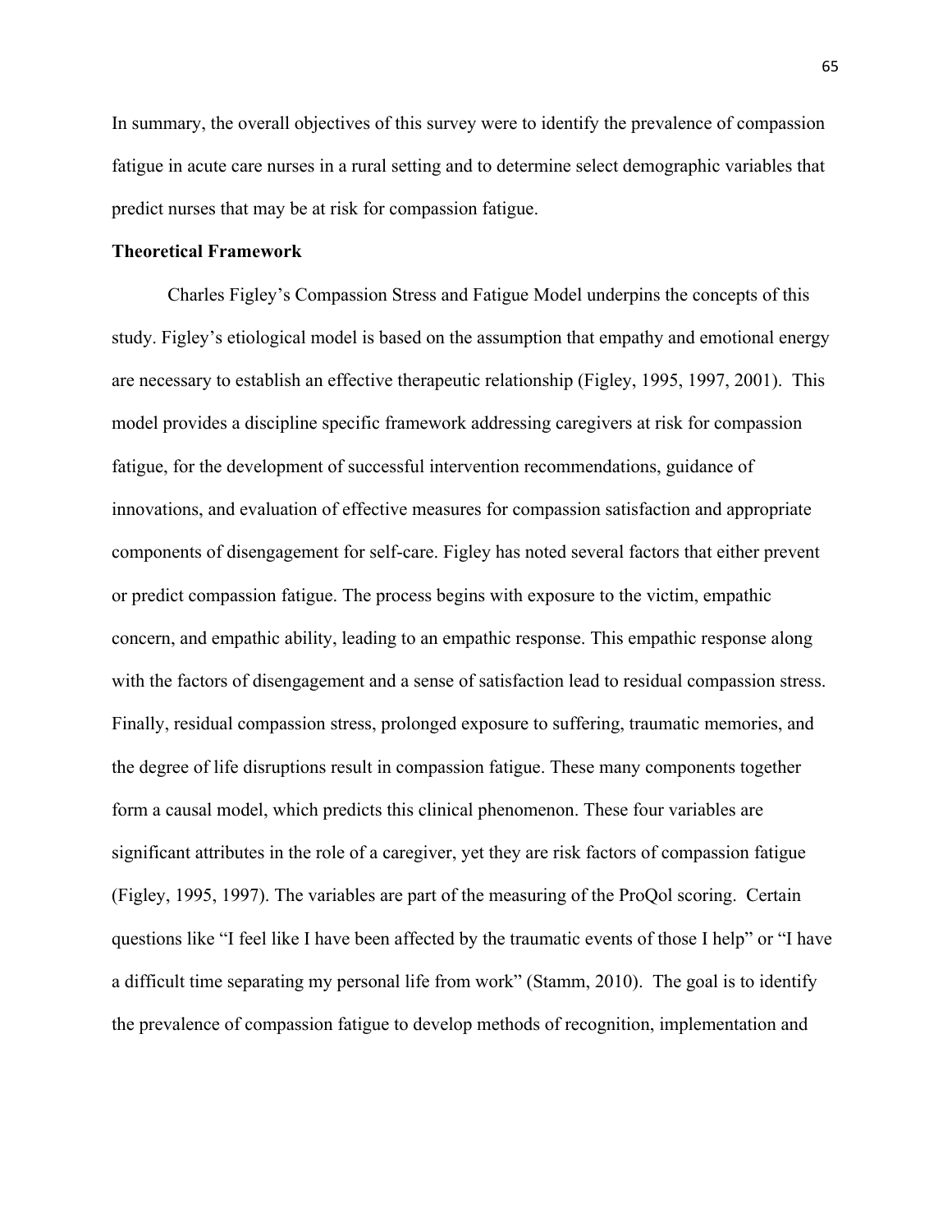In summary, the overall objectives of this survey were to identify the prevalence of compassion fatigue in acute care nurses in a rural setting and to determine select demographic variables that predict nurses that may be at risk for compassion fatigue.

**Theoretical Framework**

Charles Figley's Compassion Stress and Fatigue Model underpins the concepts of this study. Figley's etiological model is based on the assumption that empathy and emotional energy are necessary to establish an effective therapeutic relationship (Figley, 1995, 1997, 2001). This model provides a discipline specific framework addressing caregivers at risk for compassion fatigue, for the development of successful intervention recommendations, guidance of innovations, and evaluation of effective measures for compassion satisfaction and appropriate components of disengagement for self-care. Figley has noted several factors that either prevent or predict compassion fatigue. The process begins with exposure to the victim, empathic concern, and empathic ability, leading to an empathic response. This empathic response along with the factors of disengagement and a sense of satisfaction lead to residual compassion stress. Finally, residual compassion stress, prolonged exposure to suffering, traumatic memories, and the degree of life disruptions result in compassion fatigue. These many components together form a causal model, which predicts this clinical phenomenon. These four variables are significant attributes in the role of a caregiver, yet they are risk factors of compassion fatigue (Figley, 1995, 1997). The variables are part of the measuring of the ProQol scoring. Certain questions like "I feel like I have been affected by the traumatic events of those I help" or "I have a difficult time separating my personal life from work" (Stamm, 2010). The goal is to identify the prevalence of compassion fatigue to develop methods of recognition, implementation and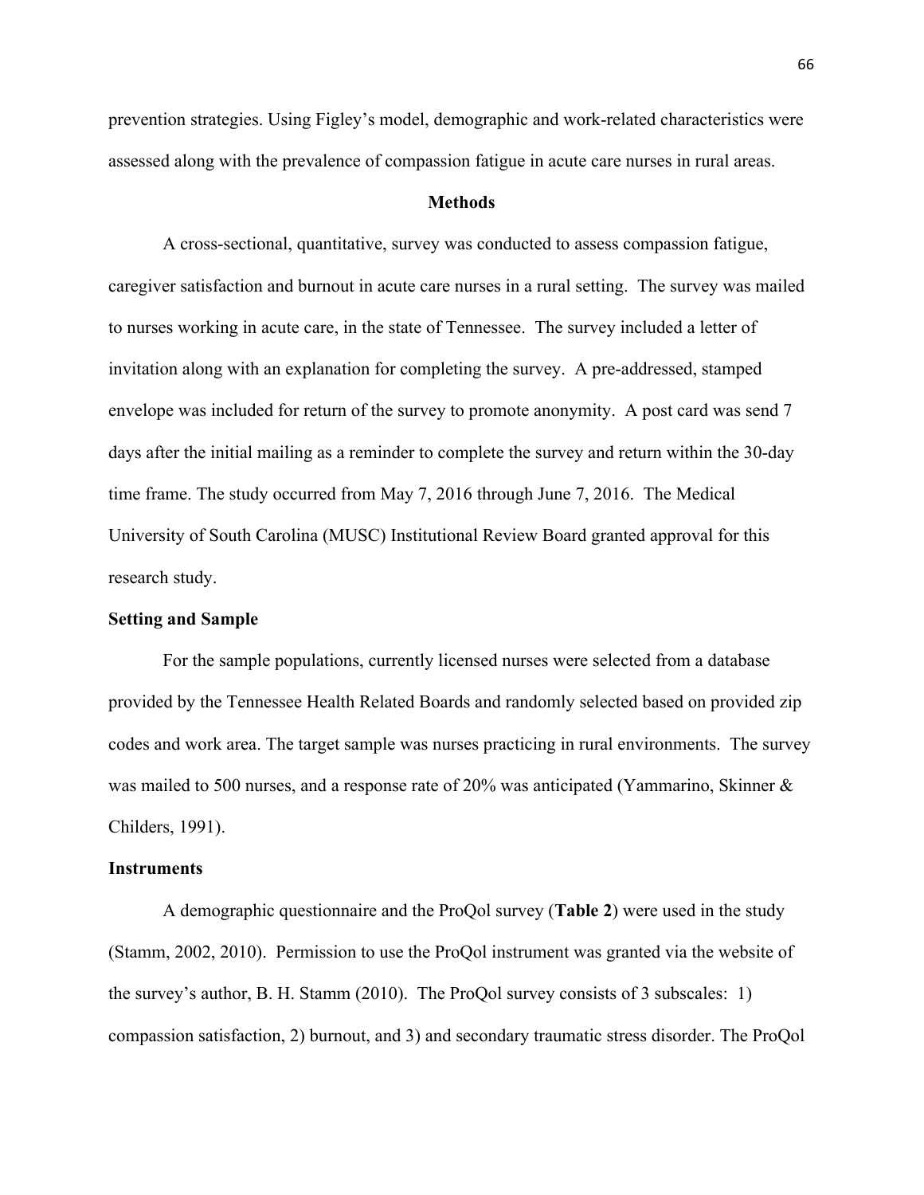prevention strategies. Using Figley's model, demographic and work-related characteristics were assessed along with the prevalence of compassion fatigue in acute care nurses in rural areas.

## Methods

A cross-sectional, quantitative, survey was conducted to assess compassion fatigue, caregiver satisfaction and burnout in acute care nurses in a rural setting. The survey was mailed to nurses working in acute care, in the state of Tennessee. The survey included a letter of invitation along with an explanation for completing the survey. A pre-addressed, stamped envelope was included for return of the survey to promote anonymity. A post card was send 7 days after the initial mailing as a reminder to complete the survey and return within the 30-day time frame. The study occurred from May 7, 2016 through June 7, 2016. The Medical University of South Carolina (MUSC) Institutional Review Board granted approval for this research study.

### Setting and Sample

For the sample populations, currently licensed nurses were selected from a database provided by the Tennessee Health Related Boards and randomly selected based on provided zip codes and work area. The target sample was nurses practicing in rural environments. The survey was mailed to 500 nurses, and a response rate of 20% was anticipated (Yammarino, Skinner & Childers, 1991).

### Instruments

A demographic questionnaire and the ProQol survey (**Table 2**) were used in the study (Stamm, 2002, 2010). Permission to use the ProQol instrument was granted via the website of the survey's author, B. H. Stamm (2010). The ProQol survey consists of 3 subscales: 1) compassion satisfaction, 2) burnout, and 3) and secondary traumatic stress disorder. The ProQol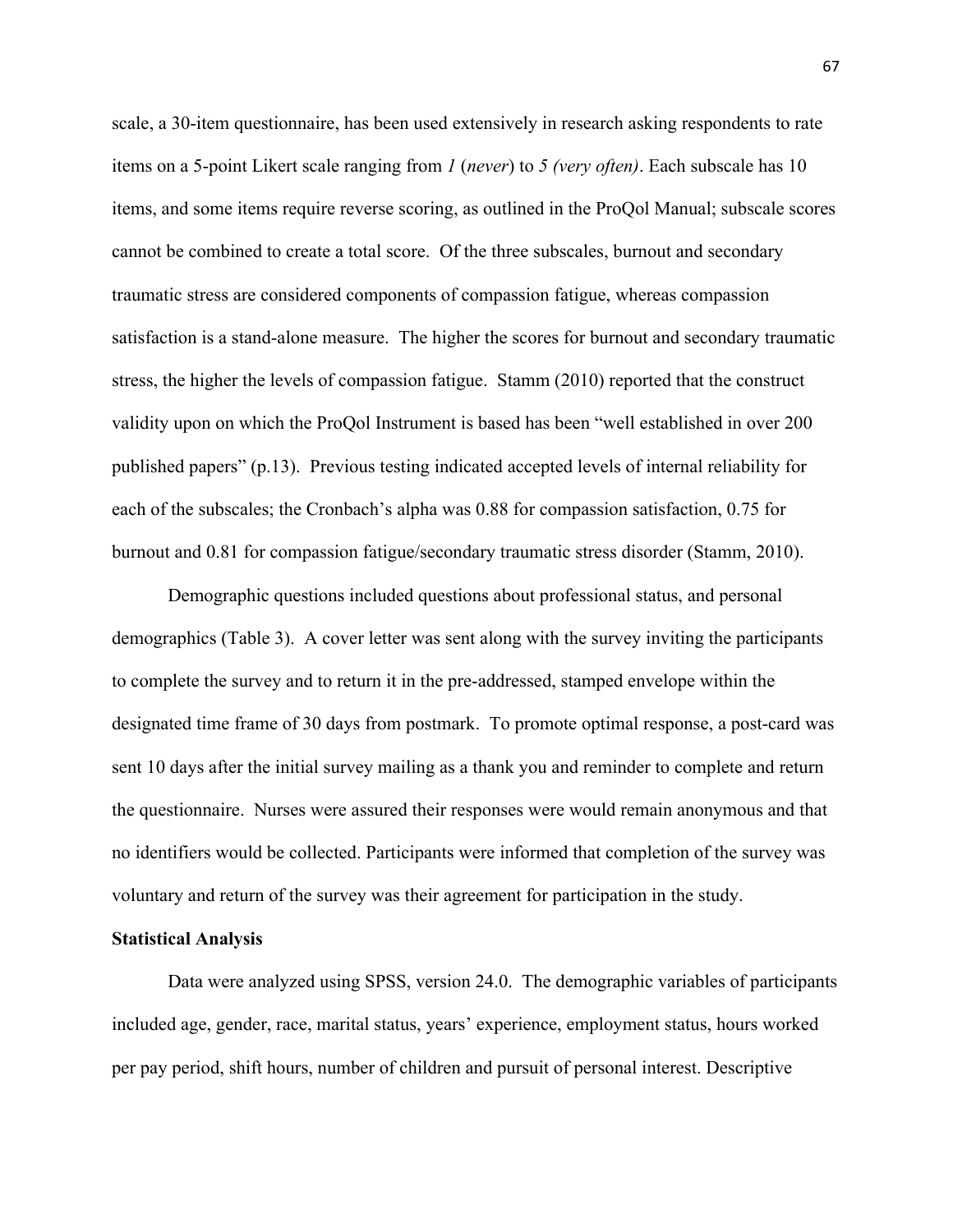scale, a 30-item questionnaire, has been used extensively in research asking respondents to rate items on a 5-point Likert scale ranging from *1* (*never*) to *5 (very often)*. Each subscale has 10 items, and some items require reverse scoring, as outlined in the ProQol Manual; subscale scores cannot be combined to create a total score. Of the three subscales, burnout and secondary traumatic stress are considered components of compassion fatigue, whereas compassion satisfaction is a stand-alone measure. The higher the scores for burnout and secondary traumatic stress, the higher the levels of compassion fatigue. Stamm (2010) reported that the construct validity upon on which the ProQol Instrument is based has been "well established in over 200 published papers" (p.13). Previous testing indicated accepted levels of internal reliability for each of the subscales; the Cronbach's alpha was 0.88 for compassion satisfaction, 0.75 for burnout and 0.81 for compassion fatigue/secondary traumatic stress disorder (Stamm, 2010).

Demographic questions included questions about professional status, and personal demographics (Table 3). A cover letter was sent along with the survey inviting the participants to complete the survey and to return it in the pre-addressed, stamped envelope within the designated time frame of 30 days from postmark. To promote optimal response, a post-card was sent 10 days after the initial survey mailing as a thank you and reminder to complete and return the questionnaire. Nurses were assured their responses were would remain anonymous and that no identifiers would be collected. Participants were informed that completion of the survey was voluntary and return of the survey was their agreement for participation in the study.

**Statistical Analysis**

Data were analyzed using SPSS, version 24.0. The demographic variables of participants included age, gender, race, marital status, years' experience, employment status, hours worked per pay period, shift hours, number of children and pursuit of personal interest. Descriptive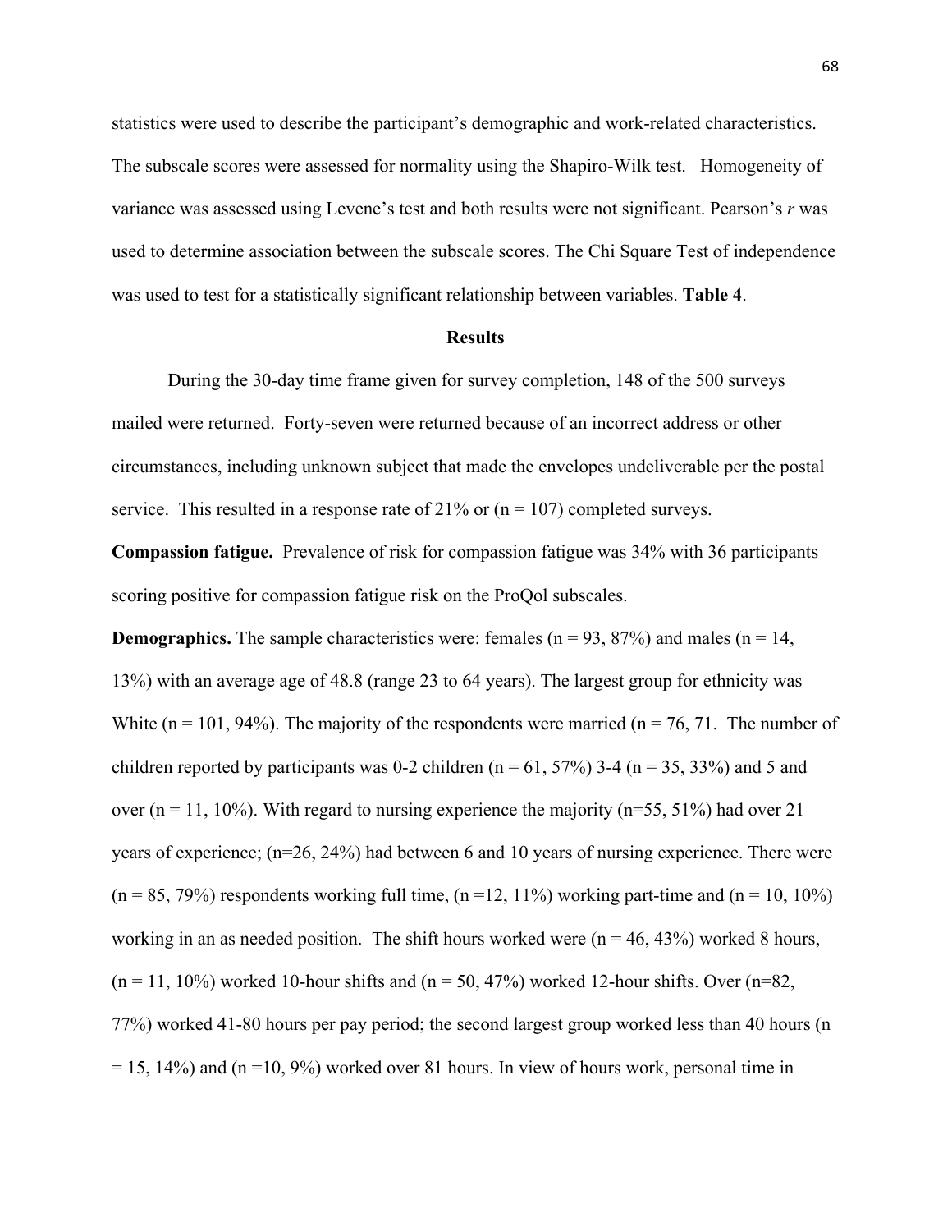statistics were used to describe the participant's demographic and work-related characteristics. The subscale scores were assessed for normality using the Shapiro-Wilk test. Homogeneity of variance was assessed using Levene's test and both results were not significant. Pearson's *r* was used to determine association between the subscale scores. The Chi Square Test of independence was used to test for a statistically significant relationship between variables. **Table 4**.

## Results

During the 30-day time frame given for survey completion, 148 of the 500 surveys mailed were returned. Forty-seven were returned because of an incorrect address or other circumstances, including unknown subject that made the envelopes undeliverable per the postal service. This resulted in a response rate of 21% or (n = 107) completed surveys.

**Compassion fatigue.** Prevalence of risk for compassion fatigue was 34% with 36 participants scoring positive for compassion fatigue risk on the ProQol subscales.

**Demographics.** The sample characteristics were: females (n = 93, 87%) and males (n = 14, 13%) with an average age of 48.8 (range 23 to 64 years). The largest group for ethnicity was White (n = 101, 94%). The majority of the respondents were married (n = 76, 71. The number of children reported by participants was 0-2 children (n = 61, 57%) 3-4 (n = 35, 33%) and 5 and over (n = 11, 10%). With regard to nursing experience the majority (n=55, 51%) had over 21 years of experience; (n=26, 24%) had between 6 and 10 years of nursing experience. There were (n = 85, 79%) respondents working full time, (n =12, 11%) working part-time and (n = 10, 10%) working in an as needed position. The shift hours worked were (n = 46, 43%) worked 8 hours, (n = 11, 10%) worked 10-hour shifts and (n = 50, 47%) worked 12-hour shifts. Over (n=82, 77%) worked 41-80 hours per pay period; the second largest group worked less than 40 hours (n = 15, 14%) and (n =10, 9%) worked over 81 hours. In view of hours work, personal time in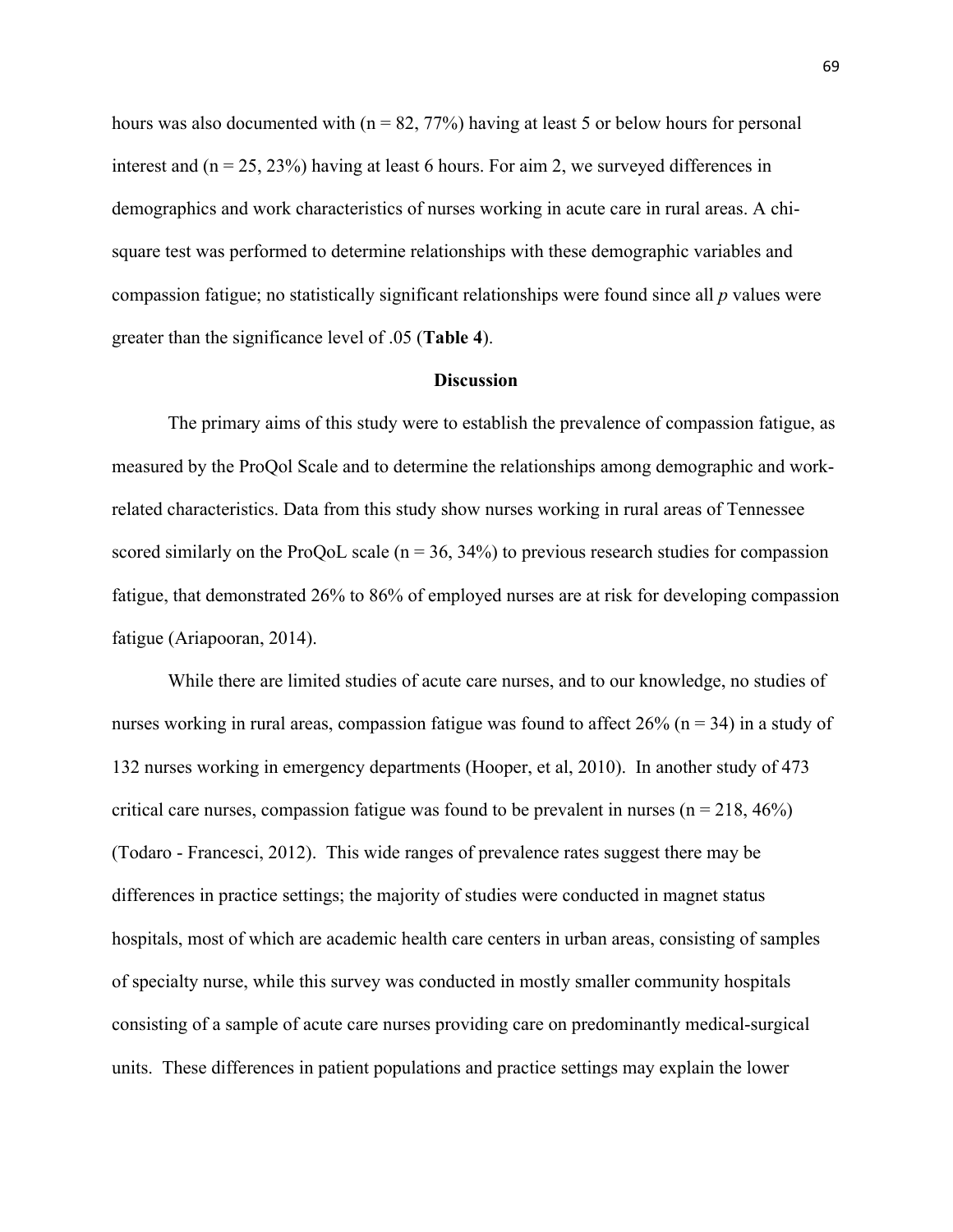hours was also documented with (n = 82, 77%) having at least 5 or below hours for personal interest and (n = 25, 23%) having at least 6 hours. For aim 2, we surveyed differences in demographics and work characteristics of nurses working in acute care in rural areas. A chi-square test was performed to determine relationships with these demographic variables and compassion fatigue; no statistically significant relationships were found since all *p* values were greater than the significance level of .05 (**Table 4**).

## Discussion

The primary aims of this study were to establish the prevalence of compassion fatigue, as measured by the ProQol Scale and to determine the relationships among demographic and work-related characteristics. Data from this study show nurses working in rural areas of Tennessee scored similarly on the ProQoL scale (n = 36, 34%) to previous research studies for compassion fatigue, that demonstrated 26% to 86% of employed nurses are at risk for developing compassion fatigue (Ariapooran, 2014).

While there are limited studies of acute care nurses, and to our knowledge, no studies of nurses working in rural areas, compassion fatigue was found to affect 26% (n = 34) in a study of 132 nurses working in emergency departments (Hooper, et al, 2010). In another study of 473 critical care nurses, compassion fatigue was found to be prevalent in nurses (n = 218, 46%) (Todaro - Francesci, 2012). This wide ranges of prevalence rates suggest there may be differences in practice settings; the majority of studies were conducted in magnet status hospitals, most of which are academic health care centers in urban areas, consisting of samples of specialty nurse, while this survey was conducted in mostly smaller community hospitals consisting of a sample of acute care nurses providing care on predominantly medical-surgical units. These differences in patient populations and practice settings may explain the lower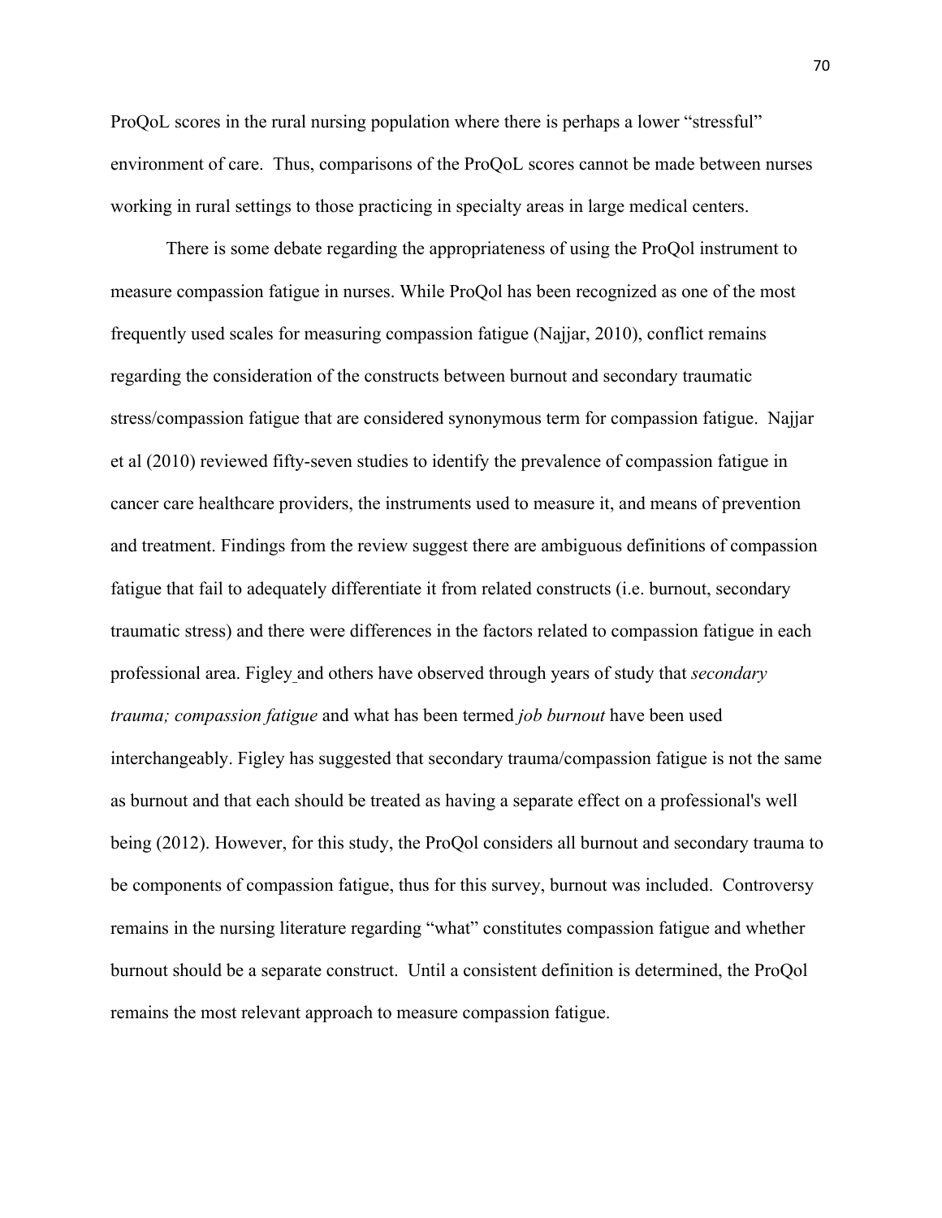ProQoL scores in the rural nursing population where there is perhaps a lower "stressful" environment of care. Thus, comparisons of the ProQoL scores cannot be made between nurses working in rural settings to those practicing in specialty areas in large medical centers.

There is some debate regarding the appropriateness of using the ProQol instrument to measure compassion fatigue in nurses. While ProQol has been recognized as one of the most frequently used scales for measuring compassion fatigue (Najjar, 2010), conflict remains regarding the consideration of the constructs between burnout and secondary traumatic stress/compassion fatigue that are considered synonymous term for compassion fatigue. Najjar et al (2010) reviewed fifty-seven studies to identify the prevalence of compassion fatigue in cancer care healthcare providers, the instruments used to measure it, and means of prevention and treatment. Findings from the review suggest there are ambiguous definitions of compassion fatigue that fail to adequately differentiate it from related constructs (i.e. burnout, secondary traumatic stress) and there were differences in the factors related to compassion fatigue in each professional area. Figley and others have observed through years of study that *secondary trauma; compassion fatigue* and what has been termed *job burnout* have been used interchangeably. Figley has suggested that secondary trauma/compassion fatigue is not the same as burnout and that each should be treated as having a separate effect on a professional's well being (2012). However, for this study, the ProQol considers all burnout and secondary trauma to be components of compassion fatigue, thus for this survey, burnout was included. Controversy remains in the nursing literature regarding "what" constitutes compassion fatigue and whether burnout should be a separate construct. Until a consistent definition is determined, the ProQol remains the most relevant approach to measure compassion fatigue.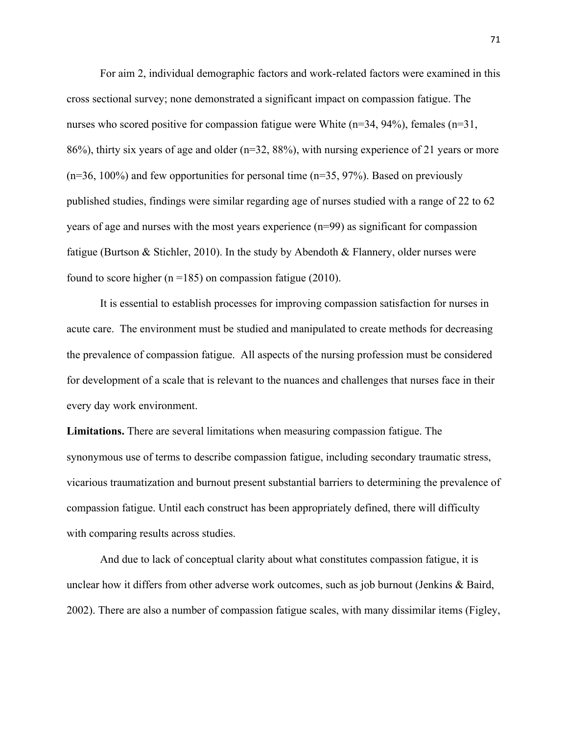For aim 2, individual demographic factors and work-related factors were examined in this cross sectional survey; none demonstrated a significant impact on compassion fatigue. The nurses who scored positive for compassion fatigue were White (n=34, 94%), females (n=31, 86%), thirty six years of age and older (n=32, 88%), with nursing experience of 21 years or more (n=36, 100%) and few opportunities for personal time (n=35, 97%). Based on previously published studies, findings were similar regarding age of nurses studied with a range of 22 to 62 years of age and nurses with the most years experience (n=99) as significant for compassion fatigue (Burtson & Stichler, 2010). In the study by Abendoth & Flannery, older nurses were found to score higher (n =185) on compassion fatigue (2010).

It is essential to establish processes for improving compassion satisfaction for nurses in acute care. The environment must be studied and manipulated to create methods for decreasing the prevalence of compassion fatigue. All aspects of the nursing profession must be considered for development of a scale that is relevant to the nuances and challenges that nurses face in their every day work environment.

**Limitations.** There are several limitations when measuring compassion fatigue. The synonymous use of terms to describe compassion fatigue, including secondary traumatic stress, vicarious traumatization and burnout present substantial barriers to determining the prevalence of compassion fatigue. Until each construct has been appropriately defined, there will difficulty with comparing results across studies.

And due to lack of conceptual clarity about what constitutes compassion fatigue, it is unclear how it differs from other adverse work outcomes, such as job burnout (Jenkins & Baird, 2002). There are also a number of compassion fatigue scales, with many dissimilar items (Figley,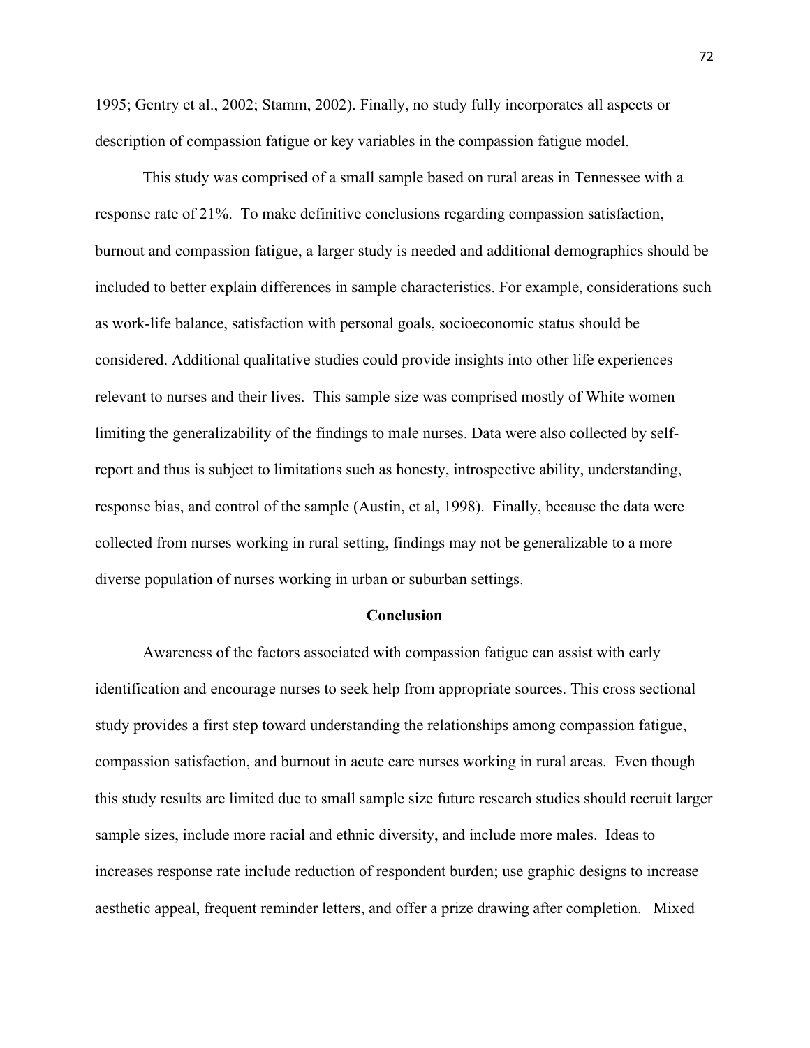1995; Gentry et al., 2002; Stamm, 2002). Finally, no study fully incorporates all aspects or description of compassion fatigue or key variables in the compassion fatigue model.

This study was comprised of a small sample based on rural areas in Tennessee with a response rate of 21%. To make definitive conclusions regarding compassion satisfaction, burnout and compassion fatigue, a larger study is needed and additional demographics should be included to better explain differences in sample characteristics. For example, considerations such as work-life balance, satisfaction with personal goals, socioeconomic status should be considered. Additional qualitative studies could provide insights into other life experiences relevant to nurses and their lives. This sample size was comprised mostly of White women limiting the generalizability of the findings to male nurses. Data were also collected by self-report and thus is subject to limitations such as honesty, introspective ability, understanding, response bias, and control of the sample (Austin, et al, 1998). Finally, because the data were collected from nurses working in rural setting, findings may not be generalizable to a more diverse population of nurses working in urban or suburban settings.

## Conclusion

Awareness of the factors associated with compassion fatigue can assist with early identification and encourage nurses to seek help from appropriate sources. This cross sectional study provides a first step toward understanding the relationships among compassion fatigue, compassion satisfaction, and burnout in acute care nurses working in rural areas. Even though this study results are limited due to small sample size future research studies should recruit larger sample sizes, include more racial and ethnic diversity, and include more males. Ideas to increases response rate include reduction of respondent burden; use graphic designs to increase aesthetic appeal, frequent reminder letters, and offer a prize drawing after completion. Mixed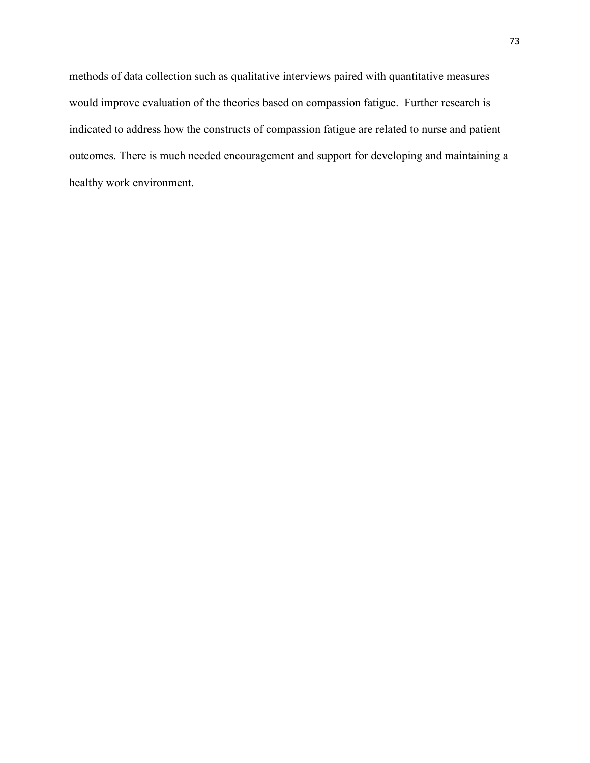methods of data collection such as qualitative interviews paired with quantitative measures would improve evaluation of the theories based on compassion fatigue. Further research is indicated to address how the constructs of compassion fatigue are related to nurse and patient outcomes. There is much needed encouragement and support for developing and maintaining a healthy work environment.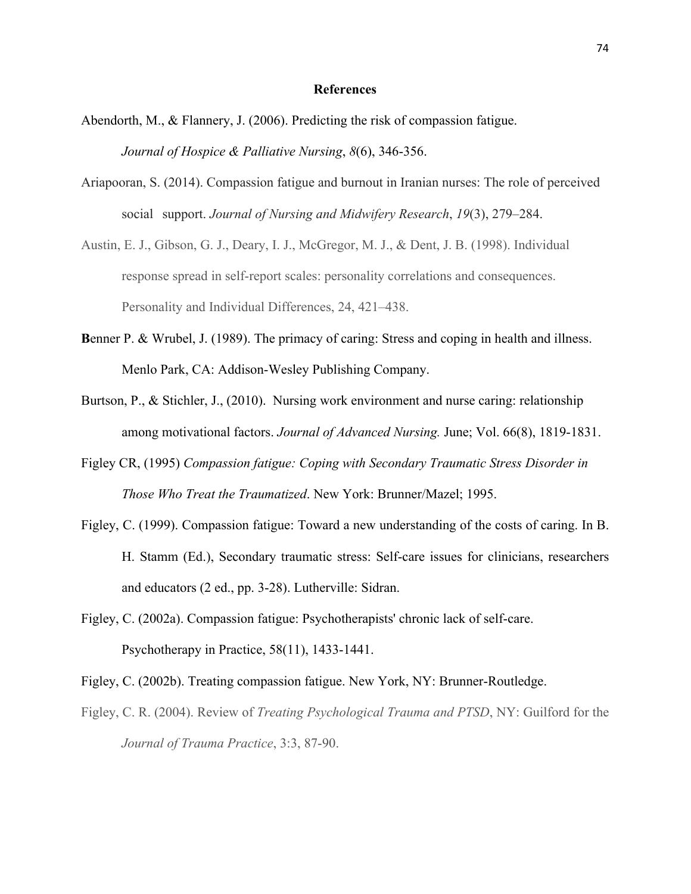## References

Abendorth, M., & Flannery, J. (2006). Predicting the risk of compassion fatigue. *Journal of Hospice & Palliative Nursing*, *8*(6), 346-356.

Ariapooran, S. (2014). Compassion fatigue and burnout in Iranian nurses: The role of perceived social support. *Journal of Nursing and Midwifery Research*, *19*(3), 279–284.

Austin, E. J., Gibson, G. J., Deary, I. J., McGregor, M. J., & Dent, J. B. (1998). Individual response spread in self-report scales: personality correlations and consequences. Personality and Individual Differences, 24, 421–438.

**B**enner P. & Wrubel, J. (1989). The primacy of caring: Stress and coping in health and illness. Menlo Park, CA: Addison-Wesley Publishing Company.

Burtson, P., & Stichler, J., (2010). Nursing work environment and nurse caring: relationship among motivational factors. *Journal of Advanced Nursing.* June; Vol. 66(8), 1819-1831.

Figley CR, (1995) *Compassion fatigue: Coping with Secondary Traumatic Stress Disorder in Those Who Treat the Traumatized*. New York: Brunner/Mazel; 1995.

Figley, C. (1999). Compassion fatigue: Toward a new understanding of the costs of caring. In B. H. Stamm (Ed.), Secondary traumatic stress: Self-care issues for clinicians, researchers and educators (2 ed., pp. 3-28). Lutherville: Sidran.

Figley, C. (2002a). Compassion fatigue: Psychotherapists' chronic lack of self-care. Psychotherapy in Practice, 58(11), 1433-1441.

Figley, C. (2002b). Treating compassion fatigue. New York, NY: Brunner-Routledge.

Figley, C. R. (2004). Review of *Treating Psychological Trauma and PTSD*, NY: Guilford for the *Journal of Trauma Practice*, 3:3, 87-90.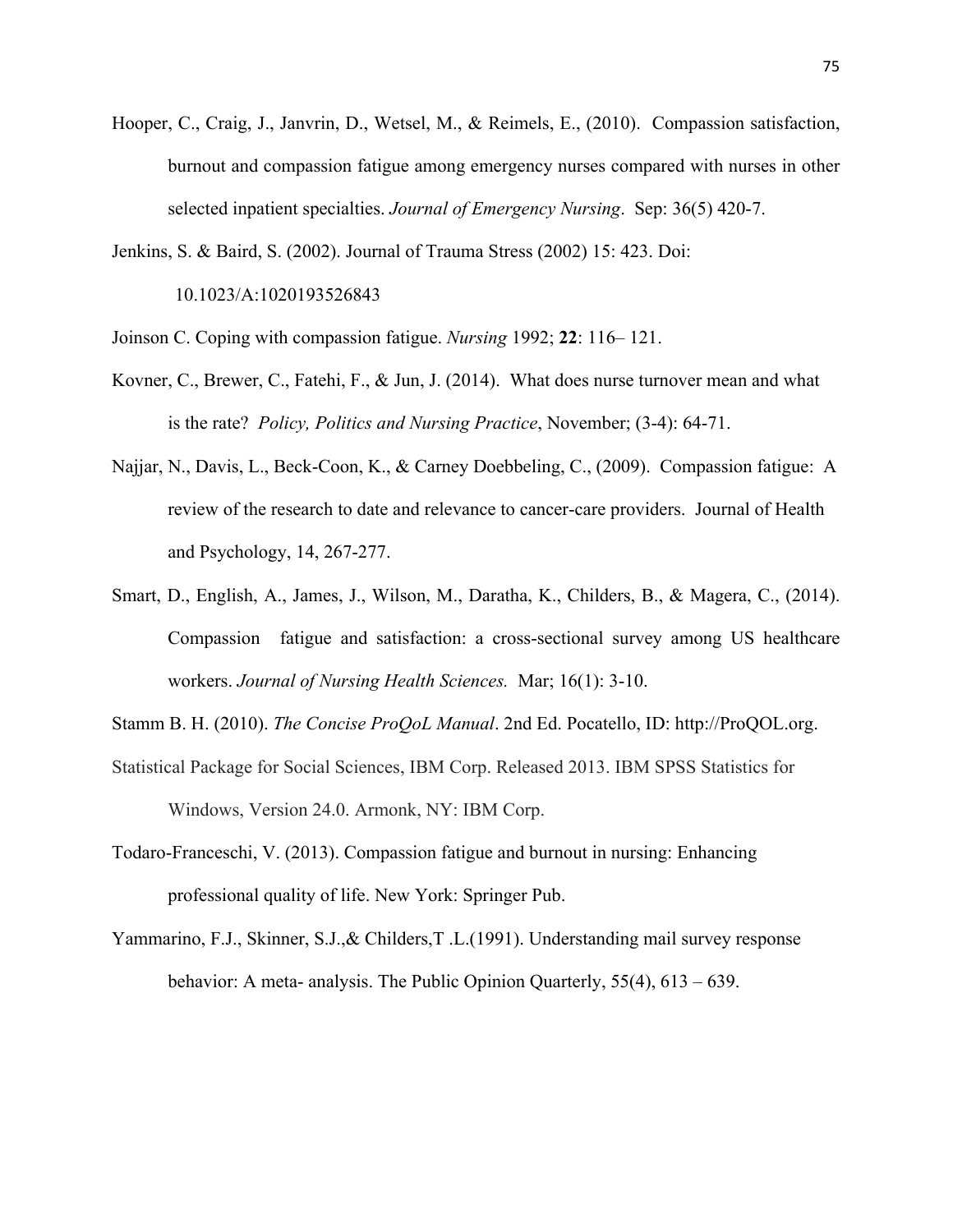Hooper, C., Craig, J., Janvrin, D., Wetsel, M., & Reimels, E., (2010). Compassion satisfaction, burnout and compassion fatigue among emergency nurses compared with nurses in other selected inpatient specialties. *Journal of Emergency Nursing*. Sep: 36(5) 420-7.

Jenkins, S. & Baird, S. (2002). Journal of Trauma Stress (2002) 15: 423. Doi: 10.1023/A:1020193526843

Joinson C. Coping with compassion fatigue. *Nursing* 1992; **22**: 116– 121.

Kovner, C., Brewer, C., Fatehi, F., & Jun, J. (2014). What does nurse turnover mean and what is the rate? *Policy, Politics and Nursing Practice*, November; (3-4): 64-71.

Najjar, N., Davis, L., Beck-Coon, K., & Carney Doebbeling, C., (2009). Compassion fatigue: A review of the research to date and relevance to cancer-care providers. Journal of Health and Psychology, 14, 267-277.

Smart, D., English, A., James, J., Wilson, M., Daratha, K., Childers, B., & Magera, C., (2014). Compassion fatigue and satisfaction: a cross-sectional survey among US healthcare workers. *Journal of Nursing Health Sciences.* Mar; 16(1): 3-10.

Stamm B. H. (2010). *The Concise ProQoL Manual*. 2nd Ed. Pocatello, ID: http://ProQOL.org.

Statistical Package for Social Sciences, IBM Corp. Released 2013. IBM SPSS Statistics for Windows, Version 24.0. Armonk, NY: IBM Corp.

Todaro-Franceschi, V. (2013). Compassion fatigue and burnout in nursing: Enhancing professional quality of life. New York: Springer Pub.

Yammarino, F.J., Skinner, S.J.,& Childers,T .L.(1991). Understanding mail survey response behavior: A meta- analysis. The Public Opinion Quarterly, 55(4), 613 – 639.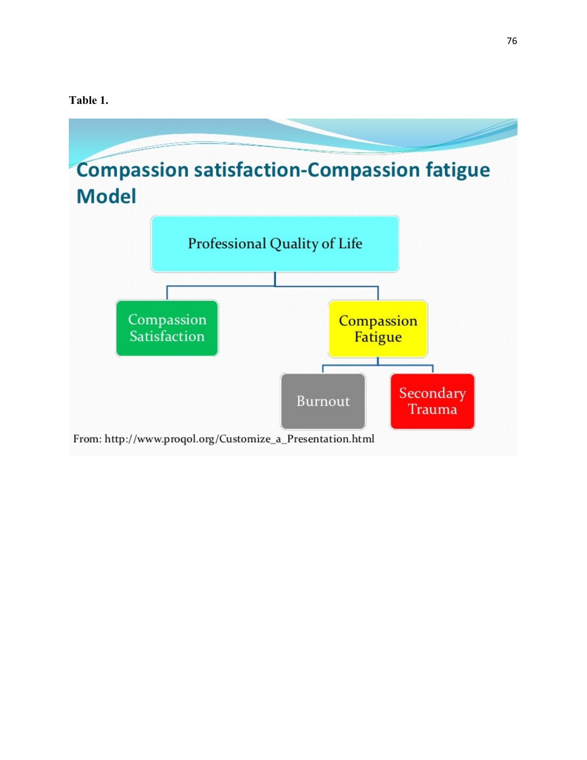**Table 1.**

## Compassion satisfaction-Compassion fatigue Model

- Professional Quality of Life
  - Compassion Satisfaction
  - Compassion Fatigue
    - Burnout
    - Secondary Trauma

From: http://www.proqol.org/Customize_a_Presentation.html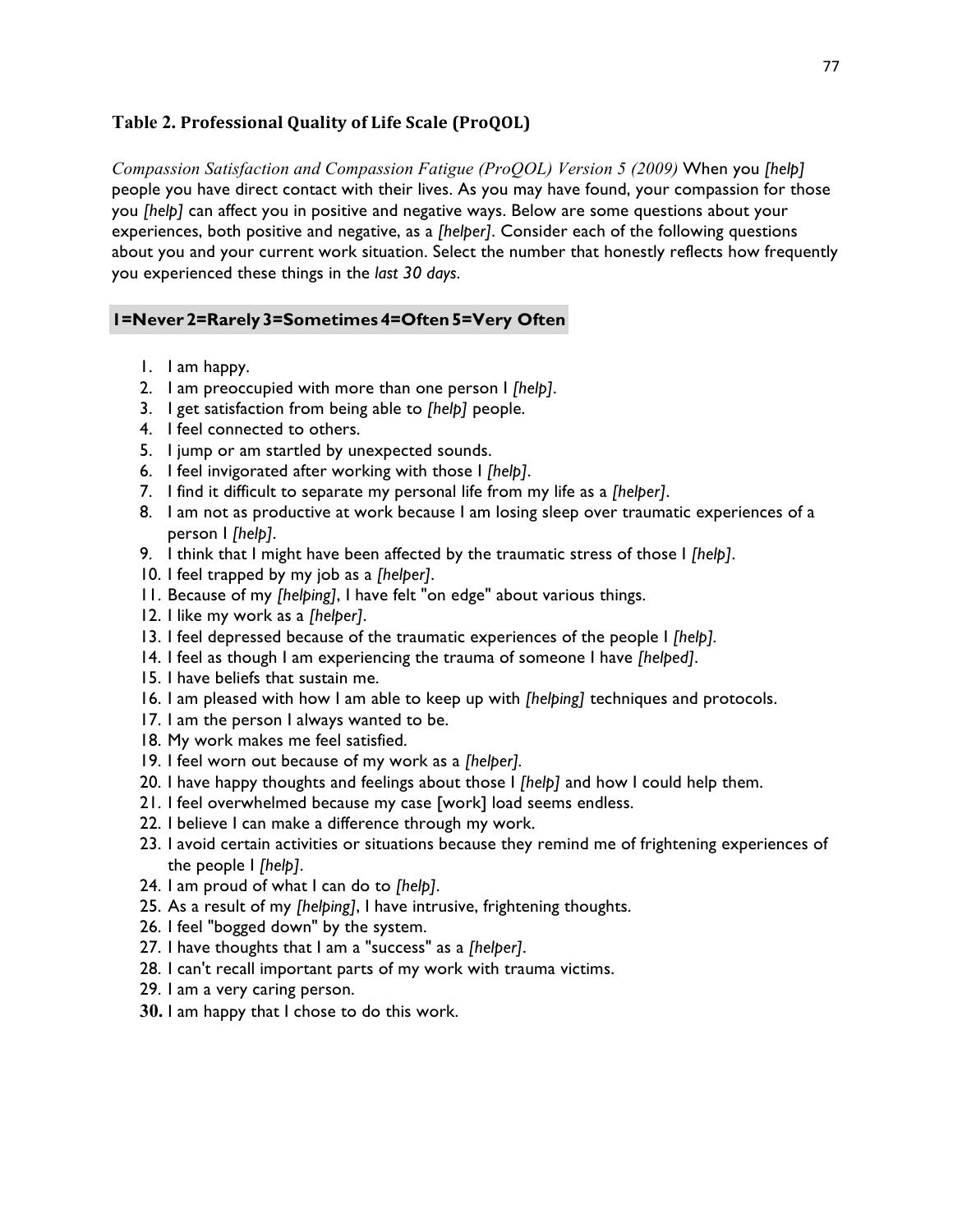## Table 2. Professional Quality of Life Scale (ProQOL)

*Compassion Satisfaction and Compassion Fatigue (ProQOL) Version 5 (2009)* When you *[help]* people you have direct contact with their lives. As you may have found, your compassion for those you *[help]* can affect you in positive and negative ways. Below are some questions about your experiences, both positive and negative, as a *[helper]*. Consider each of the following questions about you and your current work situation. Select the number that honestly reflects how frequently you experienced these things in the *last 30 days*.

**1=Never 2=Rarely 3=Sometimes 4=Often 5=Very Often**

1. I am happy.
2. I am preoccupied with more than one person I *[help]*.
3. I get satisfaction from being able to *[help]* people.
4. I feel connected to others.
5. I jump or am startled by unexpected sounds.
6. I feel invigorated after working with those I *[help]*.
7. I find it difficult to separate my personal life from my life as a *[helper]*.
8. I am not as productive at work because I am losing sleep over traumatic experiences of a person I *[help]*.
9. I think that I might have been affected by the traumatic stress of those I *[help]*.
10. I feel trapped by my job as a *[helper]*.
11. Because of my *[helping]*, I have felt "on edge" about various things.
12. I like my work as a *[helper]*.
13. I feel depressed because of the traumatic experiences of the people I *[help]*.
14. I feel as though I am experiencing the trauma of someone I have *[helped]*.
15. I have beliefs that sustain me.
16. I am pleased with how I am able to keep up with *[helping]* techniques and protocols.
17. I am the person I always wanted to be.
18. My work makes me feel satisfied.
19. I feel worn out because of my work as a *[helper]*.
20. I have happy thoughts and feelings about those I *[help]* and how I could help them.
21. I feel overwhelmed because my case [work] load seems endless.
22. I believe I can make a difference through my work.
23. I avoid certain activities or situations because they remind me of frightening experiences of the people I *[help]*.
24. I am proud of what I can do to *[help]*.
25. As a result of my *[helping]*, I have intrusive, frightening thoughts.
26. I feel "bogged down" by the system.
27. I have thoughts that I am a "success" as a *[helper]*.
28. I can't recall important parts of my work with trauma victims.
29. I am a very caring person.
30. I am happy that I chose to do this work.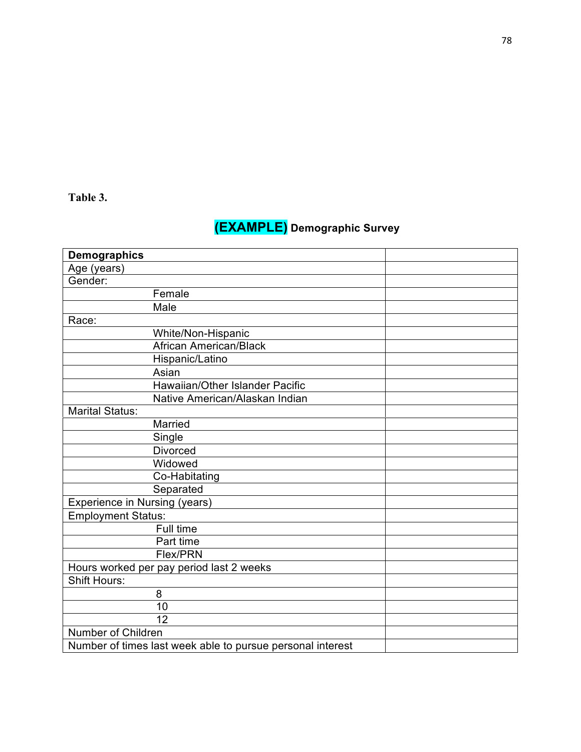**Table 3.**

**(EXAMPLE) Demographic Survey**

| **Demographics** | |
|---|---|
| Age (years) | |
| Gender: | |
| Female | |
| Male | |
| Race: | |
| White/Non-Hispanic | |
| African American/Black | |
| Hispanic/Latino | |
| Asian | |
| Hawaiian/Other Islander Pacific | |
| Native American/Alaskan Indian | |
| Marital Status: | |
| Married | |
| Single | |
| Divorced | |
| Widowed | |
| Co-Habitating | |
| Separated | |
| Experience in Nursing (years) | |
| Employment Status: | |
| Full time | |
| Part time | |
| Flex/PRN | |
| Hours worked per pay period last 2 weeks | |
| Shift Hours: | |
| 8 | |
| 10 | |
| 12 | |
| Number of Children | |
| Number of times last week able to pursue personal interest | |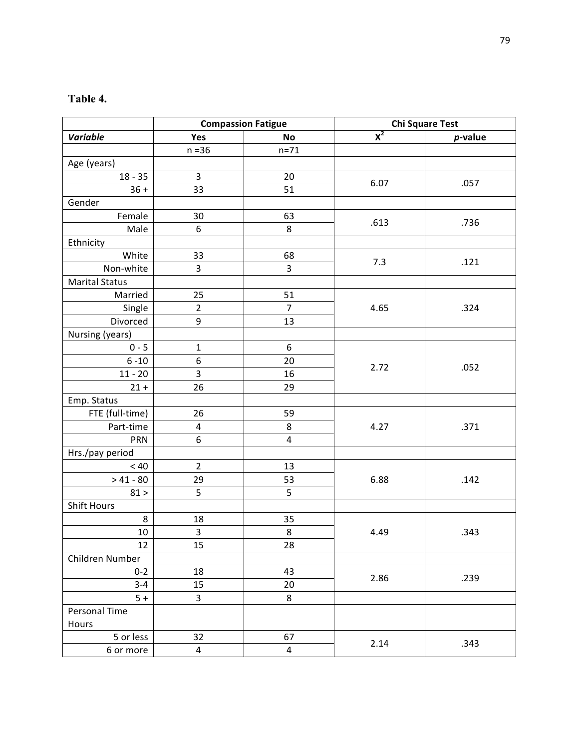**Table 4.**

| | Compassion Fatigue | | Chi Square Test | |
|---|---|---|---|---|
| ***Variable*** | **Yes** | **No** | **$X^2$** | ***p*-value** |
| | n =36 | n=71 | | |
| Age (years) | | | | |
| 18 - 35 | 3 | 20 | 6.07 | .057 |
| 36 + | 33 | 51 | | |
| Gender | | | | |
| Female | 30 | 63 | .613 | .736 |
| Male | 6 | 8 | | |
| Ethnicity | | | | |
| White | 33 | 68 | 7.3 | .121 |
| Non-white | 3 | 3 | | |
| Marital Status | | | | |
| Married | 25 | 51 | 4.65 | .324 |
| Single | 2 | 7 | | |
| Divorced | 9 | 13 | | |
| Nursing (years) | | | | |
| 0 - 5 | 1 | 6 | 2.72 | .052 |
| 6 -10 | 6 | 20 | | |
| 11 - 20 | 3 | 16 | | |
| 21 + | 26 | 29 | | |
| Emp. Status | | | | |
| FTE (full-time) | 26 | 59 | 4.27 | .371 |
| Part-time | 4 | 8 | | |
| PRN | 6 | 4 | | |
| Hrs./pay period | | | | |
| < 40 | 2 | 13 | 6.88 | .142 |
| > 41 - 80 | 29 | 53 | | |
| 81 > | 5 | 5 | | |
| Shift Hours | | | | |
| 8 | 18 | 35 | 4.49 | .343 |
| 10 | 3 | 8 | | |
| 12 | 15 | 28 | | |
| Children Number | | | | |
| 0-2 | 18 | 43 | 2.86 | .239 |
| 3-4 | 15 | 20 | | |
| 5 + | 3 | 8 | | |
| Personal Time Hours | | | | |
| 5 or less | 32 | 67 | 2.14 | .343 |
| 6 or more | 4 | 4 | | |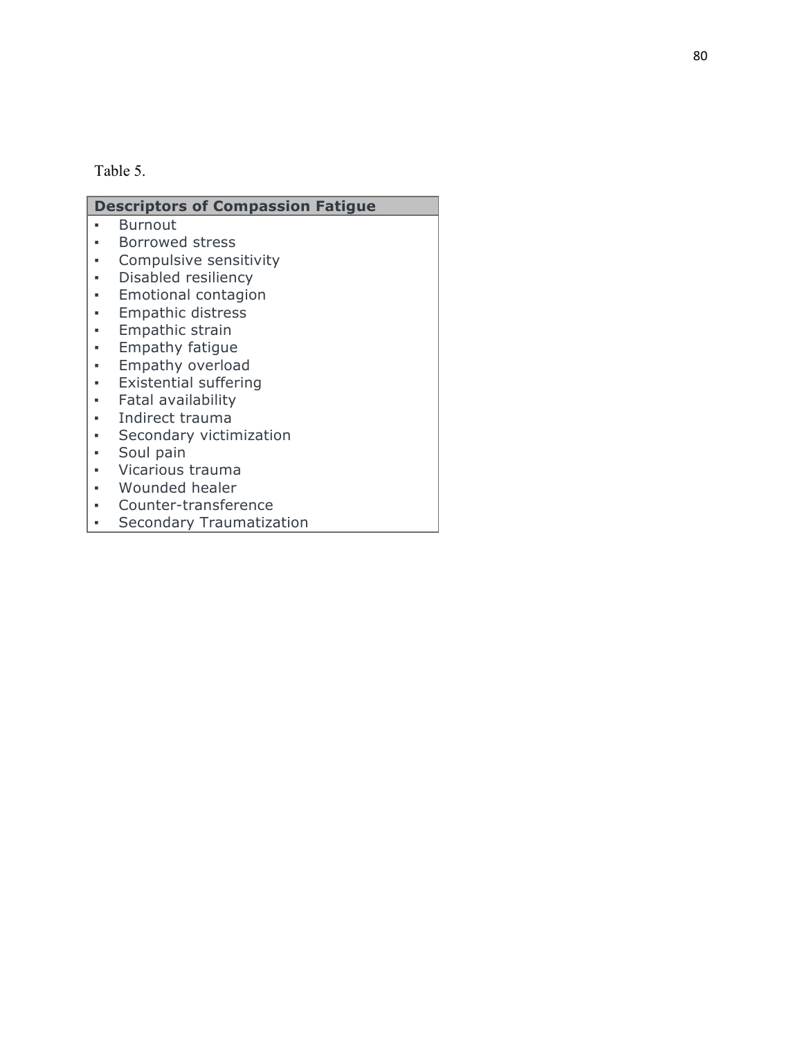Table 5.

| Descriptors of Compassion Fatigue |
|---|
| ▪ Burnout |
| ▪ Borrowed stress |
| ▪ Compulsive sensitivity |
| ▪ Disabled resiliency |
| ▪ Emotional contagion |
| ▪ Empathic distress |
| ▪ Empathic strain |
| ▪ Empathy fatigue |
| ▪ Empathy overload |
| ▪ Existential suffering |
| ▪ Fatal availability |
| ▪ Indirect trauma |
| ▪ Secondary victimization |
| ▪ Soul pain |
| ▪ Vicarious trauma |
| ▪ Wounded healer |
| ▪ Counter-transference |
| ▪ Secondary Traumatization |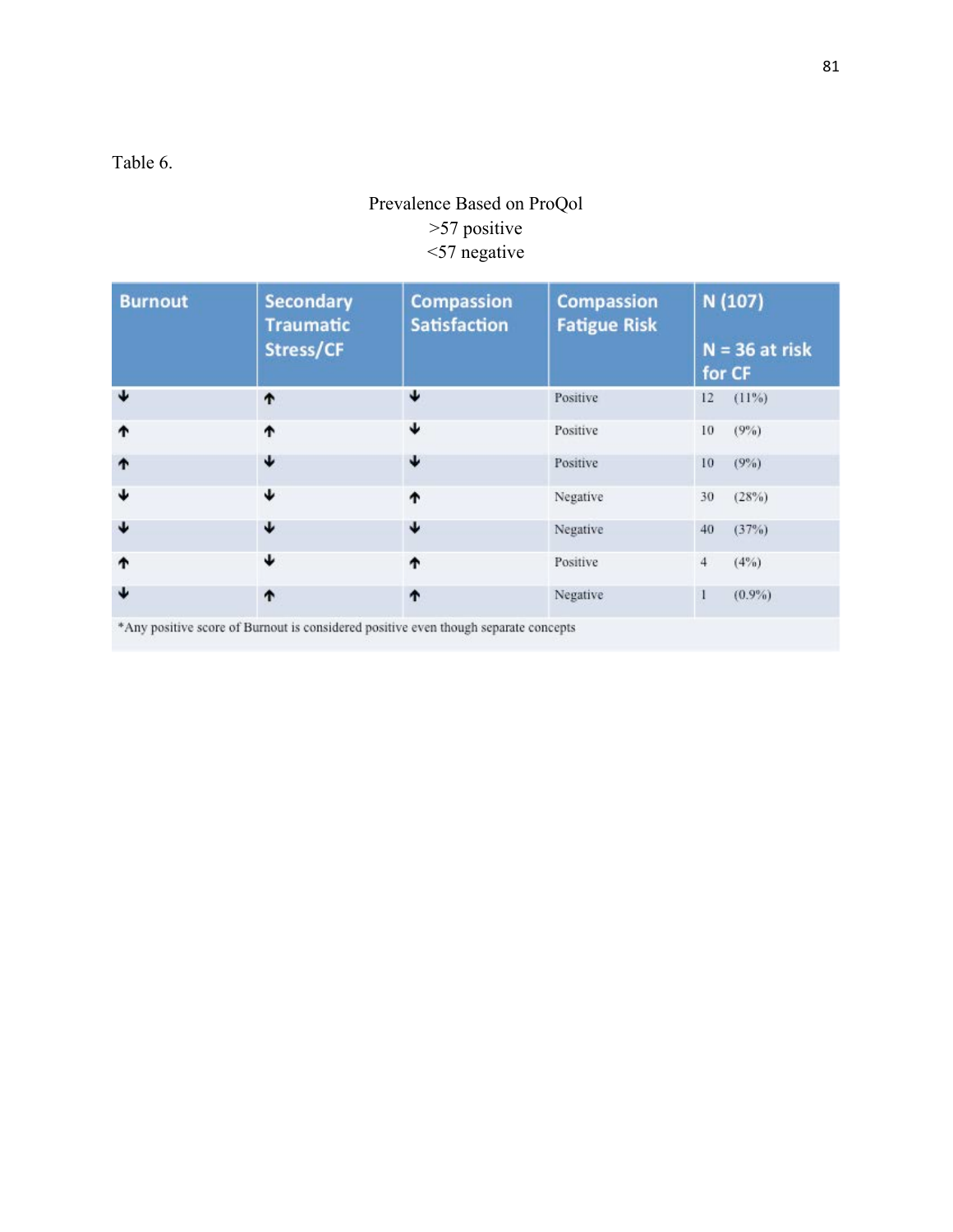Table 6.

Prevalence Based on ProQol
>57 positive
<57 negative

| Burnout | Secondary Traumatic Stress/CF | Compassion Satisfaction | Compassion Fatigue Risk | N (107)<br><br>N = 36 at risk for CF |
|---|---|---|---|---|
| ↓ | ↑ | ↓ | Positive | 12 (11%) |
| ↑ | ↑ | ↓ | Positive | 10 (9%) |
| ↑ | ↓ | ↓ | Positive | 10 (9%) |
| ↓ | ↓ | ↑ | Negative | 30 (28%) |
| ↓ | ↓ | ↓ | Negative | 40 (37%) |
| ↑ | ↓ | ↑ | Positive | 4 (4%) |
| ↓ | ↑ | ↑ | Negative | 1 (0.9%) |

*Any positive score of Burnout is considered positive even though separate concepts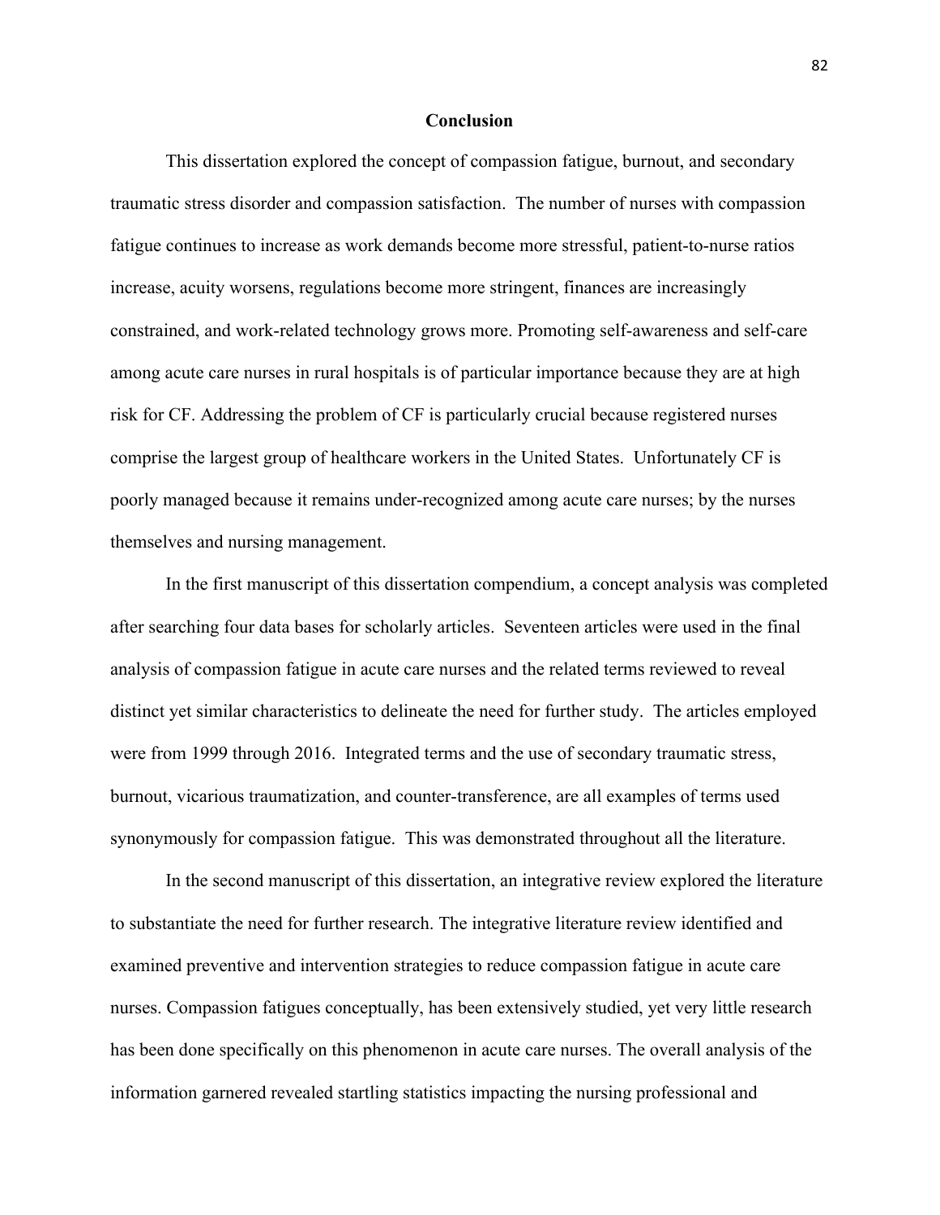## Conclusion

This dissertation explored the concept of compassion fatigue, burnout, and secondary traumatic stress disorder and compassion satisfaction. The number of nurses with compassion fatigue continues to increase as work demands become more stressful, patient-to-nurse ratios increase, acuity worsens, regulations become more stringent, finances are increasingly constrained, and work-related technology grows more. Promoting self-awareness and self-care among acute care nurses in rural hospitals is of particular importance because they are at high risk for CF. Addressing the problem of CF is particularly crucial because registered nurses comprise the largest group of healthcare workers in the United States. Unfortunately CF is poorly managed because it remains under-recognized among acute care nurses; by the nurses themselves and nursing management.

In the first manuscript of this dissertation compendium, a concept analysis was completed after searching four data bases for scholarly articles. Seventeen articles were used in the final analysis of compassion fatigue in acute care nurses and the related terms reviewed to reveal distinct yet similar characteristics to delineate the need for further study. The articles employed were from 1999 through 2016. Integrated terms and the use of secondary traumatic stress, burnout, vicarious traumatization, and counter-transference, are all examples of terms used synonymously for compassion fatigue. This was demonstrated throughout all the literature.

In the second manuscript of this dissertation, an integrative review explored the literature to substantiate the need for further research. The integrative literature review identified and examined preventive and intervention strategies to reduce compassion fatigue in acute care nurses. Compassion fatigues conceptually, has been extensively studied, yet very little research has been done specifically on this phenomenon in acute care nurses. The overall analysis of the information garnered revealed startling statistics impacting the nursing professional and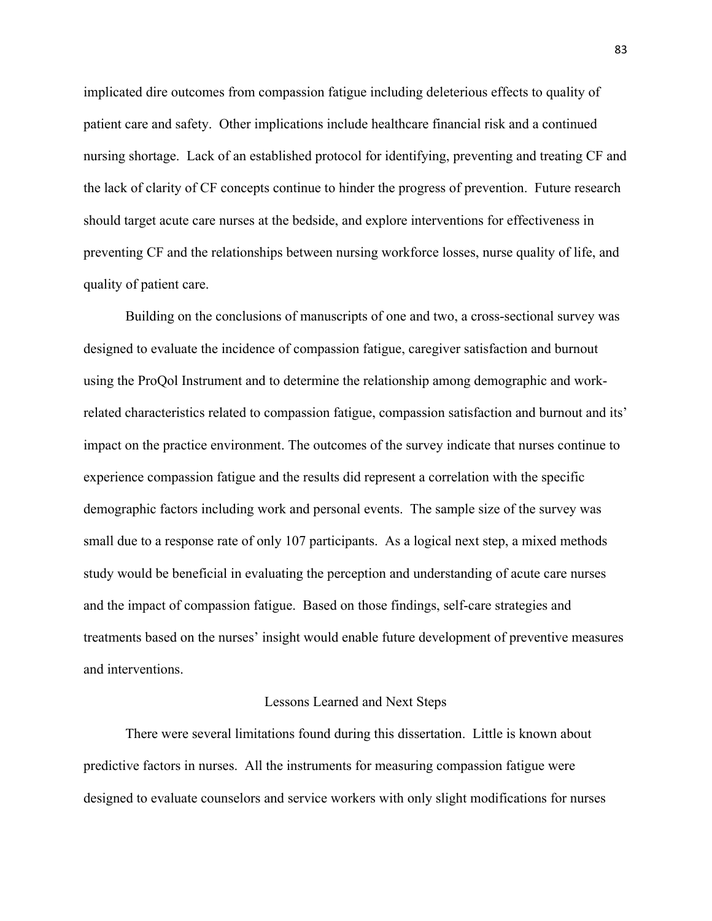implicated dire outcomes from compassion fatigue including deleterious effects to quality of patient care and safety. Other implications include healthcare financial risk and a continued nursing shortage. Lack of an established protocol for identifying, preventing and treating CF and the lack of clarity of CF concepts continue to hinder the progress of prevention. Future research should target acute care nurses at the bedside, and explore interventions for effectiveness in preventing CF and the relationships between nursing workforce losses, nurse quality of life, and quality of patient care.

Building on the conclusions of manuscripts of one and two, a cross-sectional survey was designed to evaluate the incidence of compassion fatigue, caregiver satisfaction and burnout using the ProQol Instrument and to determine the relationship among demographic and work-related characteristics related to compassion fatigue, compassion satisfaction and burnout and its' impact on the practice environment. The outcomes of the survey indicate that nurses continue to experience compassion fatigue and the results did represent a correlation with the specific demographic factors including work and personal events. The sample size of the survey was small due to a response rate of only 107 participants. As a logical next step, a mixed methods study would be beneficial in evaluating the perception and understanding of acute care nurses and the impact of compassion fatigue. Based on those findings, self-care strategies and treatments based on the nurses' insight would enable future development of preventive measures and interventions.

## Lessons Learned and Next Steps

There were several limitations found during this dissertation. Little is known about predictive factors in nurses. All the instruments for measuring compassion fatigue were designed to evaluate counselors and service workers with only slight modifications for nurses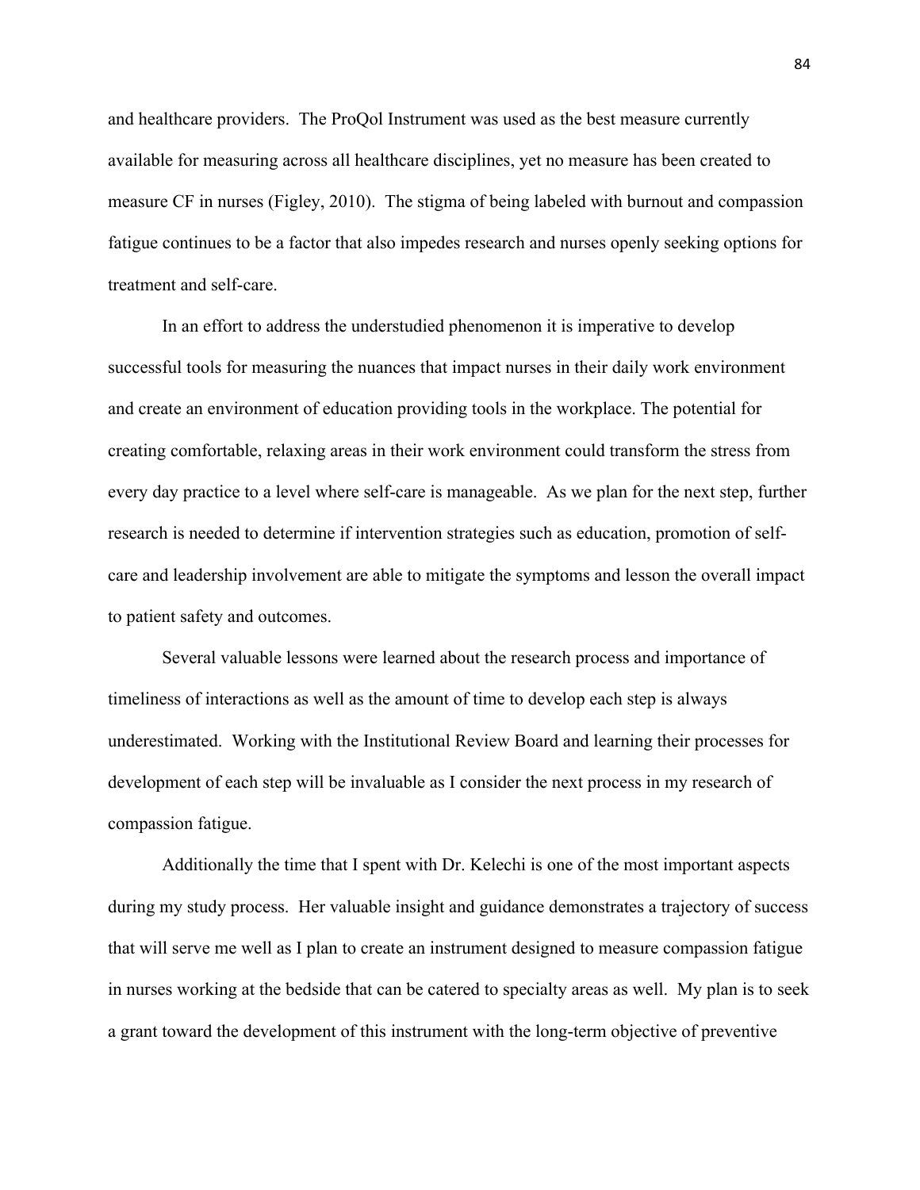and healthcare providers. The ProQol Instrument was used as the best measure currently available for measuring across all healthcare disciplines, yet no measure has been created to measure CF in nurses (Figley, 2010). The stigma of being labeled with burnout and compassion fatigue continues to be a factor that also impedes research and nurses openly seeking options for treatment and self-care.

In an effort to address the understudied phenomenon it is imperative to develop successful tools for measuring the nuances that impact nurses in their daily work environment and create an environment of education providing tools in the workplace. The potential for creating comfortable, relaxing areas in their work environment could transform the stress from every day practice to a level where self-care is manageable. As we plan for the next step, further research is needed to determine if intervention strategies such as education, promotion of self-care and leadership involvement are able to mitigate the symptoms and lesson the overall impact to patient safety and outcomes.

Several valuable lessons were learned about the research process and importance of timeliness of interactions as well as the amount of time to develop each step is always underestimated. Working with the Institutional Review Board and learning their processes for development of each step will be invaluable as I consider the next process in my research of compassion fatigue.

Additionally the time that I spent with Dr. Kelechi is one of the most important aspects during my study process. Her valuable insight and guidance demonstrates a trajectory of success that will serve me well as I plan to create an instrument designed to measure compassion fatigue in nurses working at the bedside that can be catered to specialty areas as well. My plan is to seek a grant toward the development of this instrument with the long-term objective of preventive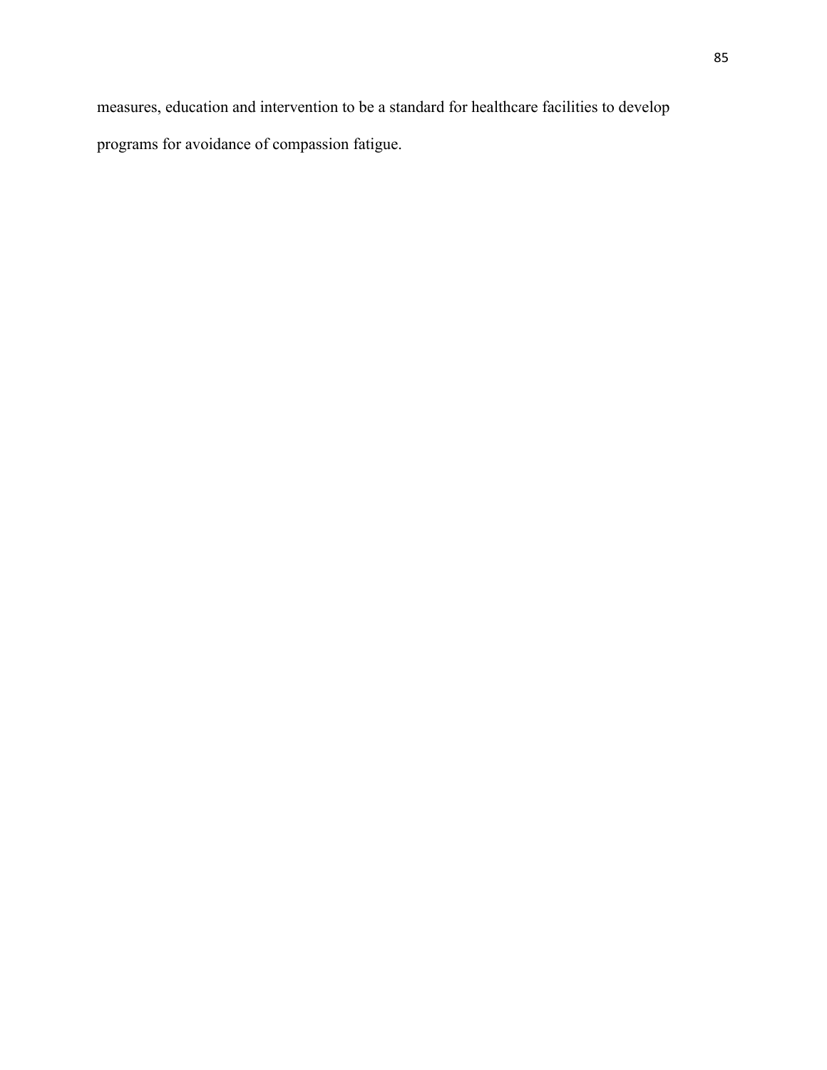measures, education and intervention to be a standard for healthcare facilities to develop programs for avoidance of compassion fatigue.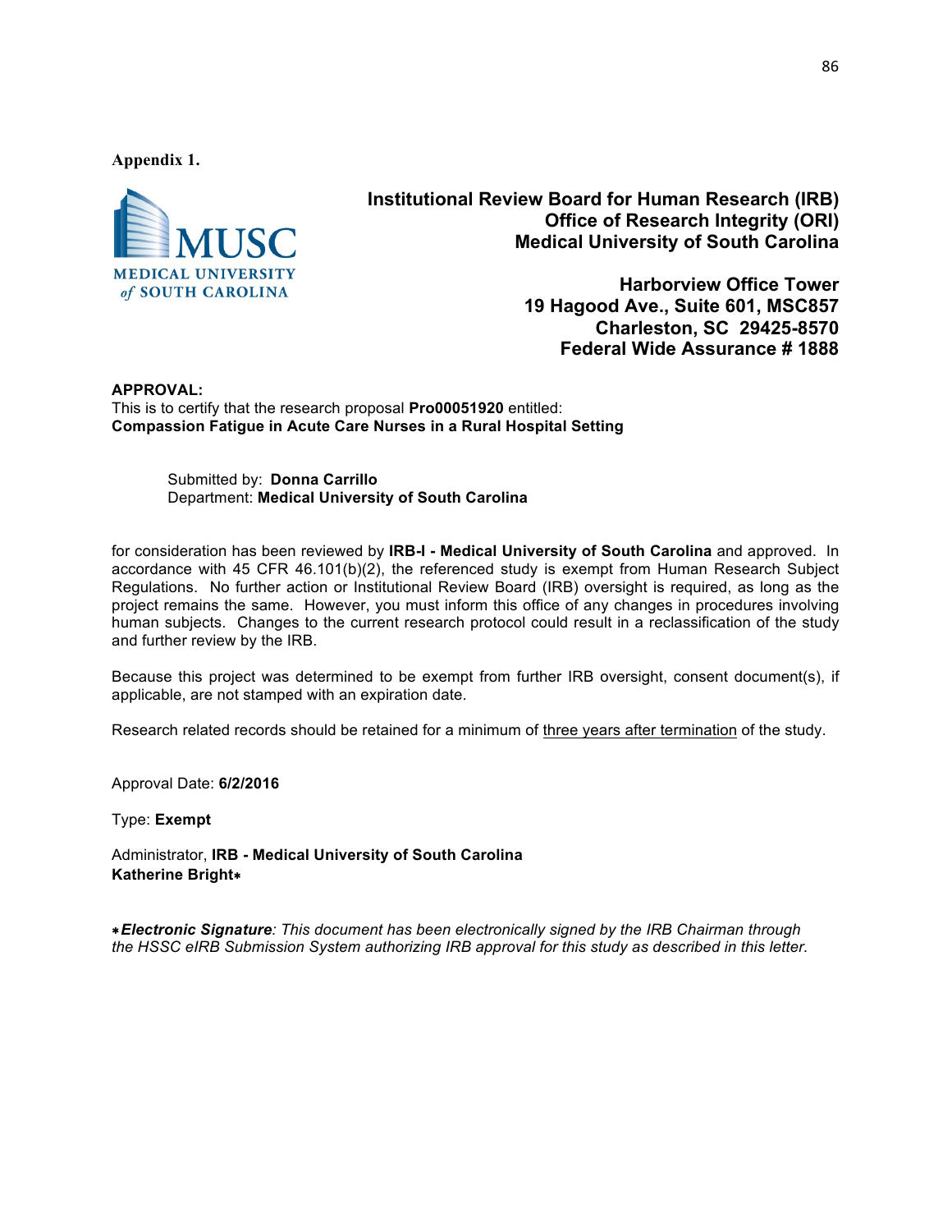**Appendix 1.**

**Institutional Review Board for Human Research (IRB)**
**Office of Research Integrity (ORI)**
**Medical University of South Carolina**

**Harborview Office Tower**
**19 Hagood Ave., Suite 601, MSC857**
**Charleston, SC 29425-8570**
**Federal Wide Assurance # 1888**

**APPROVAL:**
This is to certify that the research proposal **Pro00051920** entitled:
**Compassion Fatigue in Acute Care Nurses in a Rural Hospital Setting**

Submitted by: **Donna Carrillo**
Department: **Medical University of South Carolina**

for consideration has been reviewed by **IRB-I - Medical University of South Carolina** and approved. In accordance with 45 CFR 46.101(b)(2), the referenced study is exempt from Human Research Subject Regulations. No further action or Institutional Review Board (IRB) oversight is required, as long as the project remains the same. However, you must inform this office of any changes in procedures involving human subjects. Changes to the current research protocol could result in a reclassification of the study and further review by the IRB.

Because this project was determined to be exempt from further IRB oversight, consent document(s), if applicable, are not stamped with an expiration date.

Research related records should be retained for a minimum of three years after termination of the study.

Approval Date: **6/2/2016**

Type: **Exempt**

Administrator, **IRB - Medical University of South Carolina**
**Katherine Bright***

**\*Electronic Signature***: This document has been electronically signed by the IRB Chairman through the HSSC eIRB Submission System authorizing IRB approval for this study as described in this letter.*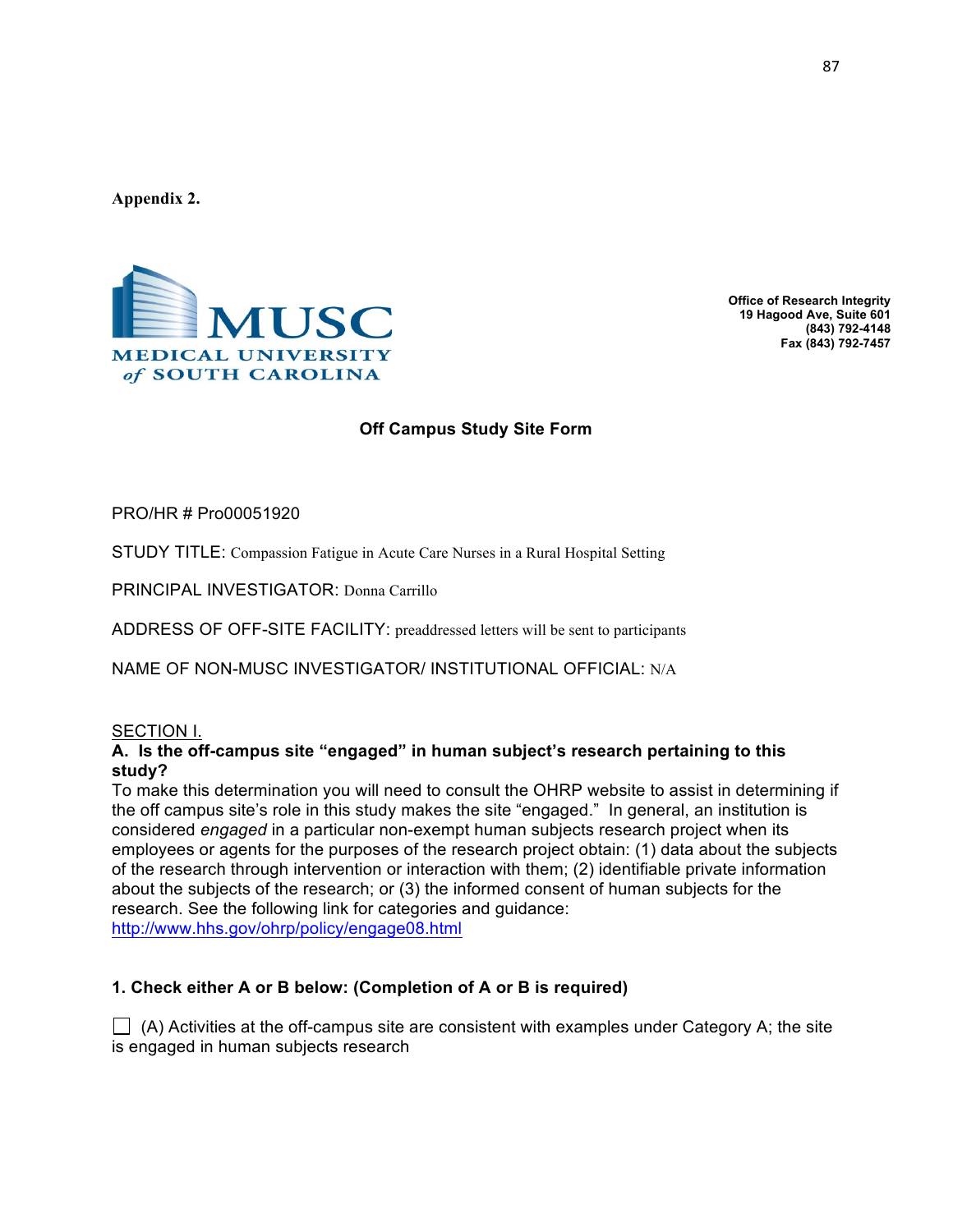**Appendix 2.**

MUSC
MEDICAL UNIVERSITY of SOUTH CAROLINA

**Office of Research Integrity**
**19 Hagood Ave, Suite 601**
**(843) 792-4148**
**Fax (843) 792-7457**

## Off Campus Study Site Form

PRO/HR # Pro00051920

STUDY TITLE: Compassion Fatigue in Acute Care Nurses in a Rural Hospital Setting

PRINCIPAL INVESTIGATOR: Donna Carrillo

ADDRESS OF OFF-SITE FACILITY: preaddressed letters will be sent to participants

NAME OF NON-MUSC INVESTIGATOR/ INSTITUTIONAL OFFICIAL: N/A

SECTION I.

**A. Is the off-campus site "engaged" in human subject's research pertaining to this study?**

To make this determination you will need to consult the OHRP website to assist in determining if the off campus site's role in this study makes the site "engaged." In general, an institution is considered *engaged* in a particular non-exempt human subjects research project when its employees or agents for the purposes of the research project obtain: (1) data about the subjects of the research through intervention or interaction with them; (2) identifiable private information about the subjects of the research; or (3) the informed consent of human subjects for the research. See the following link for categories and guidance:
http://www.hhs.gov/ohrp/policy/engage08.html

**1. Check either A or B below: (Completion of A or B is required)**

☐ (A) Activities at the off-campus site are consistent with examples under Category A; the site is engaged in human subjects research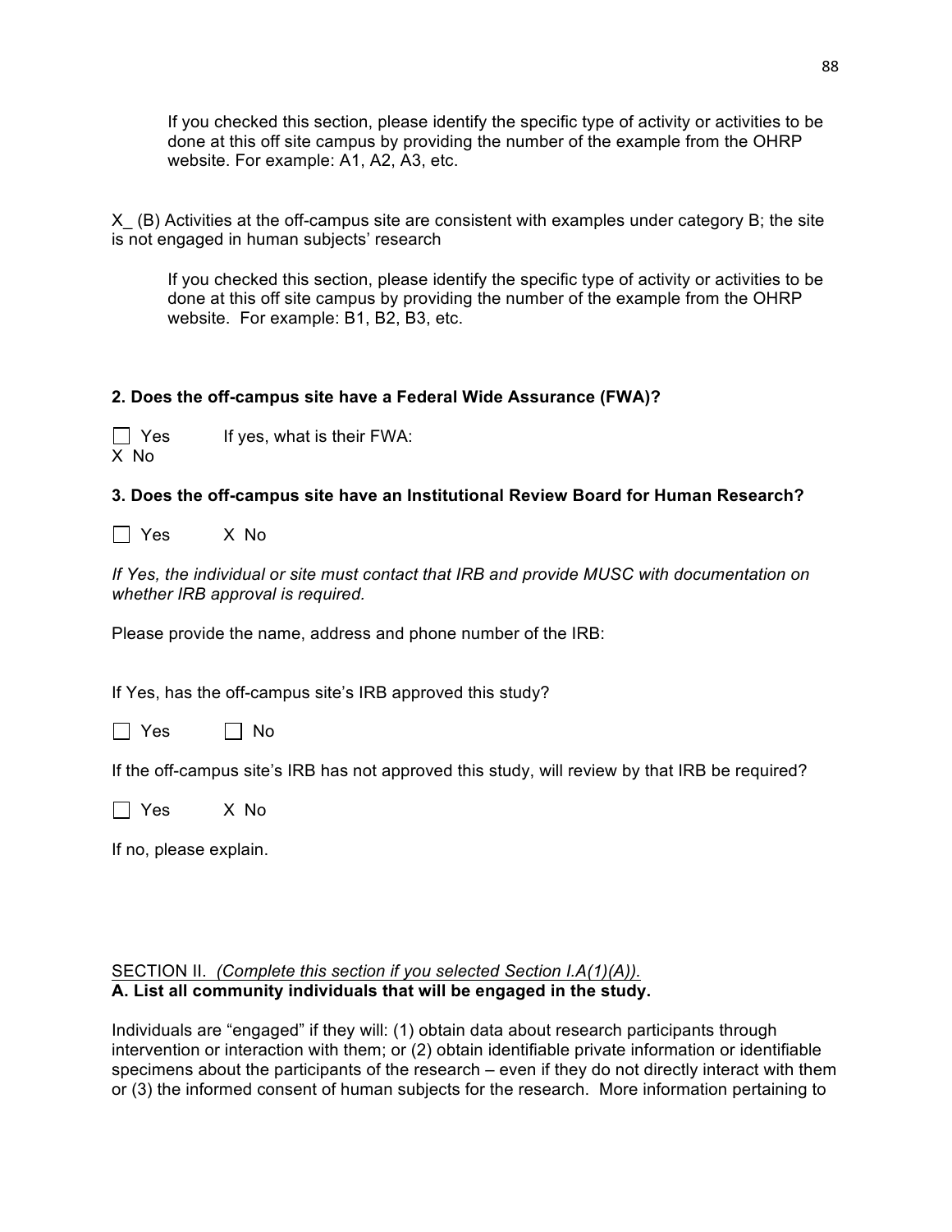If you checked this section, please identify the specific type of activity or activities to be done at this off site campus by providing the number of the example from the OHRP website. For example: A1, A2, A3, etc.

X_ (B) Activities at the off-campus site are consistent with examples under category B; the site is not engaged in human subjects' research

If you checked this section, please identify the specific type of activity or activities to be done at this off site campus by providing the number of the example from the OHRP website. For example: B1, B2, B3, etc.

**2. Does the off-campus site have a Federal Wide Assurance (FWA)?**

☐ Yes  If yes, what is their FWA:
X No

**3. Does the off-campus site have an Institutional Review Board for Human Research?**

☐ Yes  X No

*If Yes, the individual or site must contact that IRB and provide MUSC with documentation on whether IRB approval is required.*

Please provide the name, address and phone number of the IRB:

If Yes, has the off-campus site's IRB approved this study?

☐ Yes  ☐ No

If the off-campus site's IRB has not approved this study, will review by that IRB be required?

☐ Yes  X No

If no, please explain.

SECTION II. *(Complete this section if you selected Section I.A(1)(A)).*
**A. List all community individuals that will be engaged in the study.**

Individuals are "engaged" if they will: (1) obtain data about research participants through intervention or interaction with them; or (2) obtain identifiable private information or identifiable specimens about the participants of the research – even if they do not directly interact with them or (3) the informed consent of human subjects for the research. More information pertaining to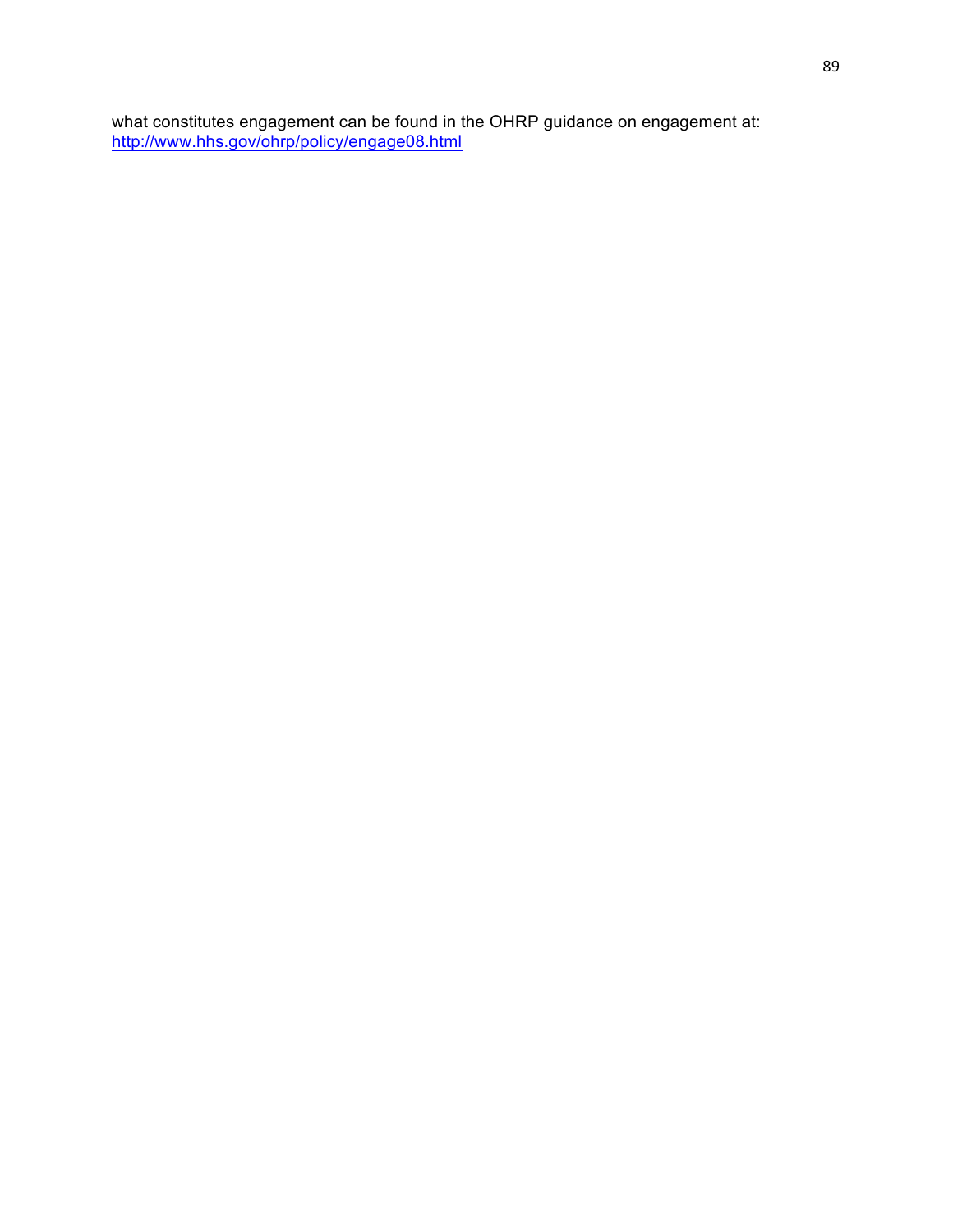what constitutes engagement can be found in the OHRP guidance on engagement at: [http://www.hhs.gov/ohrp/policy/engage08.html](http://www.hhs.gov/ohrp/policy/engage08.html)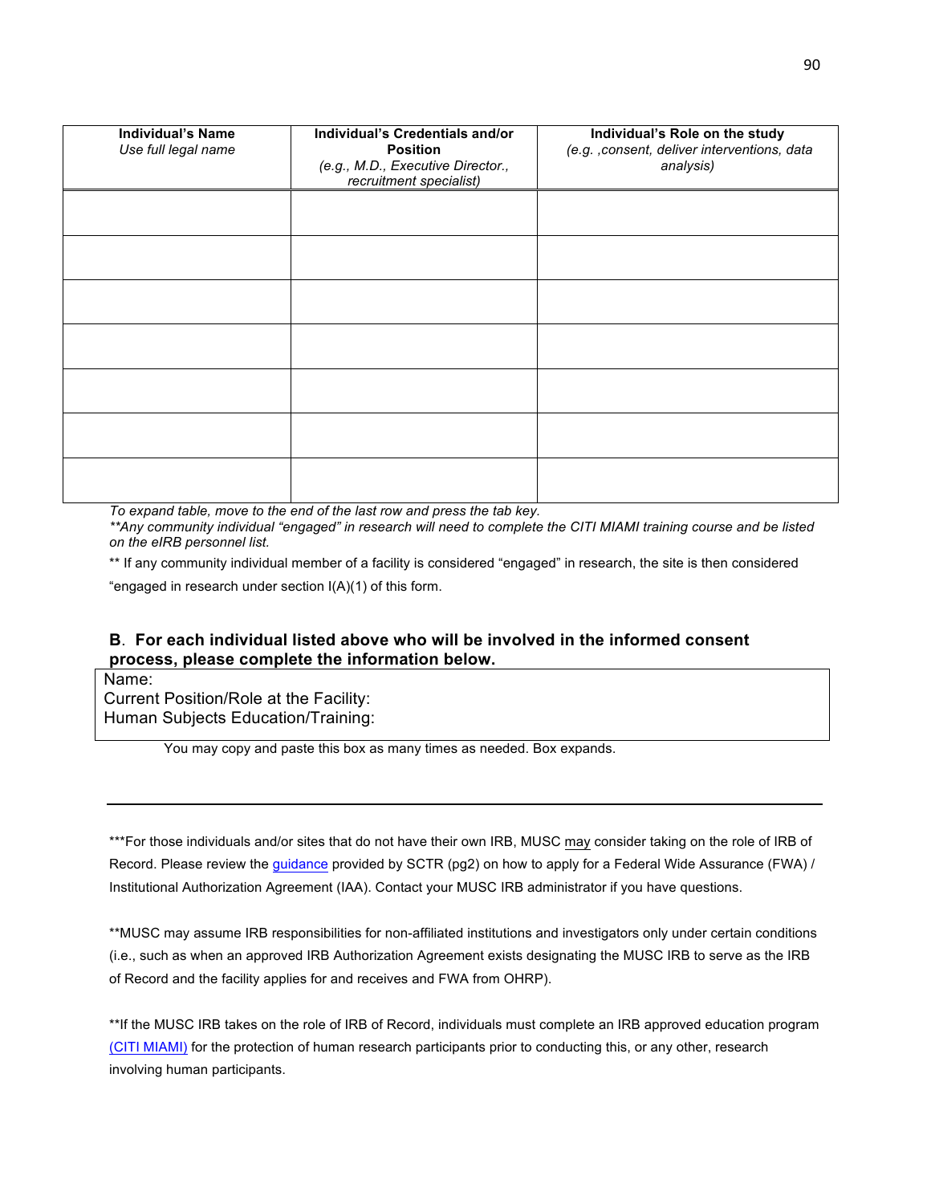| **Individual's Name**<br>*Use full legal name* | **Individual's Credentials and/or Position**<br>*(e.g., M.D., Executive Director., recruitment specialist)* | **Individual's Role on the study**<br>*(e.g. ,consent, deliver interventions, data analysis)* |
|---|---|---|
| | | |
| | | |
| | | |
| | | |
| | | |
| | | |
| | | |

*To expand table, move to the end of the last row and press the tab key.*

*\*\*Any community individual "engaged" in research will need to complete the CITI MIAMI training course and be listed on the eIRB personnel list.*

** If any community individual member of a facility is considered "engaged" in research, the site is then considered "engaged in research under section I(A)(1) of this form.

**B. For each individual listed above who will be involved in the informed consent process, please complete the information below.**

| Name:<br>Current Position/Role at the Facility:<br>Human Subjects Education/Training: |
|---|

You may copy and paste this box as many times as needed. Box expands.

---

***For those individuals and/or sites that do not have their own IRB, MUSC may consider taking on the role of IRB of Record. Please review the guidance provided by SCTR (pg2) on how to apply for a Federal Wide Assurance (FWA) / Institutional Authorization Agreement (IAA). Contact your MUSC IRB administrator if you have questions.

**MUSC may assume IRB responsibilities for non-affiliated institutions and investigators only under certain conditions (i.e., such as when an approved IRB Authorization Agreement exists designating the MUSC IRB to serve as the IRB of Record and the facility applies for and receives and FWA from OHRP).

**If the MUSC IRB takes on the role of IRB of Record, individuals must complete an IRB approved education program (CITI MIAMI) for the protection of human research participants prior to conducting this, or any other, research involving human participants.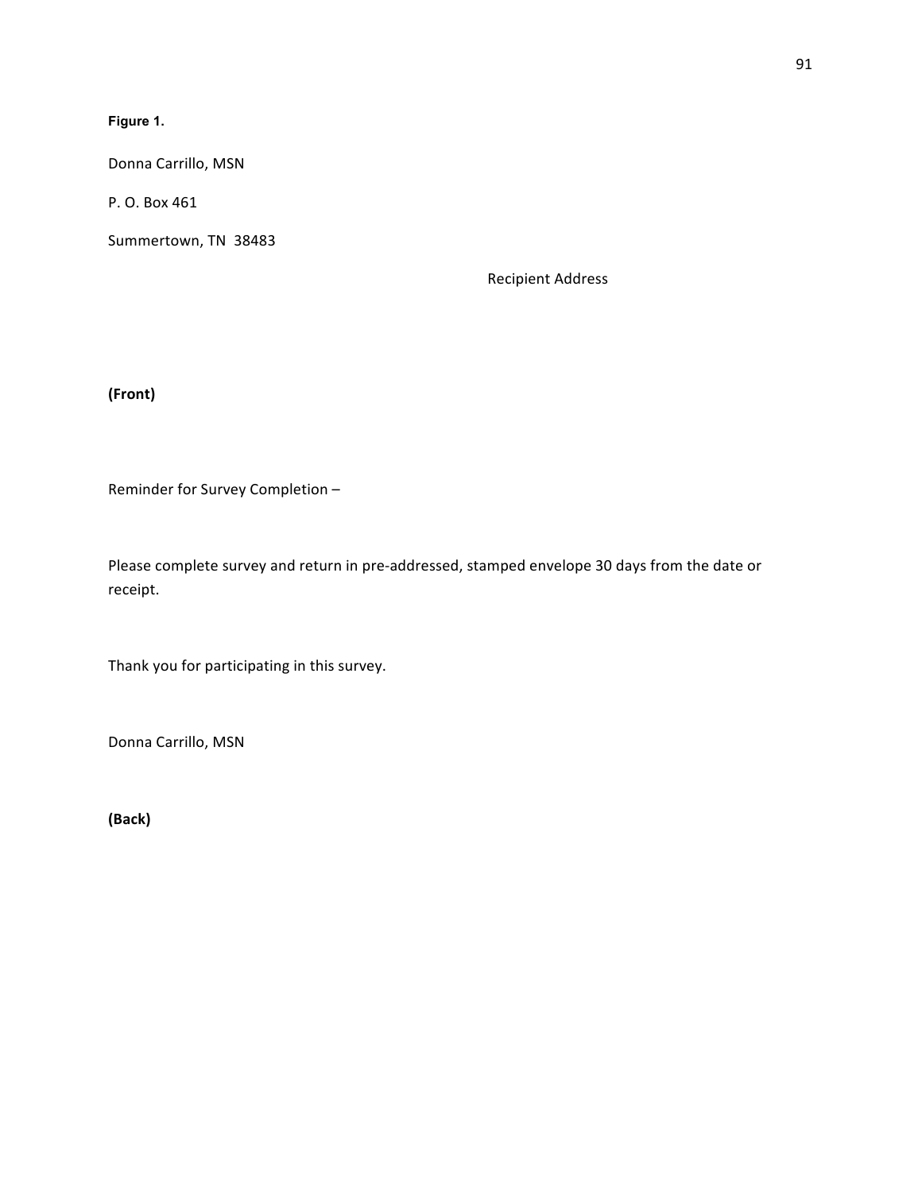**Figure 1.**

Donna Carrillo, MSN

P. O. Box 461

Summertown, TN 38483

Recipient Address

**(Front)**

Reminder for Survey Completion –

Please complete survey and return in pre-addressed, stamped envelope 30 days from the date or receipt.

Thank you for participating in this survey.

Donna Carrillo, MSN

**(Back)**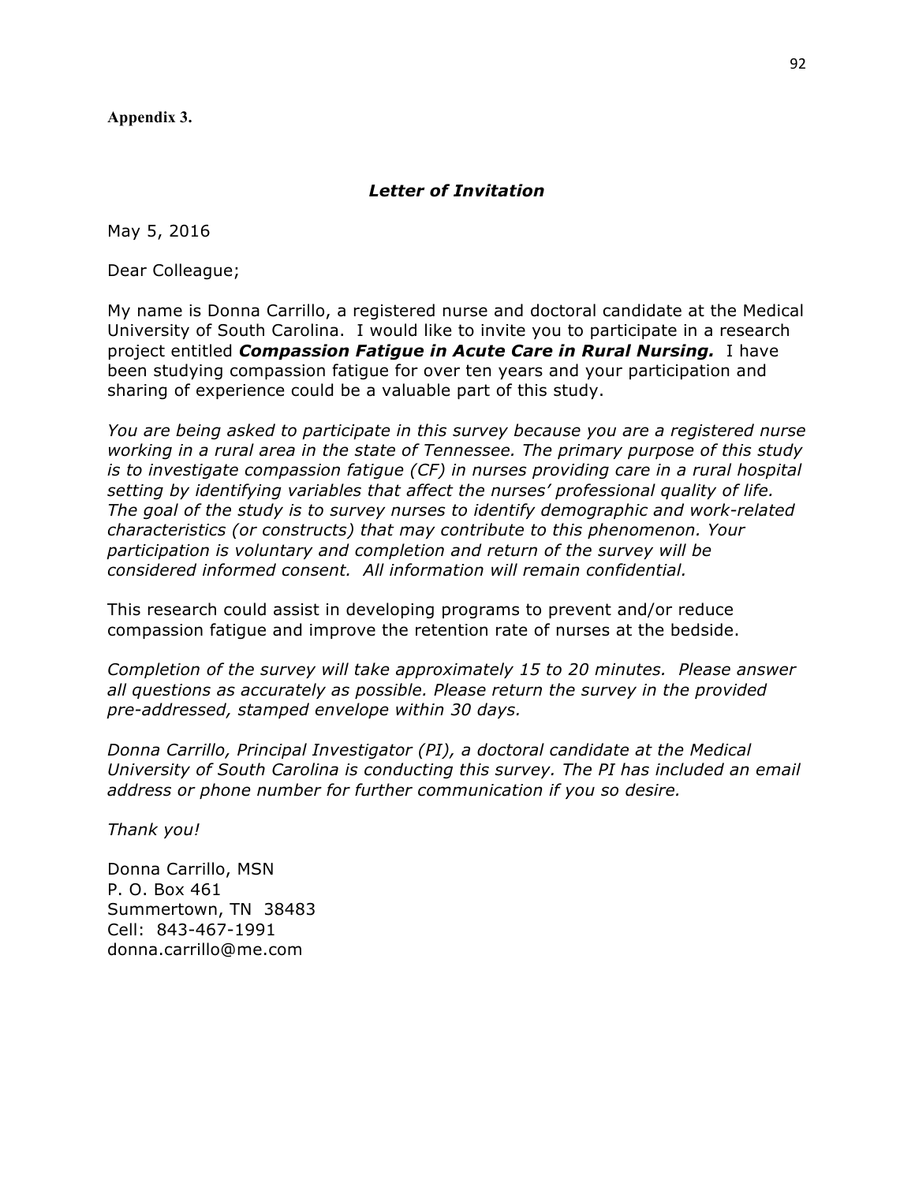**Appendix 3.**

### ***Letter of Invitation***

May 5, 2016

Dear Colleague;

My name is Donna Carrillo, a registered nurse and doctoral candidate at the Medical University of South Carolina. I would like to invite you to participate in a research project entitled ***Compassion Fatigue in Acute Care in Rural Nursing.*** I have been studying compassion fatigue for over ten years and your participation and sharing of experience could be a valuable part of this study.

*You are being asked to participate in this survey because you are a registered nurse working in a rural area in the state of Tennessee. The primary purpose of this study is to investigate compassion fatigue (CF) in nurses providing care in a rural hospital setting by identifying variables that affect the nurses' professional quality of life. The goal of the study is to survey nurses to identify demographic and work-related characteristics (or constructs) that may contribute to this phenomenon. Your participation is voluntary and completion and return of the survey will be considered informed consent. All information will remain confidential.*

This research could assist in developing programs to prevent and/or reduce compassion fatigue and improve the retention rate of nurses at the bedside.

*Completion of the survey will take approximately 15 to 20 minutes. Please answer all questions as accurately as possible. Please return the survey in the provided pre-addressed, stamped envelope within 30 days.*

*Donna Carrillo, Principal Investigator (PI), a doctoral candidate at the Medical University of South Carolina is conducting this survey. The PI has included an email address or phone number for further communication if you so desire.*

*Thank you!*

Donna Carrillo, MSN  
P. O. Box 461  
Summertown, TN 38483  
Cell: 843-467-1991  
donna.carrillo@me.com